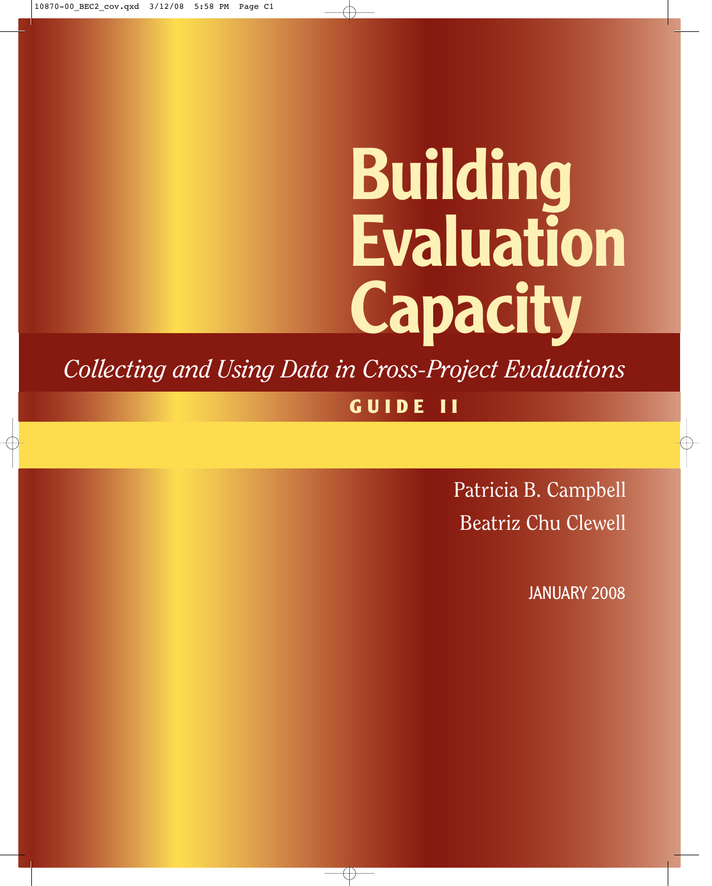# Building Evaluation Capacity

*Collecting and Using Data in Cross-Project Evaluations*

**GUIDE II**

Patricia B. Campbell

Beatriz Chu Clewell

JANUARY 2008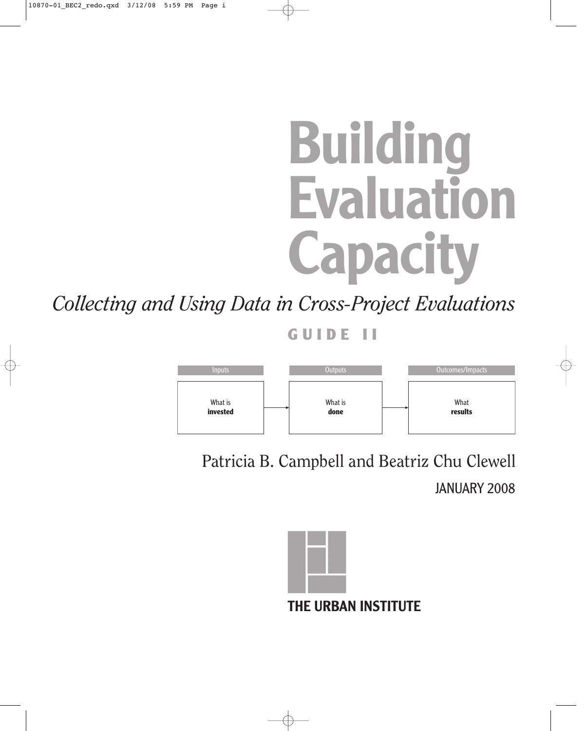# Building Evaluation Capacity

*Collecting and Using Data in Cross-Project Evaluations*

**GUIDE II**

| Inputs | | Outputs | | Outcomes/Impacts |
|---|---|---|---|---|
| What is **invested** | → | What is **done** | → | What **results** |

Patricia B. Campbell and Beatriz Chu Clewell

JANUARY 2008

THE URBAN INSTITUTE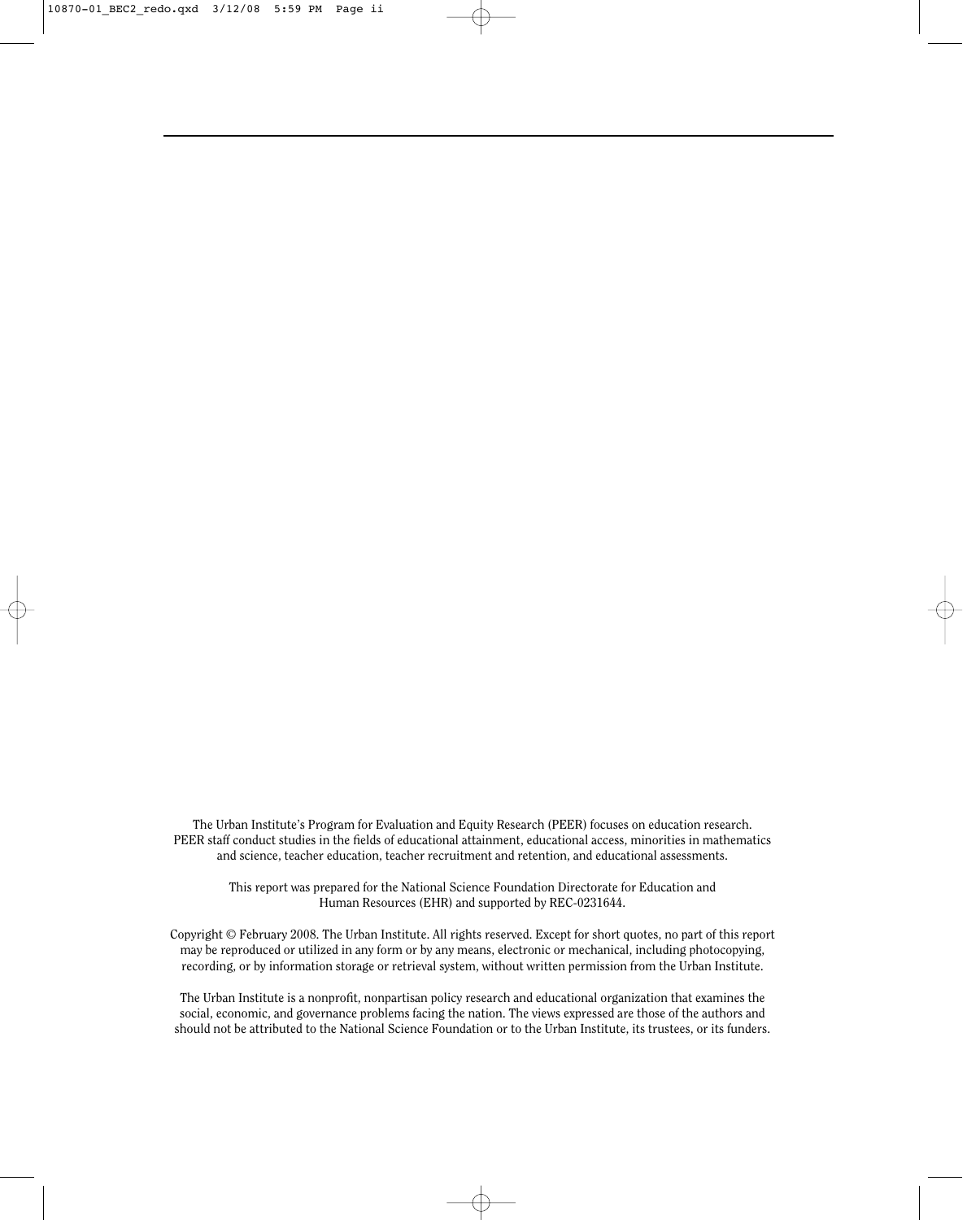The Urban Institute's Program for Evaluation and Equity Research (PEER) focuses on education research. PEER staff conduct studies in the fields of educational attainment, educational access, minorities in mathematics and science, teacher education, teacher recruitment and retention, and educational assessments.

This report was prepared for the National Science Foundation Directorate for Education and Human Resources (EHR) and supported by REC-0231644.

Copyright © February 2008. The Urban Institute. All rights reserved. Except for short quotes, no part of this report may be reproduced or utilized in any form or by any means, electronic or mechanical, including photocopying, recording, or by information storage or retrieval system, without written permission from the Urban Institute.

The Urban Institute is a nonprofit, nonpartisan policy research and educational organization that examines the social, economic, and governance problems facing the nation. The views expressed are those of the authors and should not be attributed to the National Science Foundation or to the Urban Institute, its trustees, or its funders.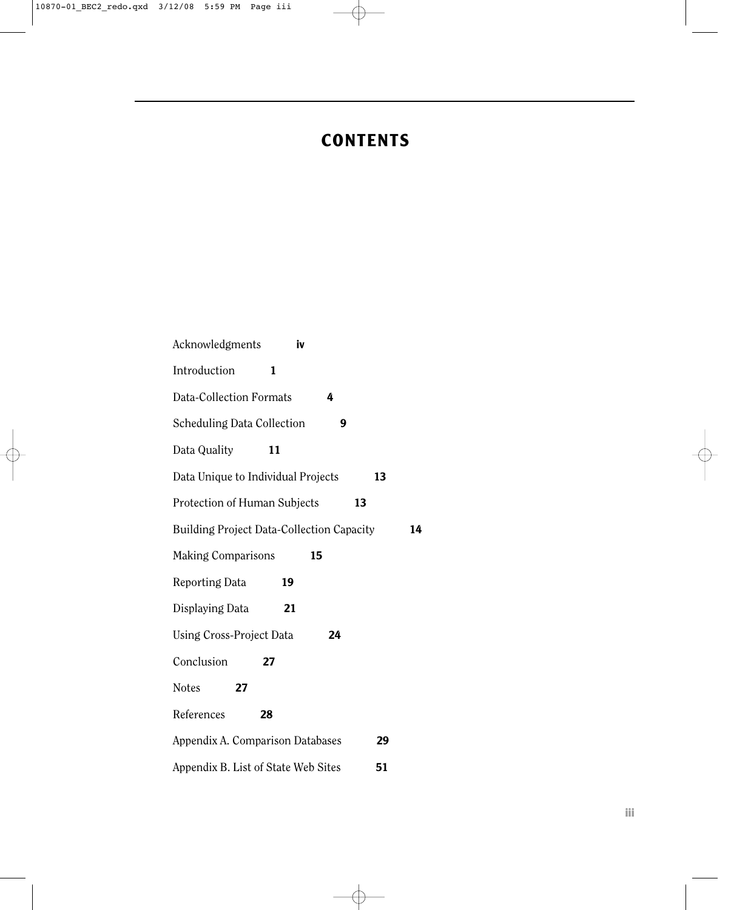# CONTENTS

Acknowledgments **iv**

Introduction **1**

Data-Collection Formats **4**

Scheduling Data Collection **9**

Data Quality **11**

Data Unique to Individual Projects **13**

Protection of Human Subjects **13**

Building Project Data-Collection Capacity **14**

Making Comparisons **15**

Reporting Data **19**

Displaying Data **21**

Using Cross-Project Data **24**

Conclusion **27**

Notes **27**

References **28**

Appendix A. Comparison Databases **29**

Appendix B. List of State Web Sites **51**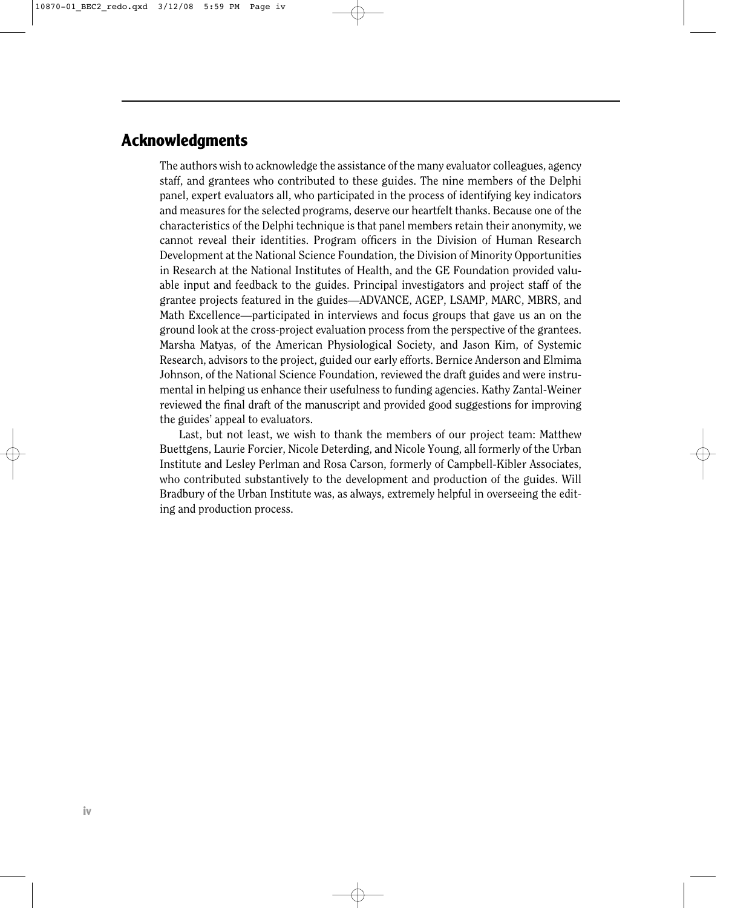## Acknowledgments

The authors wish to acknowledge the assistance of the many evaluator colleagues, agency staff, and grantees who contributed to these guides. The nine members of the Delphi panel, expert evaluators all, who participated in the process of identifying key indicators and measures for the selected programs, deserve our heartfelt thanks. Because one of the characteristics of the Delphi technique is that panel members retain their anonymity, we cannot reveal their identities. Program officers in the Division of Human Research Development at the National Science Foundation, the Division of Minority Opportunities in Research at the National Institutes of Health, and the GE Foundation provided valuable input and feedback to the guides. Principal investigators and project staff of the grantee projects featured in the guides—ADVANCE, AGEP, LSAMP, MARC, MBRS, and Math Excellence—participated in interviews and focus groups that gave us an on the ground look at the cross-project evaluation process from the perspective of the grantees. Marsha Matyas, of the American Physiological Society, and Jason Kim, of Systemic Research, advisors to the project, guided our early efforts. Bernice Anderson and Elmima Johnson, of the National Science Foundation, reviewed the draft guides and were instrumental in helping us enhance their usefulness to funding agencies. Kathy Zantal-Weiner reviewed the final draft of the manuscript and provided good suggestions for improving the guides' appeal to evaluators.

Last, but not least, we wish to thank the members of our project team: Matthew Buettgens, Laurie Forcier, Nicole Deterding, and Nicole Young, all formerly of the Urban Institute and Lesley Perlman and Rosa Carson, formerly of Campbell-Kibler Associates, who contributed substantively to the development and production of the guides. Will Bradbury of the Urban Institute was, as always, extremely helpful in overseeing the editing and production process.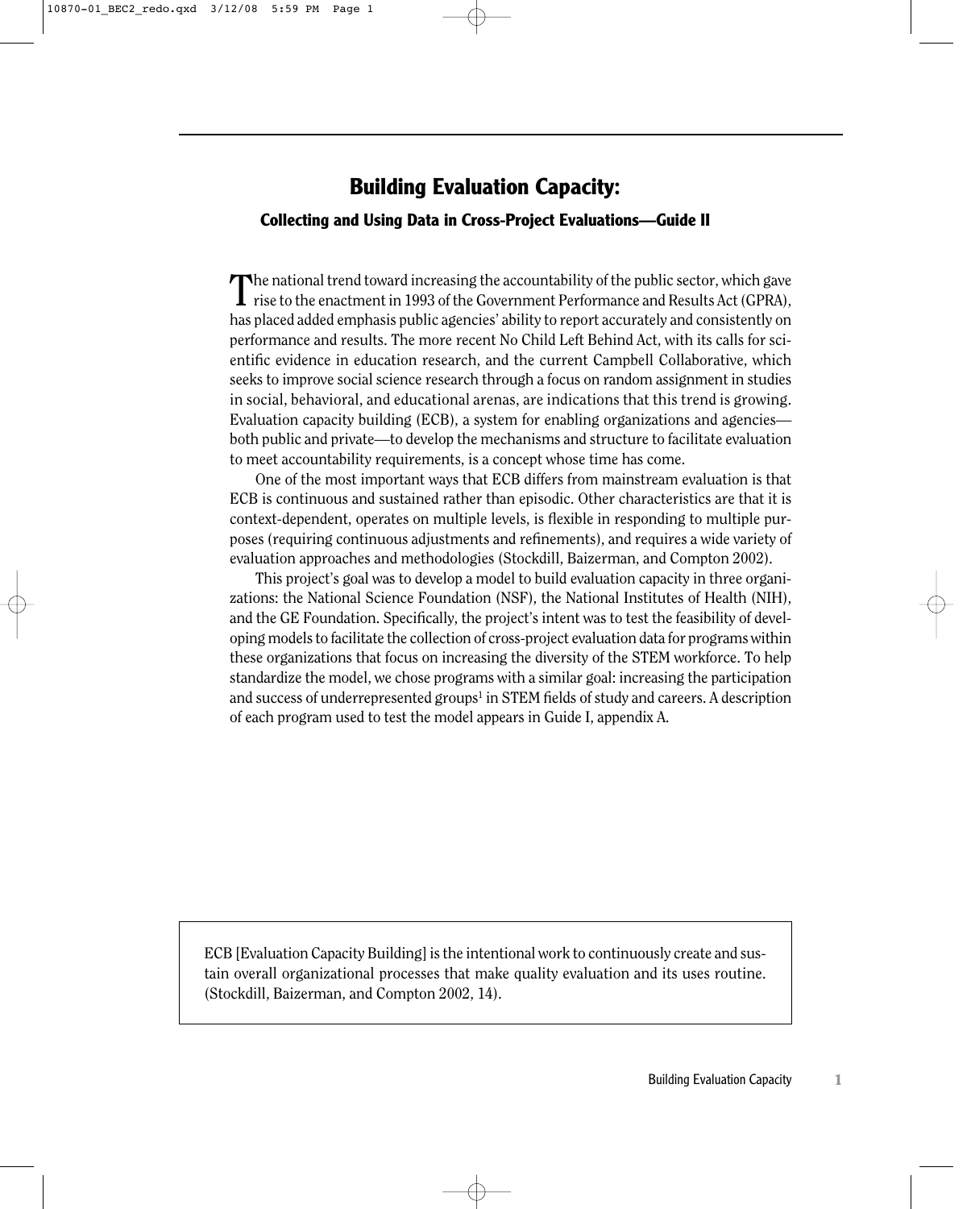# Building Evaluation Capacity:

### Collecting and Using Data in Cross-Project Evaluations—Guide II

The national trend toward increasing the accountability of the public sector, which gave rise to the enactment in 1993 of the Government Performance and Results Act (GPRA), has placed added emphasis public agencies' ability to report accurately and consistently on performance and results. The more recent No Child Left Behind Act, with its calls for scientific evidence in education research, and the current Campbell Collaborative, which seeks to improve social science research through a focus on random assignment in studies in social, behavioral, and educational arenas, are indications that this trend is growing. Evaluation capacity building (ECB), a system for enabling organizations and agencies—both public and private—to develop the mechanisms and structure to facilitate evaluation to meet accountability requirements, is a concept whose time has come.

One of the most important ways that ECB differs from mainstream evaluation is that ECB is continuous and sustained rather than episodic. Other characteristics are that it is context-dependent, operates on multiple levels, is flexible in responding to multiple purposes (requiring continuous adjustments and refinements), and requires a wide variety of evaluation approaches and methodologies (Stockdill, Baizerman, and Compton 2002).

This project's goal was to develop a model to build evaluation capacity in three organizations: the National Science Foundation (NSF), the National Institutes of Health (NIH), and the GE Foundation. Specifically, the project's intent was to test the feasibility of developing models to facilitate the collection of cross-project evaluation data for programs within these organizations that focus on increasing the diversity of the STEM workforce. To help standardize the model, we chose programs with a similar goal: increasing the participation and success of underrepresented groups[1] in STEM fields of study and careers. A description of each program used to test the model appears in Guide I, appendix A.

> ECB [Evaluation Capacity Building] is the intentional work to continuously create and sustain overall organizational processes that make quality evaluation and its uses routine. (Stockdill, Baizerman, and Compton 2002, 14).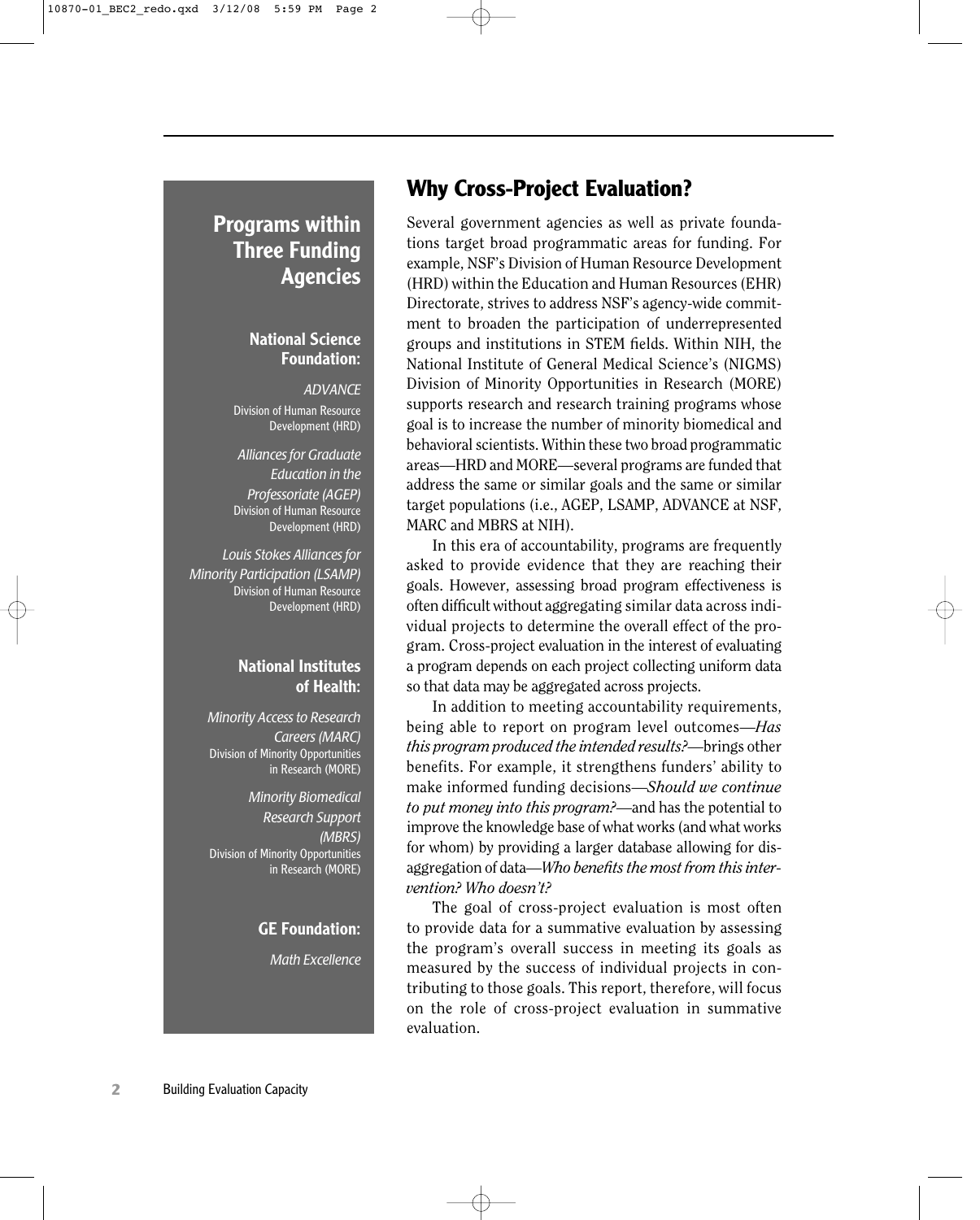## Programs within Three Funding Agencies

**National Science Foundation:**

*ADVANCE*
Division of Human Resource Development (HRD)

*Alliances for Graduate Education in the Professoriate (AGEP)*
Division of Human Resource Development (HRD)

*Louis Stokes Alliances for Minority Participation (LSAMP)*
Division of Human Resource Development (HRD)

**National Institutes of Health:**

*Minority Access to Research Careers (MARC)*
Division of Minority Opportunities in Research (MORE)

*Minority Biomedical Research Support (MBRS)*
Division of Minority Opportunities in Research (MORE)

**GE Foundation:**

*Math Excellence*

# Why Cross-Project Evaluation?

Several government agencies as well as private foundations target broad programmatic areas for funding. For example, NSF's Division of Human Resource Development (HRD) within the Education and Human Resources (EHR) Directorate, strives to address NSF's agency-wide commitment to broaden the participation of underrepresented groups and institutions in STEM fields. Within NIH, the National Institute of General Medical Science's (NIGMS) Division of Minority Opportunities in Research (MORE) supports research and research training programs whose goal is to increase the number of minority biomedical and behavioral scientists. Within these two broad programmatic areas—HRD and MORE—several programs are funded that address the same or similar goals and the same or similar target populations (i.e., AGEP, LSAMP, ADVANCE at NSF, MARC and MBRS at NIH).

In this era of accountability, programs are frequently asked to provide evidence that they are reaching their goals. However, assessing broad program effectiveness is often difficult without aggregating similar data across individual projects to determine the overall effect of the program. Cross-project evaluation in the interest of evaluating a program depends on each project collecting uniform data so that data may be aggregated across projects.

In addition to meeting accountability requirements, being able to report on program level outcomes—*Has this program produced the intended results?*—brings other benefits. For example, it strengthens funders' ability to make informed funding decisions—*Should we continue to put money into this program?*—and has the potential to improve the knowledge base of what works (and what works for whom) by providing a larger database allowing for disaggregation of data—*Who benefits the most from this intervention? Who doesn't?*

The goal of cross-project evaluation is most often to provide data for a summative evaluation by assessing the program's overall success in meeting its goals as measured by the success of individual projects in contributing to those goals. This report, therefore, will focus on the role of cross-project evaluation in summative evaluation.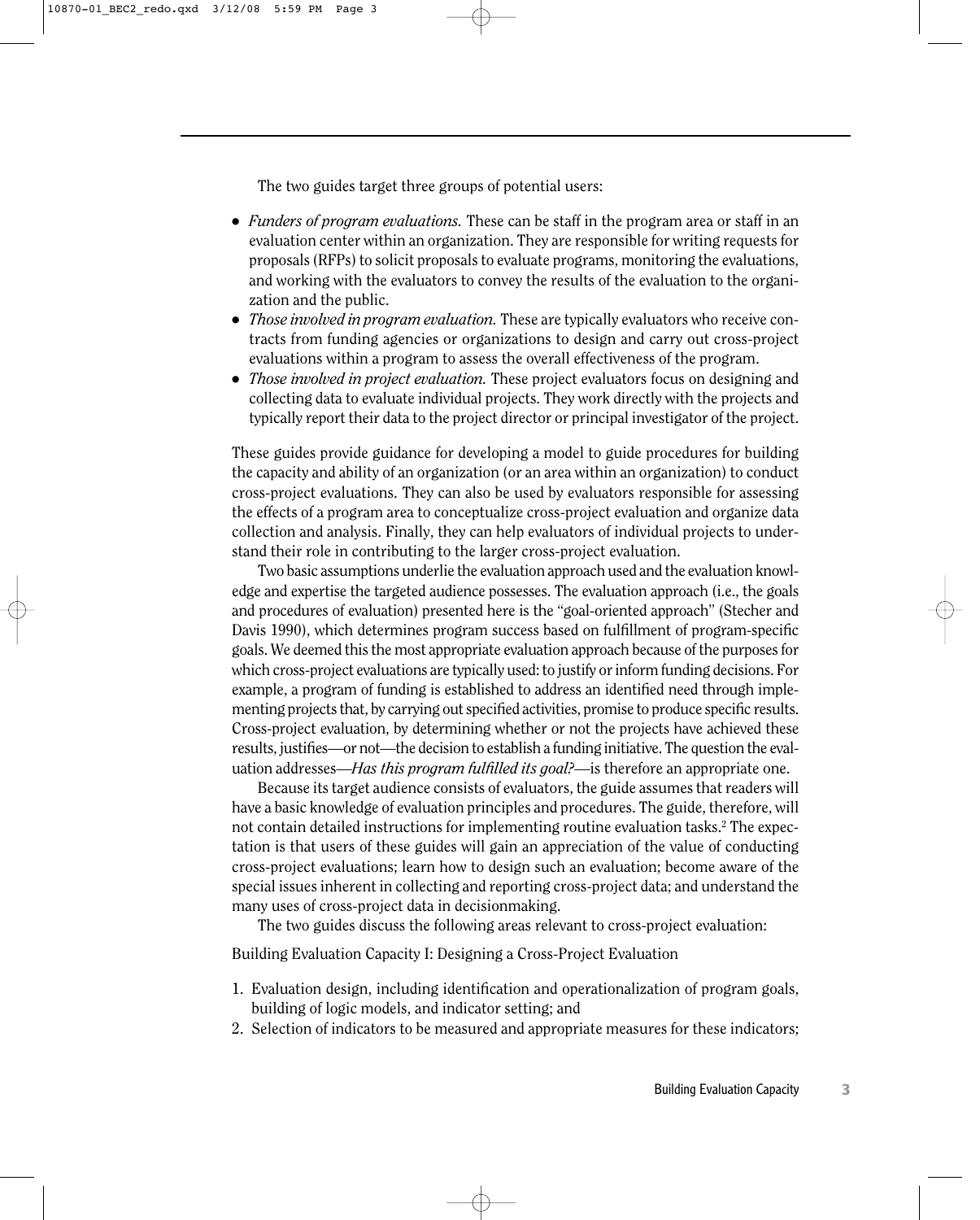The two guides target three groups of potential users:

- *Funders of program evaluations.* These can be staff in the program area or staff in an evaluation center within an organization. They are responsible for writing requests for proposals (RFPs) to solicit proposals to evaluate programs, monitoring the evaluations, and working with the evaluators to convey the results of the evaluation to the organization and the public.
- *Those involved in program evaluation.* These are typically evaluators who receive contracts from funding agencies or organizations to design and carry out cross-project evaluations within a program to assess the overall effectiveness of the program.
- *Those involved in project evaluation.* These project evaluators focus on designing and collecting data to evaluate individual projects. They work directly with the projects and typically report their data to the project director or principal investigator of the project.

These guides provide guidance for developing a model to guide procedures for building the capacity and ability of an organization (or an area within an organization) to conduct cross-project evaluations. They can also be used by evaluators responsible for assessing the effects of a program area to conceptualize cross-project evaluation and organize data collection and analysis. Finally, they can help evaluators of individual projects to understand their role in contributing to the larger cross-project evaluation.

Two basic assumptions underlie the evaluation approach used and the evaluation knowledge and expertise the targeted audience possesses. The evaluation approach (i.e., the goals and procedures of evaluation) presented here is the "goal-oriented approach" (Stecher and Davis 1990), which determines program success based on fulfillment of program-specific goals. We deemed this the most appropriate evaluation approach because of the purposes for which cross-project evaluations are typically used: to justify or inform funding decisions. For example, a program of funding is established to address an identified need through implementing projects that, by carrying out specified activities, promise to produce specific results. Cross-project evaluation, by determining whether or not the projects have achieved these results, justifies—or not—the decision to establish a funding initiative. The question the evaluation addresses—*Has this program fulfilled its goal?*—is therefore an appropriate one.

Because its target audience consists of evaluators, the guide assumes that readers will have a basic knowledge of evaluation principles and procedures. The guide, therefore, will not contain detailed instructions for implementing routine evaluation tasks.[2] The expectation is that users of these guides will gain an appreciation of the value of conducting cross-project evaluations; learn how to design such an evaluation; become aware of the special issues inherent in collecting and reporting cross-project data; and understand the many uses of cross-project data in decisionmaking.

The two guides discuss the following areas relevant to cross-project evaluation:

Building Evaluation Capacity I: Designing a Cross-Project Evaluation

1. Evaluation design, including identification and operationalization of program goals, building of logic models, and indicator setting; and
2. Selection of indicators to be measured and appropriate measures for these indicators;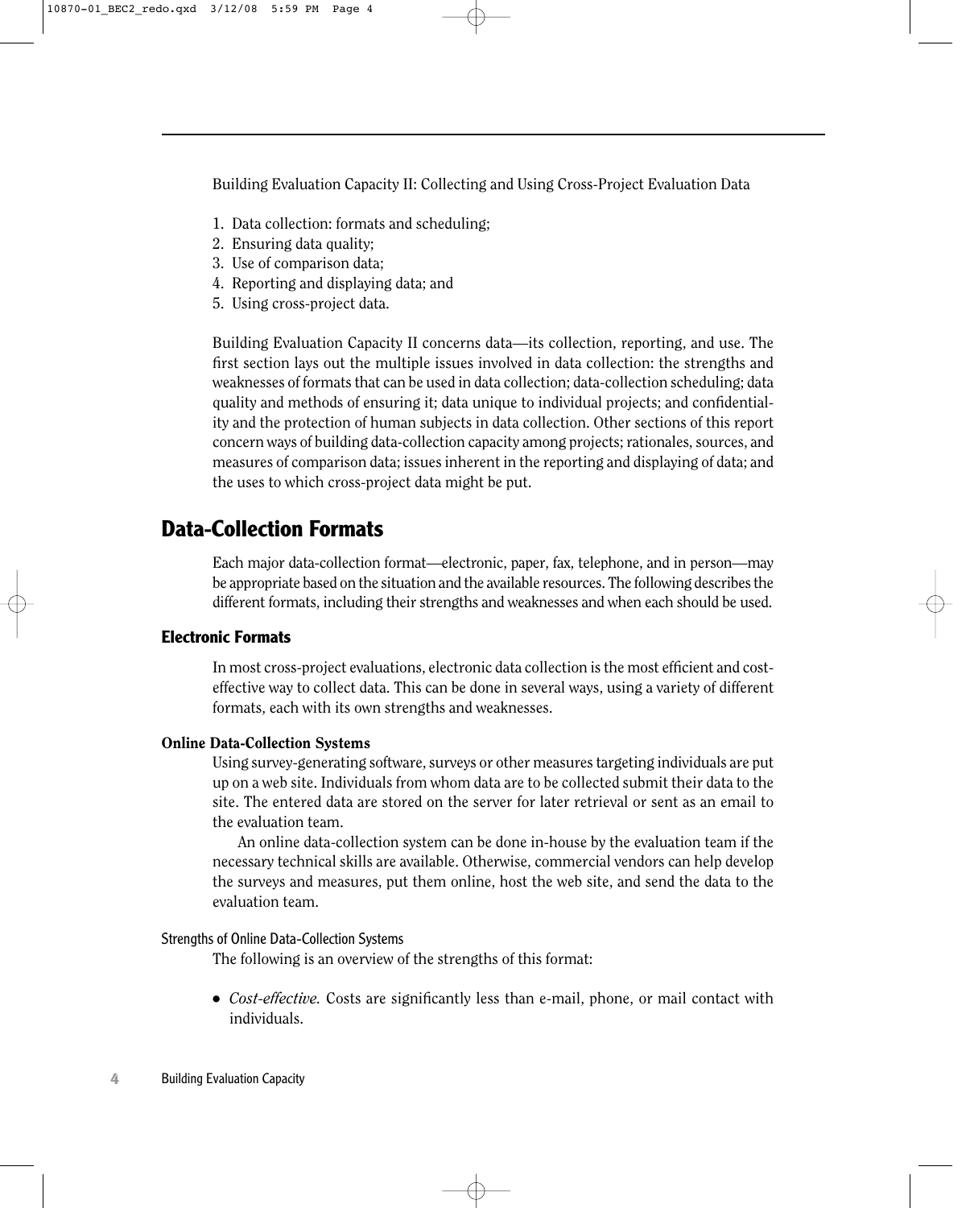Building Evaluation Capacity II: Collecting and Using Cross-Project Evaluation Data

1. Data collection: formats and scheduling;
2. Ensuring data quality;
3. Use of comparison data;
4. Reporting and displaying data; and
5. Using cross-project data.

Building Evaluation Capacity II concerns data—its collection, reporting, and use. The first section lays out the multiple issues involved in data collection: the strengths and weaknesses of formats that can be used in data collection; data-collection scheduling; data quality and methods of ensuring it; data unique to individual projects; and confidentiality and the protection of human subjects in data collection. Other sections of this report concern ways of building data-collection capacity among projects; rationales, sources, and measures of comparison data; issues inherent in the reporting and displaying of data; and the uses to which cross-project data might be put.

## Data-Collection Formats

Each major data-collection format—electronic, paper, fax, telephone, and in person—may be appropriate based on the situation and the available resources. The following describes the different formats, including their strengths and weaknesses and when each should be used.

### Electronic Formats

In most cross-project evaluations, electronic data collection is the most efficient and cost-effective way to collect data. This can be done in several ways, using a variety of different formats, each with its own strengths and weaknesses.

#### Online Data-Collection Systems

Using survey-generating software, surveys or other measures targeting individuals are put up on a web site. Individuals from whom data are to be collected submit their data to the site. The entered data are stored on the server for later retrieval or sent as an email to the evaluation team.

An online data-collection system can be done in-house by the evaluation team if the necessary technical skills are available. Otherwise, commercial vendors can help develop the surveys and measures, put them online, host the web site, and send the data to the evaluation team.

##### Strengths of Online Data-Collection Systems

The following is an overview of the strengths of this format:

- *Cost-effective.* Costs are significantly less than e-mail, phone, or mail contact with individuals.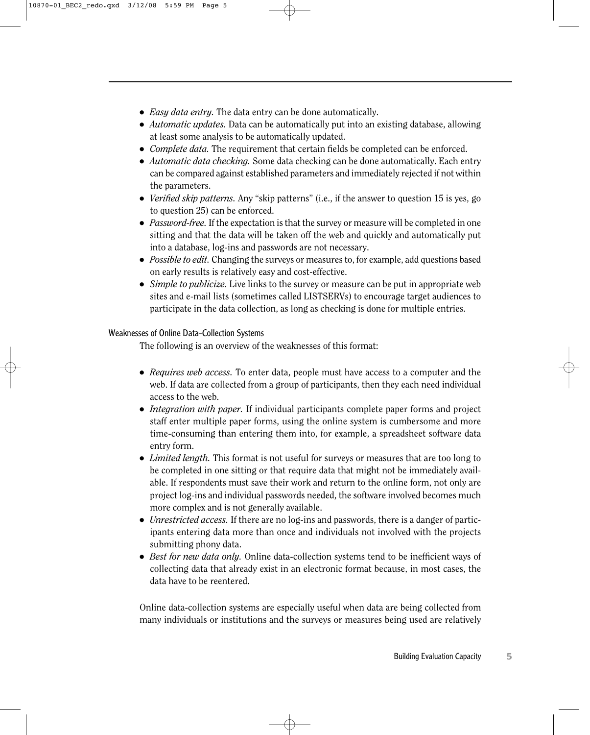- *Easy data entry.* The data entry can be done automatically.
- *Automatic updates.* Data can be automatically put into an existing database, allowing at least some analysis to be automatically updated.
- *Complete data.* The requirement that certain fields be completed can be enforced.
- *Automatic data checking.* Some data checking can be done automatically. Each entry can be compared against established parameters and immediately rejected if not within the parameters.
- *Verified skip patterns.* Any "skip patterns" (i.e., if the answer to question 15 is yes, go to question 25) can be enforced.
- *Password-free.* If the expectation is that the survey or measure will be completed in one sitting and that the data will be taken off the web and quickly and automatically put into a database, log-ins and passwords are not necessary.
- *Possible to edit.* Changing the surveys or measures to, for example, add questions based on early results is relatively easy and cost-effective.
- *Simple to publicize.* Live links to the survey or measure can be put in appropriate web sites and e-mail lists (sometimes called LISTSERVs) to encourage target audiences to participate in the data collection, as long as checking is done for multiple entries.

#### Weaknesses of Online Data-Collection Systems

The following is an overview of the weaknesses of this format:

- *Requires web access.* To enter data, people must have access to a computer and the web. If data are collected from a group of participants, then they each need individual access to the web.
- *Integration with paper.* If individual participants complete paper forms and project staff enter multiple paper forms, using the online system is cumbersome and more time-consuming than entering them into, for example, a spreadsheet software data entry form.
- *Limited length.* This format is not useful for surveys or measures that are too long to be completed in one sitting or that require data that might not be immediately available. If respondents must save their work and return to the online form, not only are project log-ins and individual passwords needed, the software involved becomes much more complex and is not generally available.
- *Unrestricted access.* If there are no log-ins and passwords, there is a danger of participants entering data more than once and individuals not involved with the projects submitting phony data.
- *Best for new data only.* Online data-collection systems tend to be inefficient ways of collecting data that already exist in an electronic format because, in most cases, the data have to be reentered.

Online data-collection systems are especially useful when data are being collected from many individuals or institutions and the surveys or measures being used are relatively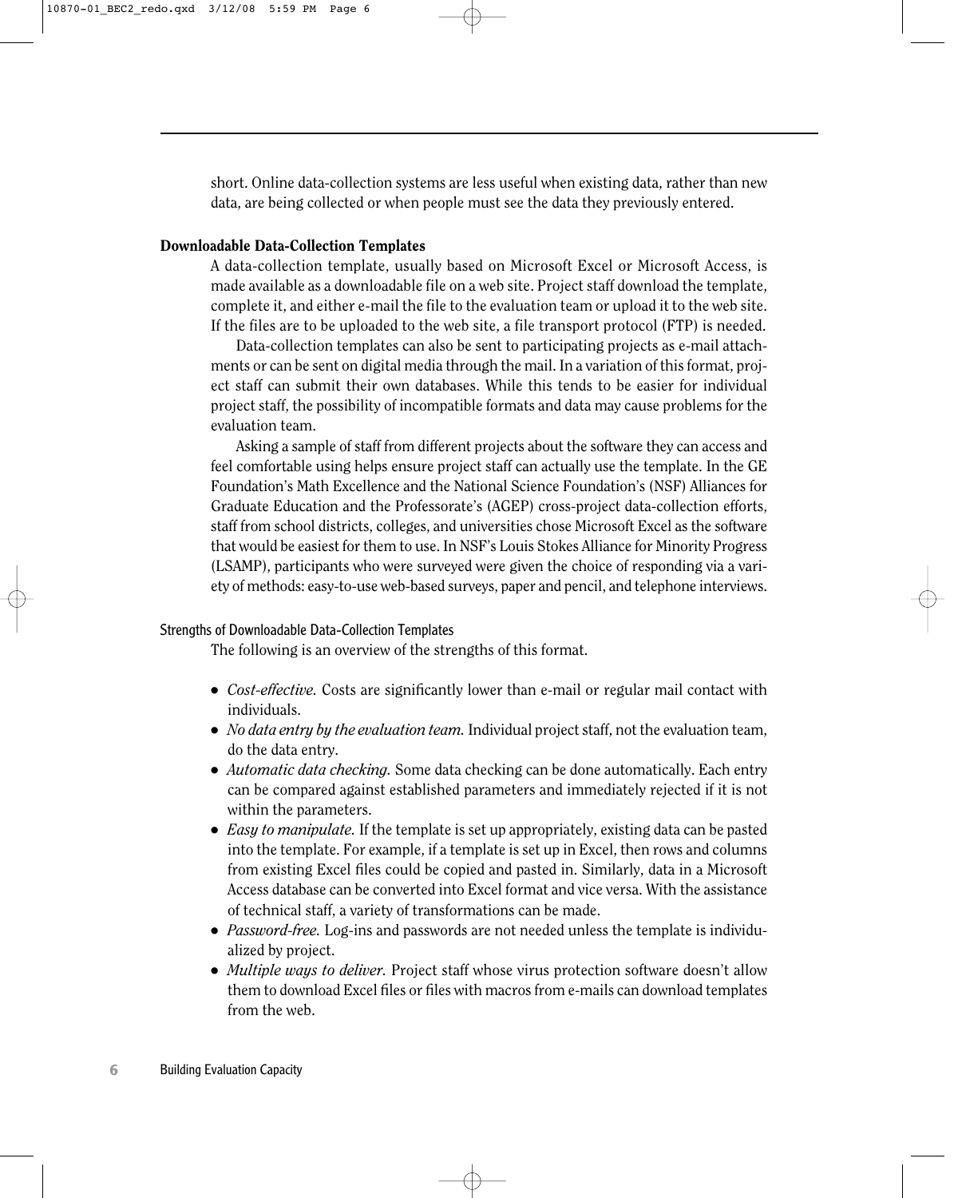short. Online data-collection systems are less useful when existing data, rather than new data, are being collected or when people must see the data they previously entered.

### Downloadable Data-Collection Templates

A data-collection template, usually based on Microsoft Excel or Microsoft Access, is made available as a downloadable file on a web site. Project staff download the template, complete it, and either e-mail the file to the evaluation team or upload it to the web site. If the files are to be uploaded to the web site, a file transport protocol (FTP) is needed.

Data-collection templates can also be sent to participating projects as e-mail attachments or can be sent on digital media through the mail. In a variation of this format, project staff can submit their own databases. While this tends to be easier for individual project staff, the possibility of incompatible formats and data may cause problems for the evaluation team.

Asking a sample of staff from different projects about the software they can access and feel comfortable using helps ensure project staff can actually use the template. In the GE Foundation's Math Excellence and the National Science Foundation's (NSF) Alliances for Graduate Education and the Professorate's (AGEP) cross-project data-collection efforts, staff from school districts, colleges, and universities chose Microsoft Excel as the software that would be easiest for them to use. In NSF's Louis Stokes Alliance for Minority Progress (LSAMP), participants who were surveyed were given the choice of responding via a variety of methods: easy-to-use web-based surveys, paper and pencil, and telephone interviews.

#### Strengths of Downloadable Data-Collection Templates

The following is an overview of the strengths of this format.

- *Cost-effective.* Costs are significantly lower than e-mail or regular mail contact with individuals.
- *No data entry by the evaluation team.* Individual project staff, not the evaluation team, do the data entry.
- *Automatic data checking.* Some data checking can be done automatically. Each entry can be compared against established parameters and immediately rejected if it is not within the parameters.
- *Easy to manipulate.* If the template is set up appropriately, existing data can be pasted into the template. For example, if a template is set up in Excel, then rows and columns from existing Excel files could be copied and pasted in. Similarly, data in a Microsoft Access database can be converted into Excel format and vice versa. With the assistance of technical staff, a variety of transformations can be made.
- *Password-free.* Log-ins and passwords are not needed unless the template is individualized by project.
- *Multiple ways to deliver.* Project staff whose virus protection software doesn't allow them to download Excel files or files with macros from e-mails can download templates from the web.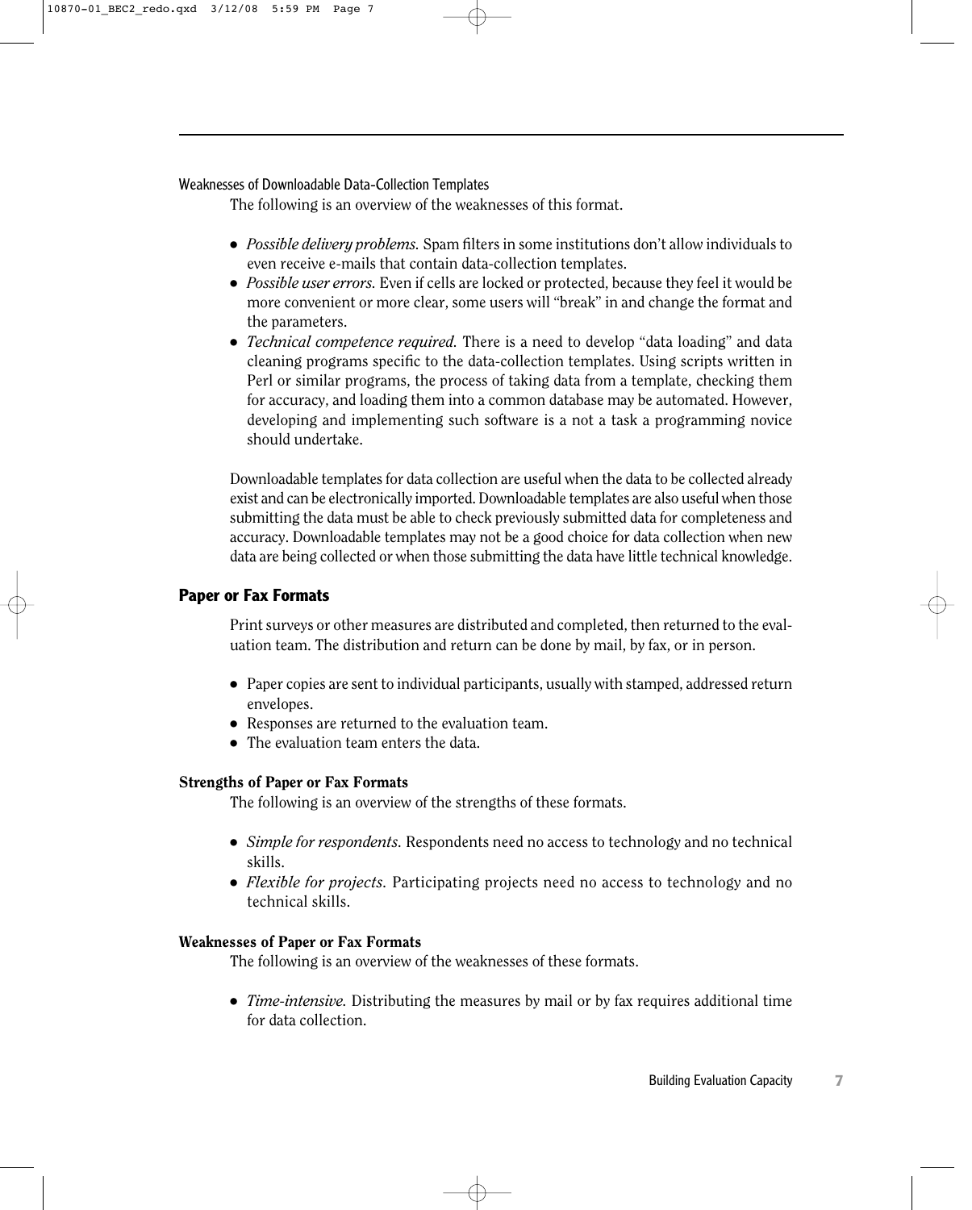#### Weaknesses of Downloadable Data-Collection Templates

The following is an overview of the weaknesses of this format.

- *Possible delivery problems.* Spam filters in some institutions don't allow individuals to even receive e-mails that contain data-collection templates.
- *Possible user errors.* Even if cells are locked or protected, because they feel it would be more convenient or more clear, some users will "break" in and change the format and the parameters.
- *Technical competence required.* There is a need to develop "data loading" and data cleaning programs specific to the data-collection templates. Using scripts written in Perl or similar programs, the process of taking data from a template, checking them for accuracy, and loading them into a common database may be automated. However, developing and implementing such software is a not a task a programming novice should undertake.

Downloadable templates for data collection are useful when the data to be collected already exist and can be electronically imported. Downloadable templates are also useful when those submitting the data must be able to check previously submitted data for completeness and accuracy. Downloadable templates may not be a good choice for data collection when new data are being collected or when those submitting the data have little technical knowledge.

## Paper or Fax Formats

Print surveys or other measures are distributed and completed, then returned to the evaluation team. The distribution and return can be done by mail, by fax, or in person.

- Paper copies are sent to individual participants, usually with stamped, addressed return envelopes.
- Responses are returned to the evaluation team.
- The evaluation team enters the data.

### Strengths of Paper or Fax Formats

The following is an overview of the strengths of these formats.

- *Simple for respondents.* Respondents need no access to technology and no technical skills.
- *Flexible for projects.* Participating projects need no access to technology and no technical skills.

### Weaknesses of Paper or Fax Formats

The following is an overview of the weaknesses of these formats.

- *Time-intensive.* Distributing the measures by mail or by fax requires additional time for data collection.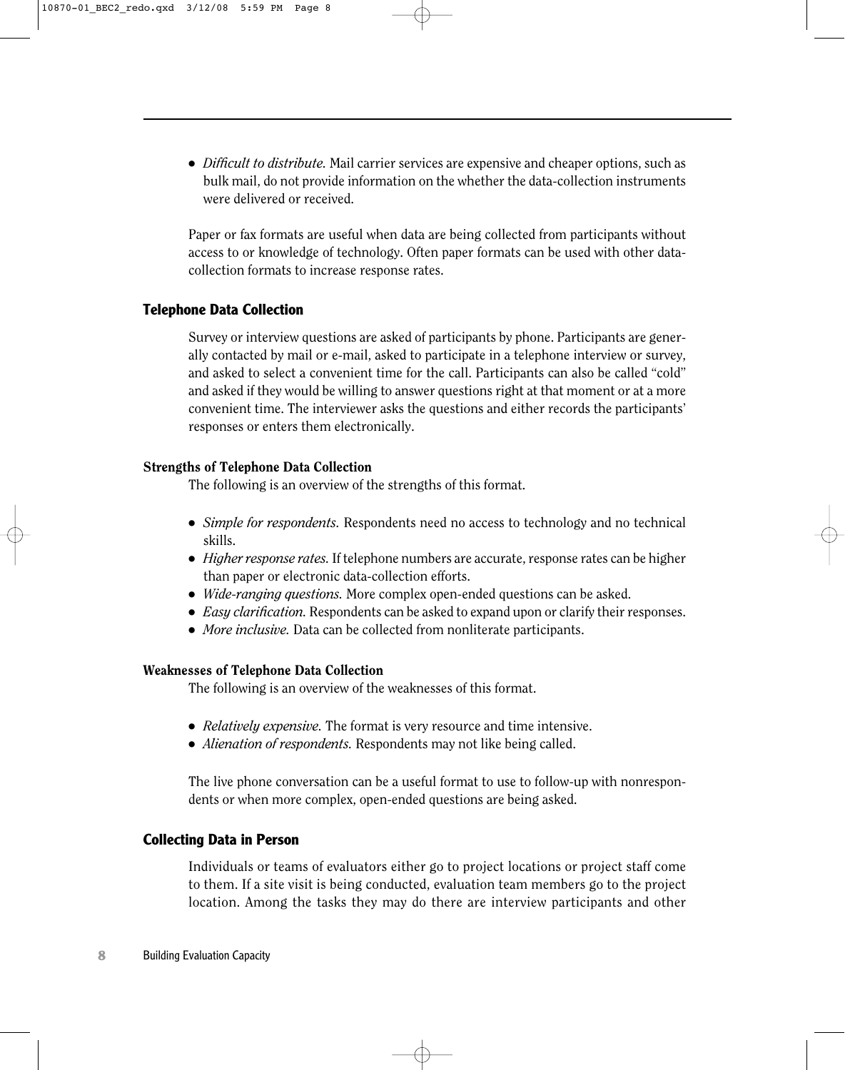- *Difficult to distribute.* Mail carrier services are expensive and cheaper options, such as bulk mail, do not provide information on the whether the data-collection instruments were delivered or received.

Paper or fax formats are useful when data are being collected from participants without access to or knowledge of technology. Often paper formats can be used with other data-collection formats to increase response rates.

## Telephone Data Collection

Survey or interview questions are asked of participants by phone. Participants are generally contacted by mail or e-mail, asked to participate in a telephone interview or survey, and asked to select a convenient time for the call. Participants can also be called "cold" and asked if they would be willing to answer questions right at that moment or at a more convenient time. The interviewer asks the questions and either records the participants' responses or enters them electronically.

### Strengths of Telephone Data Collection

The following is an overview of the strengths of this format.

- *Simple for respondents.* Respondents need no access to technology and no technical skills.
- *Higher response rates.* If telephone numbers are accurate, response rates can be higher than paper or electronic data-collection efforts.
- *Wide-ranging questions.* More complex open-ended questions can be asked.
- *Easy clarification.* Respondents can be asked to expand upon or clarify their responses.
- *More inclusive.* Data can be collected from nonliterate participants.

### Weaknesses of Telephone Data Collection

The following is an overview of the weaknesses of this format.

- *Relatively expensive.* The format is very resource and time intensive.
- *Alienation of respondents.* Respondents may not like being called.

The live phone conversation can be a useful format to use to follow-up with nonrespondents or when more complex, open-ended questions are being asked.

## Collecting Data in Person

Individuals or teams of evaluators either go to project locations or project staff come to them. If a site visit is being conducted, evaluation team members go to the project location. Among the tasks they may do there are interview participants and other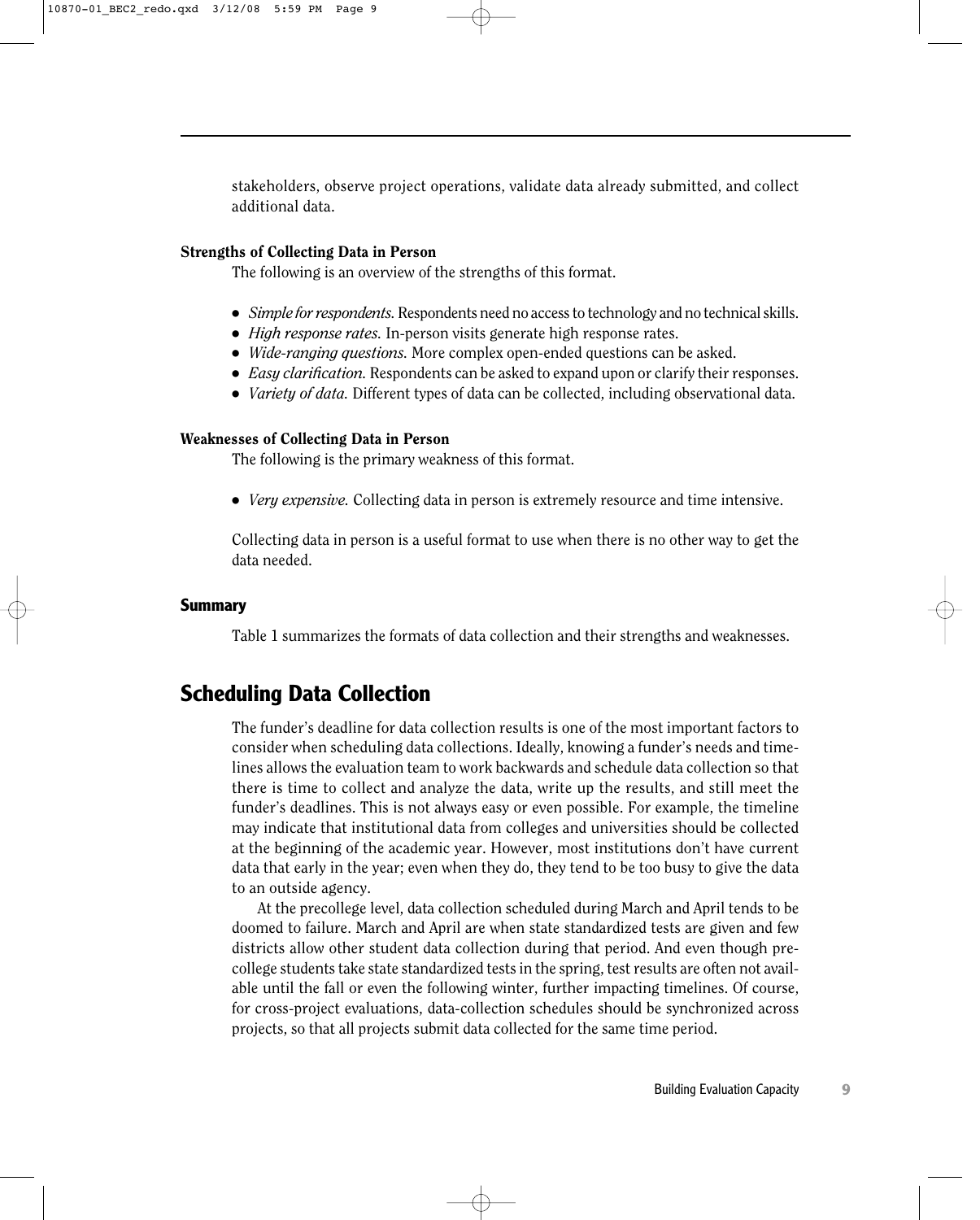stakeholders, observe project operations, validate data already submitted, and collect additional data.

### Strengths of Collecting Data in Person

The following is an overview of the strengths of this format.

- *Simple for respondents.* Respondents need no access to technology and no technical skills.
- *High response rates.* In-person visits generate high response rates.
- *Wide-ranging questions.* More complex open-ended questions can be asked.
- *Easy clarification.* Respondents can be asked to expand upon or clarify their responses.
- *Variety of data.* Different types of data can be collected, including observational data.

### Weaknesses of Collecting Data in Person

The following is the primary weakness of this format.

- *Very expensive.* Collecting data in person is extremely resource and time intensive.

Collecting data in person is a useful format to use when there is no other way to get the data needed.

### Summary

Table 1 summarizes the formats of data collection and their strengths and weaknesses.

## Scheduling Data Collection

The funder's deadline for data collection results is one of the most important factors to consider when scheduling data collections. Ideally, knowing a funder's needs and timelines allows the evaluation team to work backwards and schedule data collection so that there is time to collect and analyze the data, write up the results, and still meet the funder's deadlines. This is not always easy or even possible. For example, the timeline may indicate that institutional data from colleges and universities should be collected at the beginning of the academic year. However, most institutions don't have current data that early in the year; even when they do, they tend to be too busy to give the data to an outside agency.

At the precollege level, data collection scheduled during March and April tends to be doomed to failure. March and April are when state standardized tests are given and few districts allow other student data collection during that period. And even though precollege students take state standardized tests in the spring, test results are often not available until the fall or even the following winter, further impacting timelines. Of course, for cross-project evaluations, data-collection schedules should be synchronized across projects, so that all projects submit data collected for the same time period.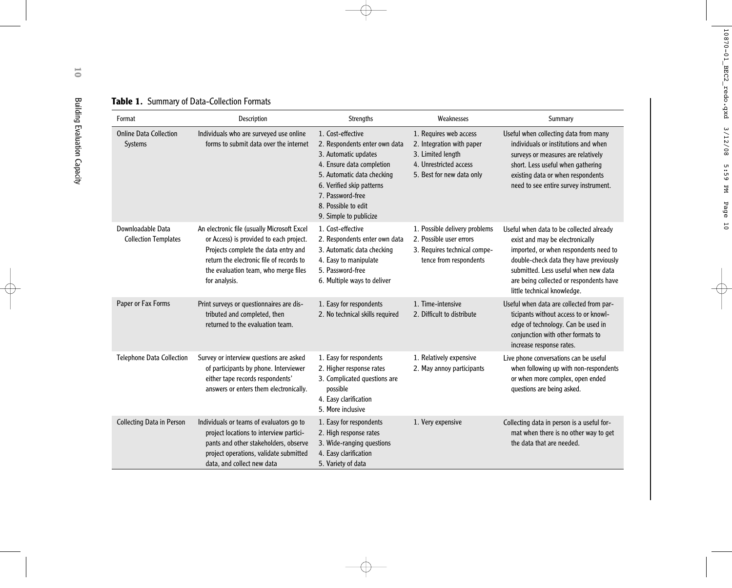**Table 1.** Summary of Data-Collection Formats

| Format | Description | Strengths | Weaknesses | Summary |
|---|---|---|---|---|
| Online Data Collection Systems | Individuals who are surveyed use online forms to submit data over the internet | 1. Cost-effective<br>2. Respondents enter own data<br>3. Automatic updates<br>4. Ensure data completion<br>5. Automatic data checking<br>6. Verified skip patterns<br>7. Password-free<br>8. Possible to edit<br>9. Simple to publicize | 1. Requires web access<br>2. Integration with paper<br>3. Limited length<br>4. Unrestricted access<br>5. Best for new data only | Useful when collecting data from many individuals or institutions and when surveys or measures are relatively short. Less useful when gathering existing data or when respondents need to see entire survey instrument. |
| Downloadable Data Collection Templates | An electronic file (usually Microsoft Excel or Access) is provided to each project. Projects complete the data entry and return the electronic file of records to the evaluation team, who merge files for analysis. | 1. Cost-effective<br>2. Respondents enter own data<br>3. Automatic data checking<br>4. Easy to manipulate<br>5. Password-free<br>6. Multiple ways to deliver | 1. Possible delivery problems<br>2. Possible user errors<br>3. Requires technical competence from respondents | Useful when data to be collected already exist and may be electronically imported, or when respondents need to double-check data they have previously submitted. Less useful when new data are being collected or respondents have little technical knowledge. |
| Paper or Fax Forms | Print surveys or questionnaires are distributed and completed, then returned to the evaluation team. | 1. Easy for respondents<br>2. No technical skills required | 1. Time-intensive<br>2. Difficult to distribute | Useful when data are collected from participants without access to or knowledge of technology. Can be used in conjunction with other formats to increase response rates. |
| Telephone Data Collection | Survey or interview questions are asked of participants by phone. Interviewer either tape records respondents' answers or enters them electronically. | 1. Easy for respondents<br>2. Higher response rates<br>3. Complicated questions are possible<br>4. Easy clarification<br>5. More inclusive | 1. Relatively expensive<br>2. May annoy participants | Live phone conversations can be useful when following up with non-respondents or when more complex, open ended questions are being asked. |
| Collecting Data in Person | Individuals or teams of evaluators go to project locations to interview participants and other stakeholders, observe project operations, validate submitted data, and collect new data | 1. Easy for respondents<br>2. High response rates<br>3. Wide-ranging questions<br>4. Easy clarification<br>5. Variety of data | 1. Very expensive | Collecting data in person is a useful format when there is no other way to get the data that are needed. |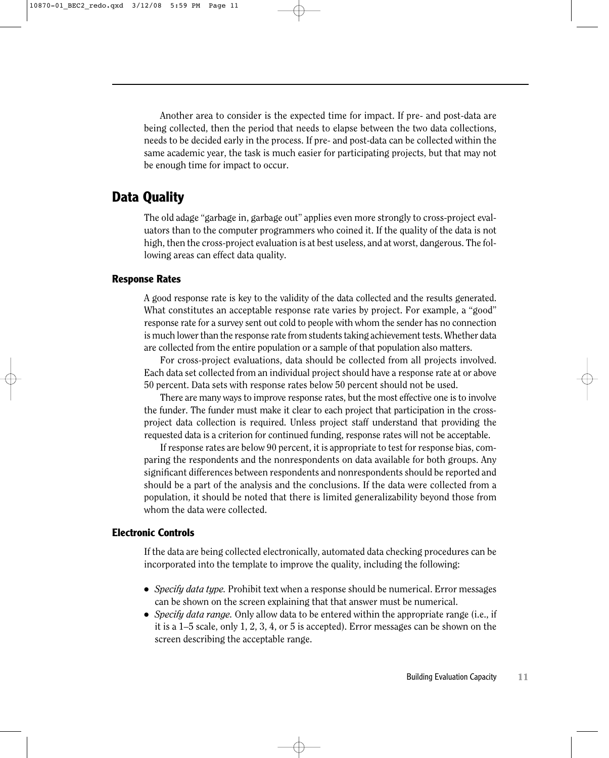Another area to consider is the expected time for impact. If pre- and post-data are being collected, then the period that needs to elapse between the two data collections, needs to be decided early in the process. If pre- and post-data can be collected within the same academic year, the task is much easier for participating projects, but that may not be enough time for impact to occur.

## Data Quality

The old adage "garbage in, garbage out" applies even more strongly to cross-project evaluators than to the computer programmers who coined it. If the quality of the data is not high, then the cross-project evaluation is at best useless, and at worst, dangerous. The following areas can effect data quality.

### Response Rates

A good response rate is key to the validity of the data collected and the results generated. What constitutes an acceptable response rate varies by project. For example, a "good" response rate for a survey sent out cold to people with whom the sender has no connection is much lower than the response rate from students taking achievement tests. Whether data are collected from the entire population or a sample of that population also matters.

For cross-project evaluations, data should be collected from all projects involved. Each data set collected from an individual project should have a response rate at or above 50 percent. Data sets with response rates below 50 percent should not be used.

There are many ways to improve response rates, but the most effective one is to involve the funder. The funder must make it clear to each project that participation in the cross-project data collection is required. Unless project staff understand that providing the requested data is a criterion for continued funding, response rates will not be acceptable.

If response rates are below 90 percent, it is appropriate to test for response bias, comparing the respondents and the nonrespondents on data available for both groups. Any significant differences between respondents and nonrespondents should be reported and should be a part of the analysis and the conclusions. If the data were collected from a population, it should be noted that there is limited generalizability beyond those from whom the data were collected.

### Electronic Controls

If the data are being collected electronically, automated data checking procedures can be incorporated into the template to improve the quality, including the following:

- *Specify data type.* Prohibit text when a response should be numerical. Error messages can be shown on the screen explaining that that answer must be numerical.
- *Specify data range.* Only allow data to be entered within the appropriate range (i.e., if it is a 1–5 scale, only 1, 2, 3, 4, or 5 is accepted). Error messages can be shown on the screen describing the acceptable range.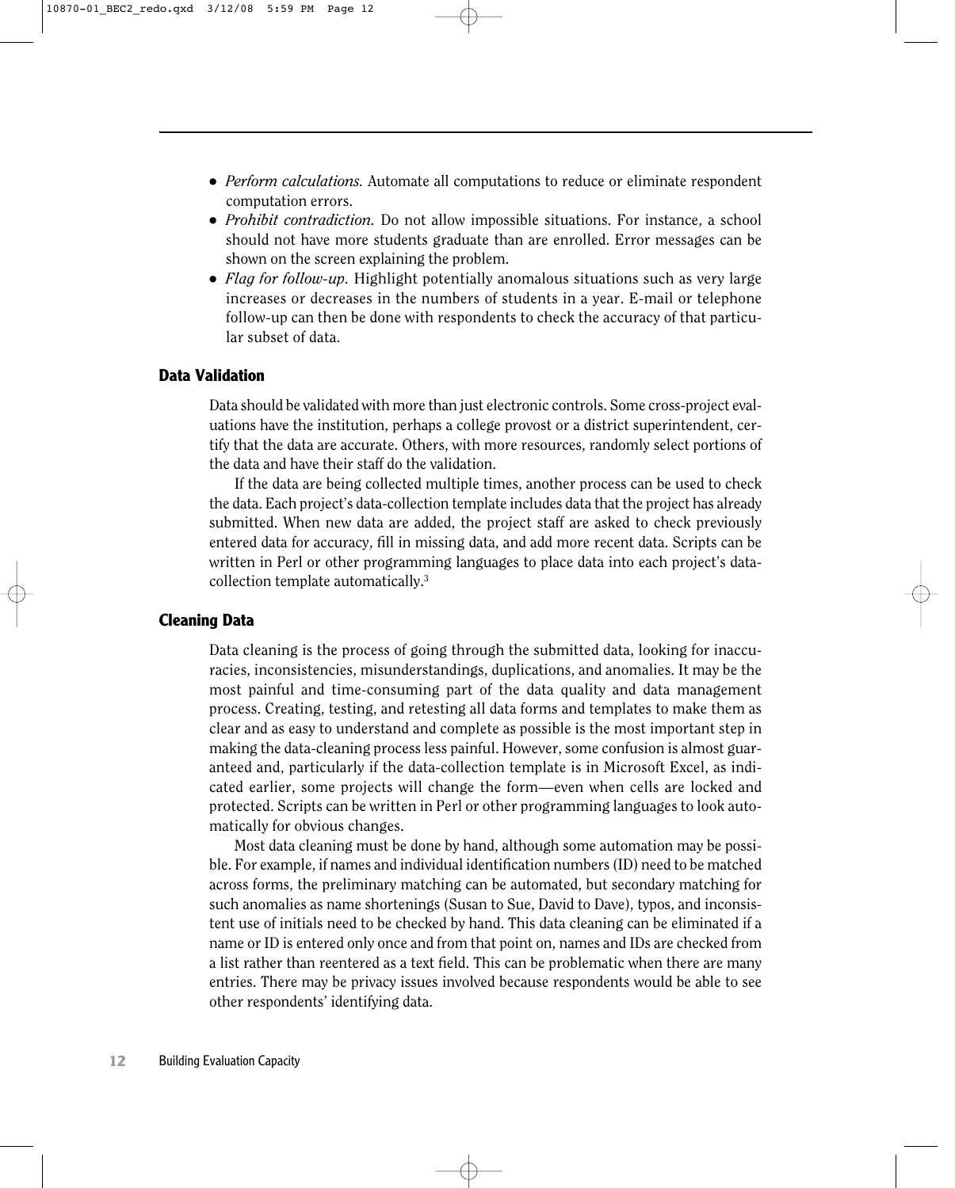- *Perform calculations.* Automate all computations to reduce or eliminate respondent computation errors.
- *Prohibit contradiction.* Do not allow impossible situations. For instance, a school should not have more students graduate than are enrolled. Error messages can be shown on the screen explaining the problem.
- *Flag for follow-up.* Highlight potentially anomalous situations such as very large increases or decreases in the numbers of students in a year. E-mail or telephone follow-up can then be done with respondents to check the accuracy of that particular subset of data.

### Data Validation

Data should be validated with more than just electronic controls. Some cross-project evaluations have the institution, perhaps a college provost or a district superintendent, certify that the data are accurate. Others, with more resources, randomly select portions of the data and have their staff do the validation.

If the data are being collected multiple times, another process can be used to check the data. Each project's data-collection template includes data that the project has already submitted. When new data are added, the project staff are asked to check previously entered data for accuracy, fill in missing data, and add more recent data. Scripts can be written in Perl or other programming languages to place data into each project's data-collection template automatically.[3]

### Cleaning Data

Data cleaning is the process of going through the submitted data, looking for inaccuracies, inconsistencies, misunderstandings, duplications, and anomalies. It may be the most painful and time-consuming part of the data quality and data management process. Creating, testing, and retesting all data forms and templates to make them as clear and as easy to understand and complete as possible is the most important step in making the data-cleaning process less painful. However, some confusion is almost guaranteed and, particularly if the data-collection template is in Microsoft Excel, as indicated earlier, some projects will change the form—even when cells are locked and protected. Scripts can be written in Perl or other programming languages to look automatically for obvious changes.

Most data cleaning must be done by hand, although some automation may be possible. For example, if names and individual identification numbers (ID) need to be matched across forms, the preliminary matching can be automated, but secondary matching for such anomalies as name shortenings (Susan to Sue, David to Dave), typos, and inconsistent use of initials need to be checked by hand. This data cleaning can be eliminated if a name or ID is entered only once and from that point on, names and IDs are checked from a list rather than reentered as a text field. This can be problematic when there are many entries. There may be privacy issues involved because respondents would be able to see other respondents' identifying data.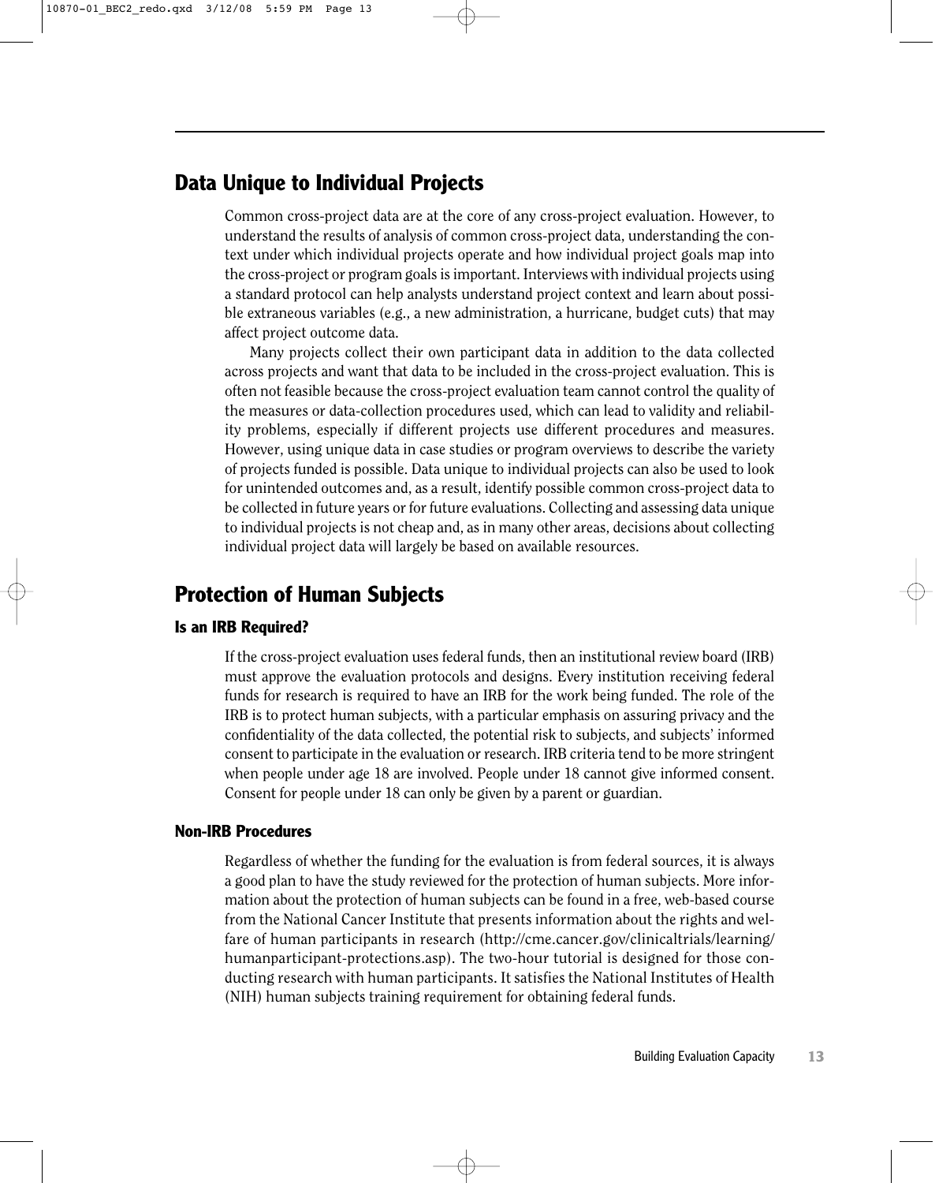## Data Unique to Individual Projects

Common cross-project data are at the core of any cross-project evaluation. However, to understand the results of analysis of common cross-project data, understanding the context under which individual projects operate and how individual project goals map into the cross-project or program goals is important. Interviews with individual projects using a standard protocol can help analysts understand project context and learn about possible extraneous variables (e.g., a new administration, a hurricane, budget cuts) that may affect project outcome data.

Many projects collect their own participant data in addition to the data collected across projects and want that data to be included in the cross-project evaluation. This is often not feasible because the cross-project evaluation team cannot control the quality of the measures or data-collection procedures used, which can lead to validity and reliability problems, especially if different projects use different procedures and measures. However, using unique data in case studies or program overviews to describe the variety of projects funded is possible. Data unique to individual projects can also be used to look for unintended outcomes and, as a result, identify possible common cross-project data to be collected in future years or for future evaluations. Collecting and assessing data unique to individual projects is not cheap and, as in many other areas, decisions about collecting individual project data will largely be based on available resources.

## Protection of Human Subjects

### Is an IRB Required?

If the cross-project evaluation uses federal funds, then an institutional review board (IRB) must approve the evaluation protocols and designs. Every institution receiving federal funds for research is required to have an IRB for the work being funded. The role of the IRB is to protect human subjects, with a particular emphasis on assuring privacy and the confidentiality of the data collected, the potential risk to subjects, and subjects' informed consent to participate in the evaluation or research. IRB criteria tend to be more stringent when people under age 18 are involved. People under 18 cannot give informed consent. Consent for people under 18 can only be given by a parent or guardian.

### Non-IRB Procedures

Regardless of whether the funding for the evaluation is from federal sources, it is always a good plan to have the study reviewed for the protection of human subjects. More information about the protection of human subjects can be found in a free, web-based course from the National Cancer Institute that presents information about the rights and welfare of human participants in research (http://cme.cancer.gov/clinicaltrials/learning/humanparticipant-protections.asp). The two-hour tutorial is designed for those conducting research with human participants. It satisfies the National Institutes of Health (NIH) human subjects training requirement for obtaining federal funds.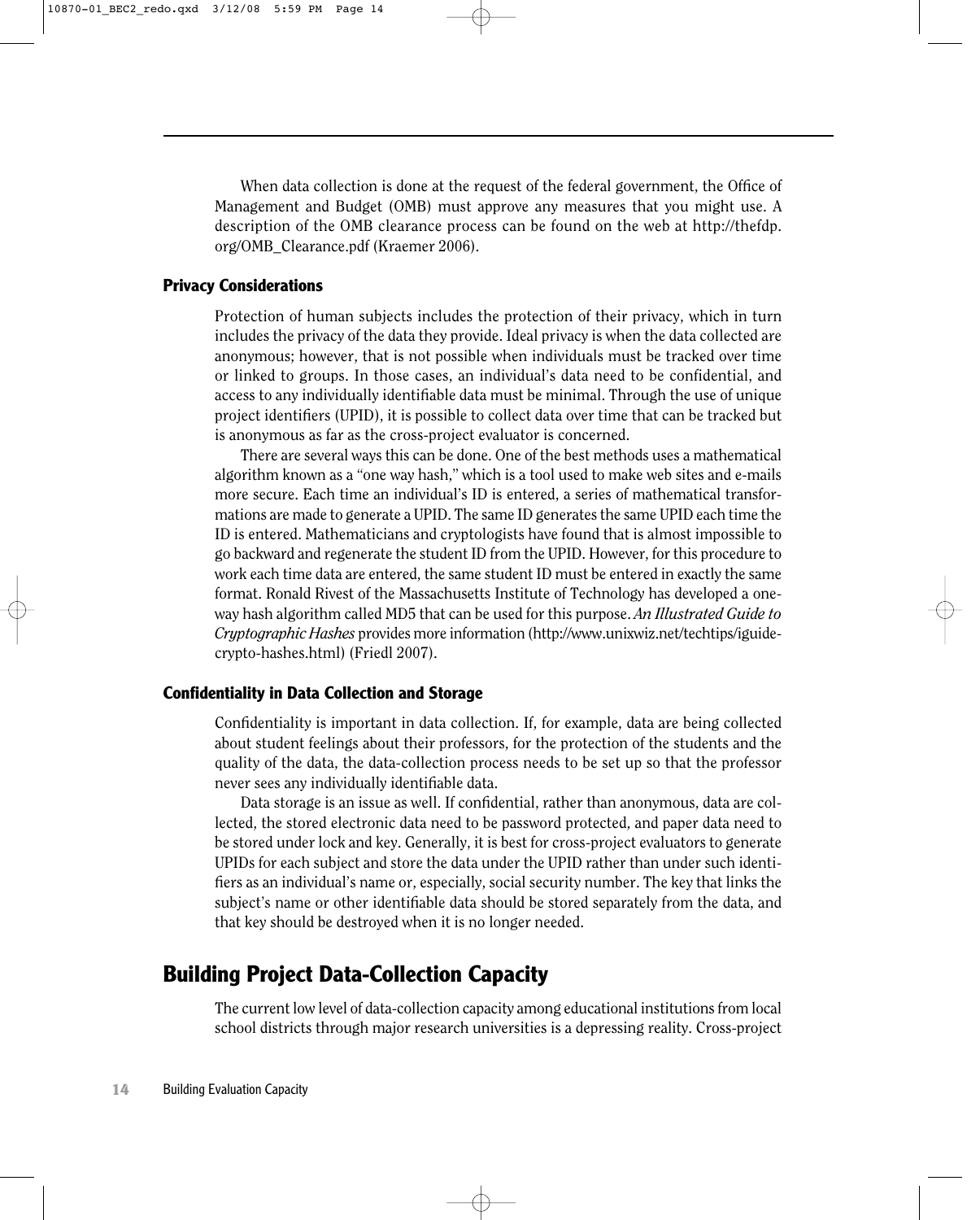When data collection is done at the request of the federal government, the Office of Management and Budget (OMB) must approve any measures that you might use. A description of the OMB clearance process can be found on the web at http://thefdp.org/OMB_Clearance.pdf (Kraemer 2006).

### Privacy Considerations

Protection of human subjects includes the protection of their privacy, which in turn includes the privacy of the data they provide. Ideal privacy is when the data collected are anonymous; however, that is not possible when individuals must be tracked over time or linked to groups. In those cases, an individual's data need to be confidential, and access to any individually identifiable data must be minimal. Through the use of unique project identifiers (UPID), it is possible to collect data over time that can be tracked but is anonymous as far as the cross-project evaluator is concerned.

There are several ways this can be done. One of the best methods uses a mathematical algorithm known as a "one way hash," which is a tool used to make web sites and e-mails more secure. Each time an individual's ID is entered, a series of mathematical transformations are made to generate a UPID. The same ID generates the same UPID each time the ID is entered. Mathematicians and cryptologists have found that is almost impossible to go backward and regenerate the student ID from the UPID. However, for this procedure to work each time data are entered, the same student ID must be entered in exactly the same format. Ronald Rivest of the Massachusetts Institute of Technology has developed a one-way hash algorithm called MD5 that can be used for this purpose. *An Illustrated Guide to Cryptographic Hashes* provides more information (http://www.unixwiz.net/techtips/iguide-crypto-hashes.html) (Friedl 2007).

### Confidentiality in Data Collection and Storage

Confidentiality is important in data collection. If, for example, data are being collected about student feelings about their professors, for the protection of the students and the quality of the data, the data-collection process needs to be set up so that the professor never sees any individually identifiable data.

Data storage is an issue as well. If confidential, rather than anonymous, data are collected, the stored electronic data need to be password protected, and paper data need to be stored under lock and key. Generally, it is best for cross-project evaluators to generate UPIDs for each subject and store the data under the UPID rather than under such identifiers as an individual's name or, especially, social security number. The key that links the subject's name or other identifiable data should be stored separately from the data, and that key should be destroyed when it is no longer needed.

## Building Project Data-Collection Capacity

The current low level of data-collection capacity among educational institutions from local school districts through major research universities is a depressing reality. Cross-project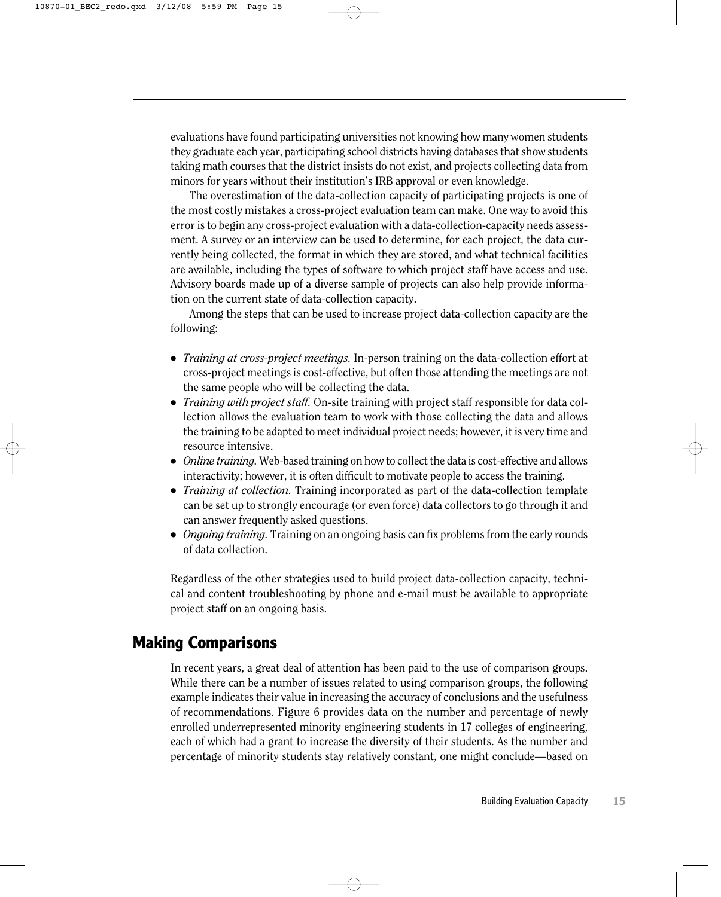evaluations have found participating universities not knowing how many women students they graduate each year, participating school districts having databases that show students taking math courses that the district insists do not exist, and projects collecting data from minors for years without their institution's IRB approval or even knowledge.

The overestimation of the data-collection capacity of participating projects is one of the most costly mistakes a cross-project evaluation team can make. One way to avoid this error is to begin any cross-project evaluation with a data-collection-capacity needs assessment. A survey or an interview can be used to determine, for each project, the data currently being collected, the format in which they are stored, and what technical facilities are available, including the types of software to which project staff have access and use. Advisory boards made up of a diverse sample of projects can also help provide information on the current state of data-collection capacity.

Among the steps that can be used to increase project data-collection capacity are the following:

- *Training at cross-project meetings.* In-person training on the data-collection effort at cross-project meetings is cost-effective, but often those attending the meetings are not the same people who will be collecting the data.
- *Training with project staff.* On-site training with project staff responsible for data collection allows the evaluation team to work with those collecting the data and allows the training to be adapted to meet individual project needs; however, it is very time and resource intensive.
- *Online training.* Web-based training on how to collect the data is cost-effective and allows interactivity; however, it is often difficult to motivate people to access the training.
- *Training at collection.* Training incorporated as part of the data-collection template can be set up to strongly encourage (or even force) data collectors to go through it and can answer frequently asked questions.
- *Ongoing training.* Training on an ongoing basis can fix problems from the early rounds of data collection.

Regardless of the other strategies used to build project data-collection capacity, technical and content troubleshooting by phone and e-mail must be available to appropriate project staff on an ongoing basis.

## Making Comparisons

In recent years, a great deal of attention has been paid to the use of comparison groups. While there can be a number of issues related to using comparison groups, the following example indicates their value in increasing the accuracy of conclusions and the usefulness of recommendations. Figure 6 provides data on the number and percentage of newly enrolled underrepresented minority engineering students in 17 colleges of engineering, each of which had a grant to increase the diversity of their students. As the number and percentage of minority students stay relatively constant, one might conclude—based on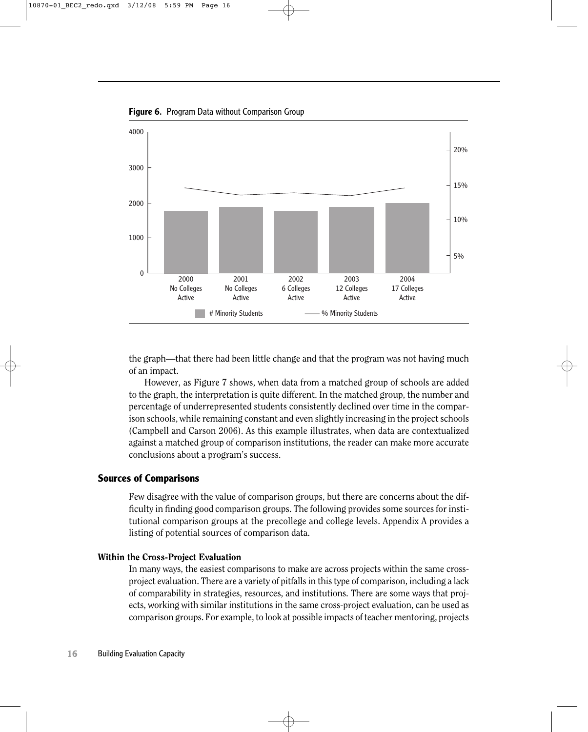**Figure 6.** Program Data without Comparison Group

the graph—that there had been little change and that the program was not having much of an impact.

However, as Figure 7 shows, when data from a matched group of schools are added to the graph, the interpretation is quite different. In the matched group, the number and percentage of underrepresented students consistently declined over time in the comparison schools, while remaining constant and even slightly increasing in the project schools (Campbell and Carson 2006). As this example illustrates, when data are contextualized against a matched group of comparison institutions, the reader can make more accurate conclusions about a program's success.

## Sources of Comparisons

Few disagree with the value of comparison groups, but there are concerns about the difficulty in finding good comparison groups. The following provides some sources for institutional comparison groups at the precollege and college levels. Appendix A provides a listing of potential sources of comparison data.

### Within the Cross-Project Evaluation

In many ways, the easiest comparisons to make are across projects within the same cross-project evaluation. There are a variety of pitfalls in this type of comparison, including a lack of comparability in strategies, resources, and institutions. There are some ways that projects, working with similar institutions in the same cross-project evaluation, can be used as comparison groups. For example, to look at possible impacts of teacher mentoring, projects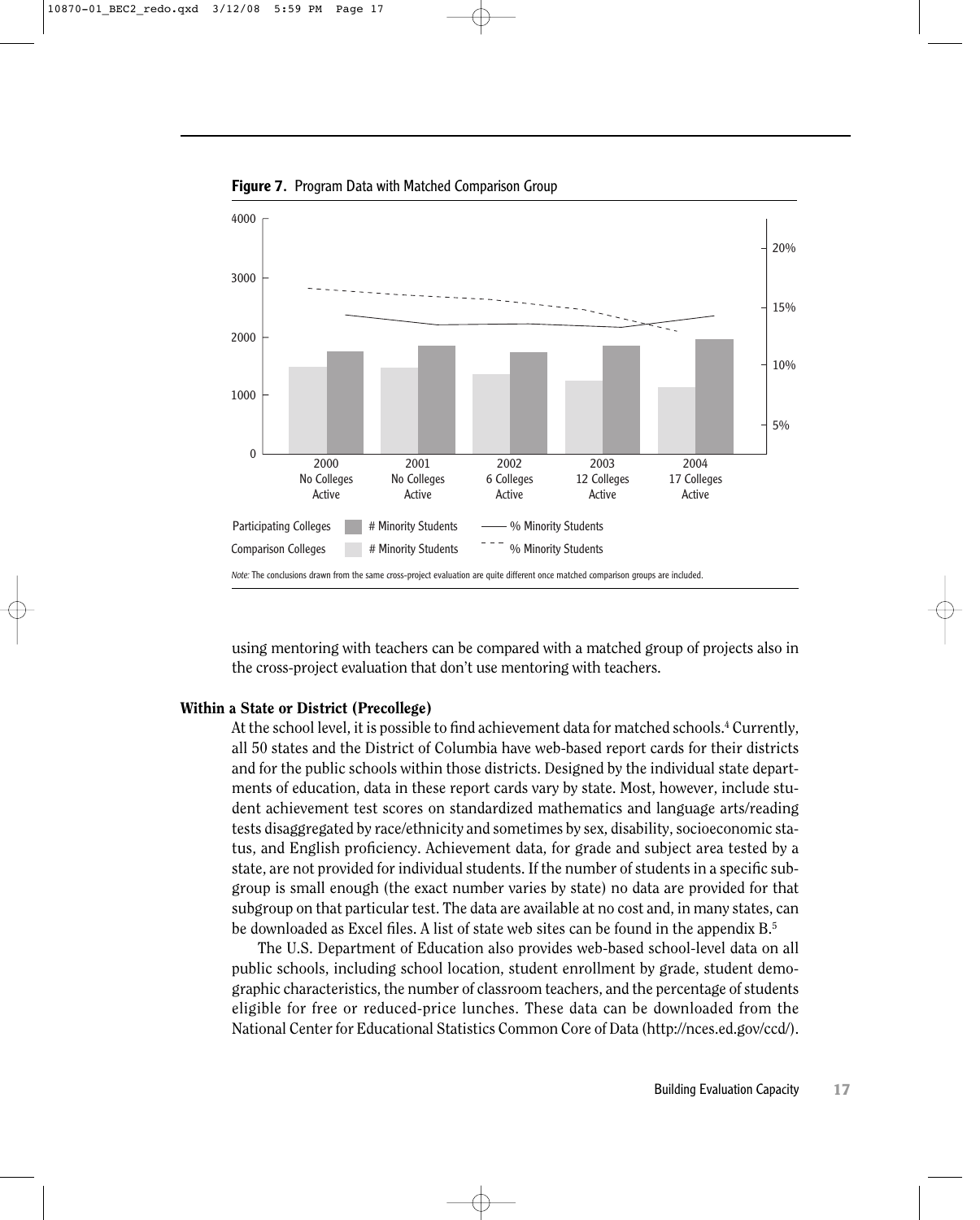**Figure 7.** Program Data with Matched Comparison Group

*Note:* The conclusions drawn from the same cross-project evaluation are quite different once matched comparison groups are included.

using mentoring with teachers can be compared with a matched group of projects also in the cross-project evaluation that don't use mentoring with teachers.

### Within a State or District (Precollege)

At the school level, it is possible to find achievement data for matched schools.[4] Currently, all 50 states and the District of Columbia have web-based report cards for their districts and for the public schools within those districts. Designed by the individual state departments of education, data in these report cards vary by state. Most, however, include student achievement test scores on standardized mathematics and language arts/reading tests disaggregated by race/ethnicity and sometimes by sex, disability, socioeconomic status, and English proficiency. Achievement data, for grade and subject area tested by a state, are not provided for individual students. If the number of students in a specific subgroup is small enough (the exact number varies by state) no data are provided for that subgroup on that particular test. The data are available at no cost and, in many states, can be downloaded as Excel files. A list of state web sites can be found in the appendix B.[5]

The U.S. Department of Education also provides web-based school-level data on all public schools, including school location, student enrollment by grade, student demographic characteristics, the number of classroom teachers, and the percentage of students eligible for free or reduced-price lunches. These data can be downloaded from the National Center for Educational Statistics Common Core of Data (http://nces.ed.gov/ccd/).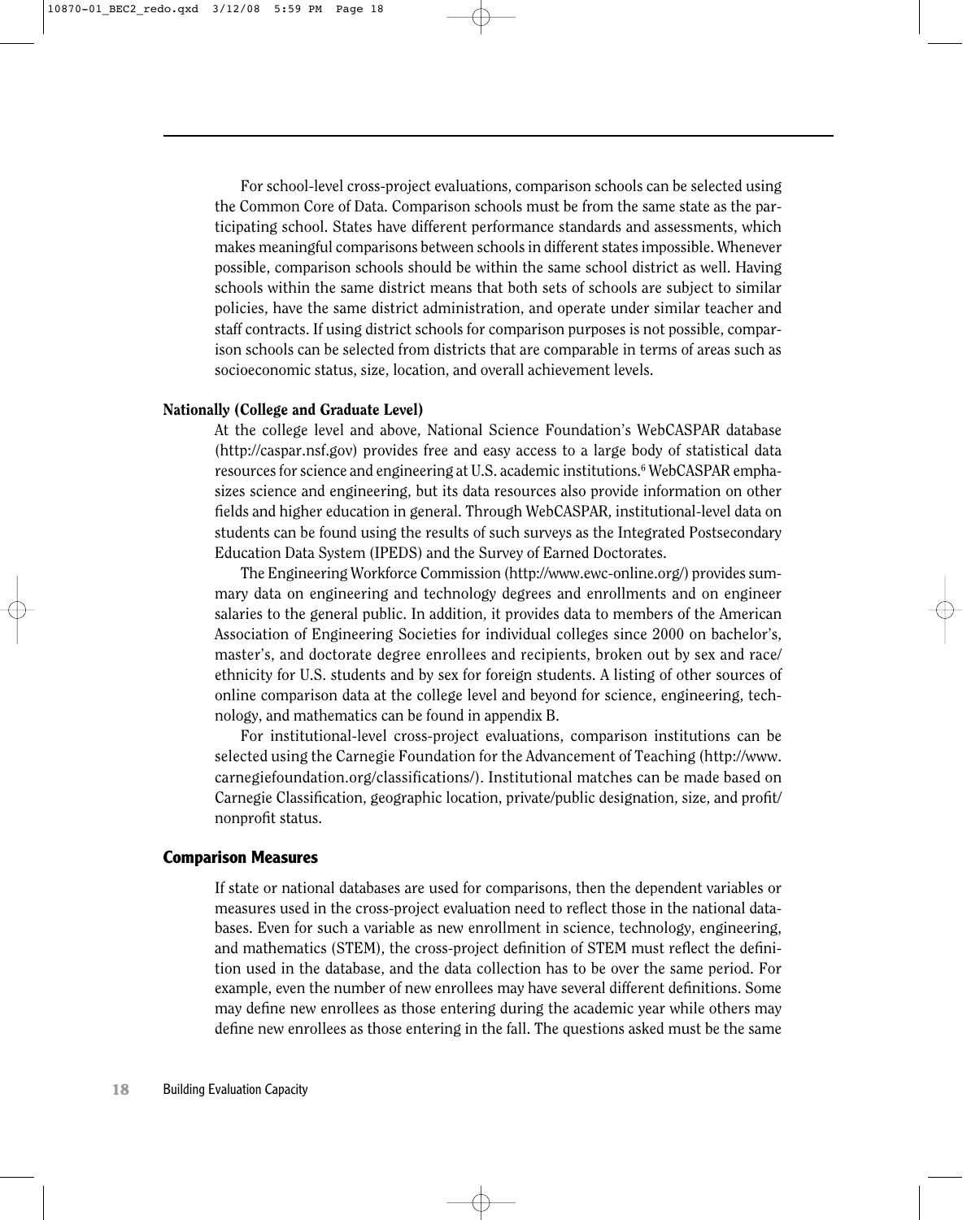For school-level cross-project evaluations, comparison schools can be selected using the Common Core of Data. Comparison schools must be from the same state as the participating school. States have different performance standards and assessments, which makes meaningful comparisons between schools in different states impossible. Whenever possible, comparison schools should be within the same school district as well. Having schools within the same district means that both sets of schools are subject to similar policies, have the same district administration, and operate under similar teacher and staff contracts. If using district schools for comparison purposes is not possible, comparison schools can be selected from districts that are comparable in terms of areas such as socioeconomic status, size, location, and overall achievement levels.

### Nationally (College and Graduate Level)

At the college level and above, National Science Foundation's WebCASPAR database (http://caspar.nsf.gov) provides free and easy access to a large body of statistical data resources for science and engineering at U.S. academic institutions.[6] WebCASPAR emphasizes science and engineering, but its data resources also provide information on other fields and higher education in general. Through WebCASPAR, institutional-level data on students can be found using the results of such surveys as the Integrated Postsecondary Education Data System (IPEDS) and the Survey of Earned Doctorates.

The Engineering Workforce Commission (http://www.ewc-online.org/) provides summary data on engineering and technology degrees and enrollments and on engineer salaries to the general public. In addition, it provides data to members of the American Association of Engineering Societies for individual colleges since 2000 on bachelor's, master's, and doctorate degree enrollees and recipients, broken out by sex and race/ethnicity for U.S. students and by sex for foreign students. A listing of other sources of online comparison data at the college level and beyond for science, engineering, technology, and mathematics can be found in appendix B.

For institutional-level cross-project evaluations, comparison institutions can be selected using the Carnegie Foundation for the Advancement of Teaching (http://www.carnegiefoundation.org/classifications/). Institutional matches can be made based on Carnegie Classification, geographic location, private/public designation, size, and profit/nonprofit status.

## Comparison Measures

If state or national databases are used for comparisons, then the dependent variables or measures used in the cross-project evaluation need to reflect those in the national databases. Even for such a variable as new enrollment in science, technology, engineering, and mathematics (STEM), the cross-project definition of STEM must reflect the definition used in the database, and the data collection has to be over the same period. For example, even the number of new enrollees may have several different definitions. Some may define new enrollees as those entering during the academic year while others may define new enrollees as those entering in the fall. The questions asked must be the same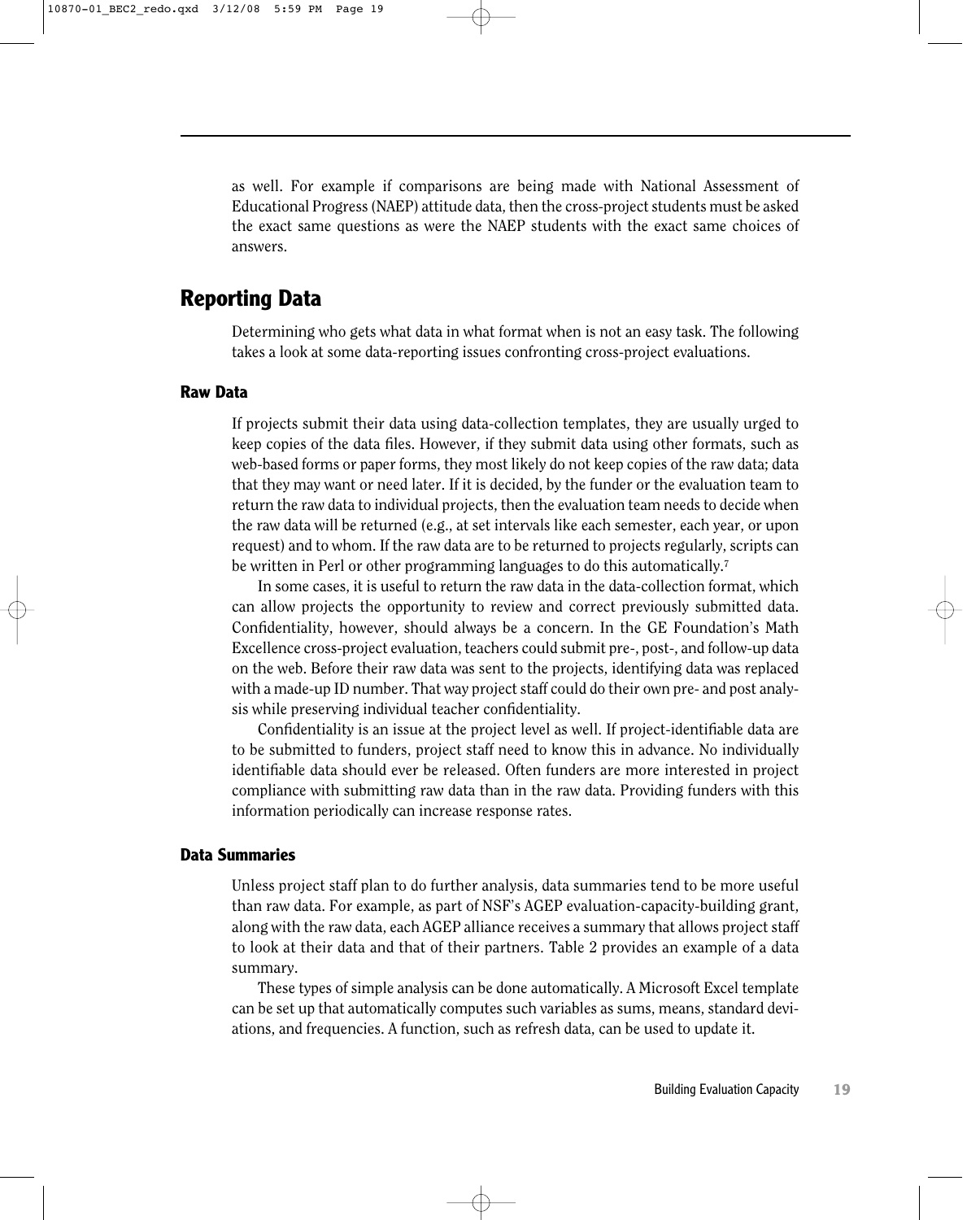as well. For example if comparisons are being made with National Assessment of Educational Progress (NAEP) attitude data, then the cross-project students must be asked the exact same questions as were the NAEP students with the exact same choices of answers.

## Reporting Data

Determining who gets what data in what format when is not an easy task. The following takes a look at some data-reporting issues confronting cross-project evaluations.

### Raw Data

If projects submit their data using data-collection templates, they are usually urged to keep copies of the data files. However, if they submit data using other formats, such as web-based forms or paper forms, they most likely do not keep copies of the raw data; data that they may want or need later. If it is decided, by the funder or the evaluation team to return the raw data to individual projects, then the evaluation team needs to decide when the raw data will be returned (e.g., at set intervals like each semester, each year, or upon request) and to whom. If the raw data are to be returned to projects regularly, scripts can be written in Perl or other programming languages to do this automatically.[7]

In some cases, it is useful to return the raw data in the data-collection format, which can allow projects the opportunity to review and correct previously submitted data. Confidentiality, however, should always be a concern. In the GE Foundation's Math Excellence cross-project evaluation, teachers could submit pre-, post-, and follow-up data on the web. Before their raw data was sent to the projects, identifying data was replaced with a made-up ID number. That way project staff could do their own pre- and post analysis while preserving individual teacher confidentiality.

Confidentiality is an issue at the project level as well. If project-identifiable data are to be submitted to funders, project staff need to know this in advance. No individually identifiable data should ever be released. Often funders are more interested in project compliance with submitting raw data than in the raw data. Providing funders with this information periodically can increase response rates.

### Data Summaries

Unless project staff plan to do further analysis, data summaries tend to be more useful than raw data. For example, as part of NSF's AGEP evaluation-capacity-building grant, along with the raw data, each AGEP alliance receives a summary that allows project staff to look at their data and that of their partners. Table 2 provides an example of a data summary.

These types of simple analysis can be done automatically. A Microsoft Excel template can be set up that automatically computes such variables as sums, means, standard deviations, and frequencies. A function, such as refresh data, can be used to update it.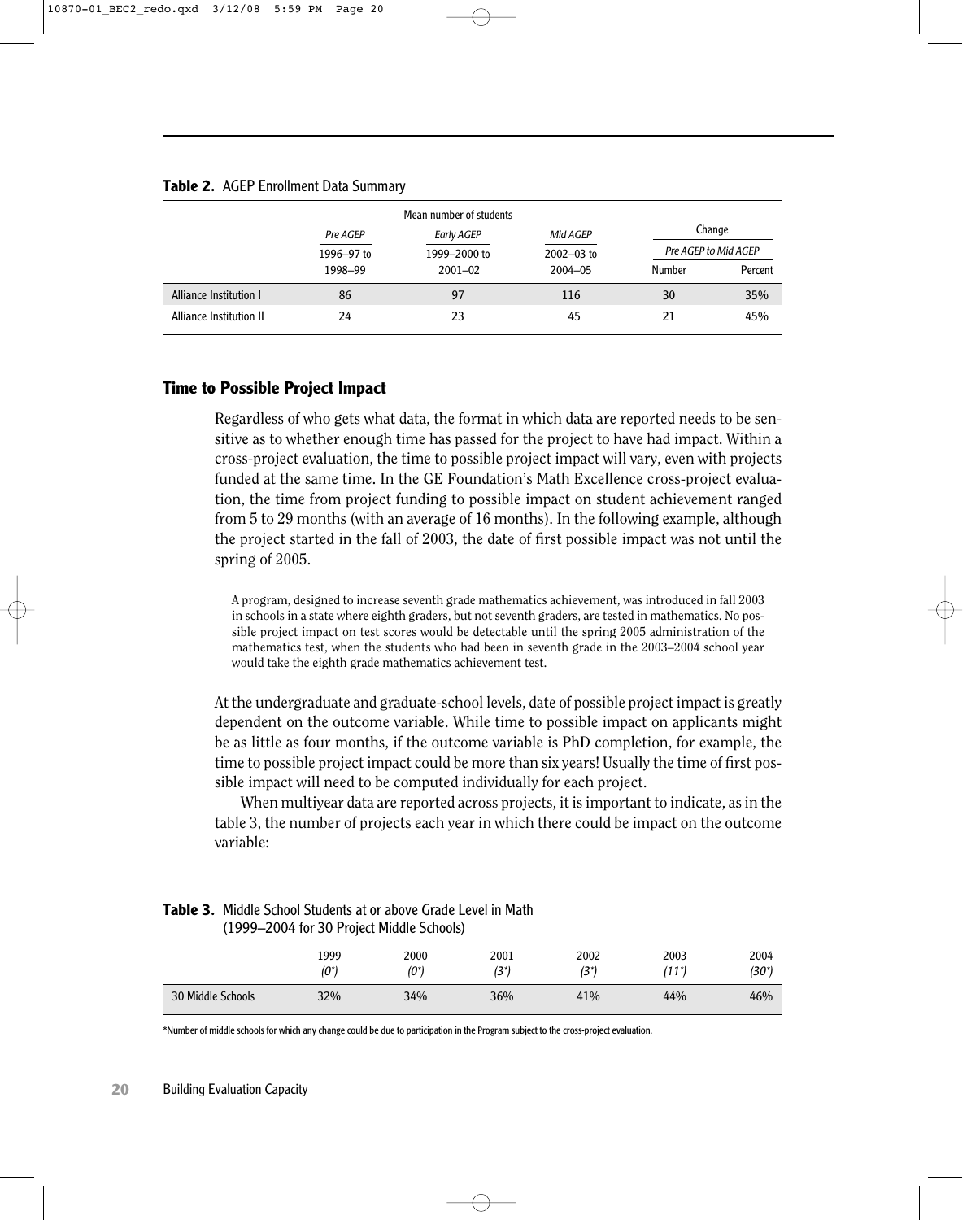**Table 2.** AGEP Enrollment Data Summary

| | Mean number of students | | | Change | |
|---|---|---|---|---|---|
| | *Pre AGEP* | *Early AGEP* | *Mid AGEP* | *Pre AGEP to Mid AGEP* | |
| | 1996–97 to 1998–99 | 1999–2000 to 2001–02 | 2002–03 to 2004–05 | Number | Percent |
| Alliance Institution I | 86 | 97 | 116 | 30 | 35% |
| Alliance Institution II | 24 | 23 | 45 | 21 | 45% |

## Time to Possible Project Impact

Regardless of who gets what data, the format in which data are reported needs to be sensitive as to whether enough time has passed for the project to have had impact. Within a cross-project evaluation, the time to possible project impact will vary, even with projects funded at the same time. In the GE Foundation's Math Excellence cross-project evaluation, the time from project funding to possible impact on student achievement ranged from 5 to 29 months (with an average of 16 months). In the following example, although the project started in the fall of 2003, the date of first possible impact was not until the spring of 2005.

> A program, designed to increase seventh grade mathematics achievement, was introduced in fall 2003 in schools in a state where eighth graders, but not seventh graders, are tested in mathematics. No possible project impact on test scores would be detectable until the spring 2005 administration of the mathematics test, when the students who had been in seventh grade in the 2003–2004 school year would take the eighth grade mathematics achievement test.

At the undergraduate and graduate-school levels, date of possible project impact is greatly dependent on the outcome variable. While time to possible impact on applicants might be as little as four months, if the outcome variable is PhD completion, for example, the time to possible project impact could be more than six years! Usually the time of first possible impact will need to be computed individually for each project.

When multiyear data are reported across projects, it is important to indicate, as in the table 3, the number of projects each year in which there could be impact on the outcome variable:

**Table 3.** Middle School Students at or above Grade Level in Math (1999–2004 for 30 Project Middle Schools)

| | 1999 *(0\*)* | 2000 *(0\*)* | 2001 *(3\*)* | 2002 *(3\*)* | 2003 *(11\*)* | 2004 *(30\*)* |
|---|---|---|---|---|---|---|
| 30 Middle Schools | 32% | 34% | 36% | 41% | 44% | 46% |

*Number of middle schools for which any change could be due to participation in the Program subject to the cross-project evaluation.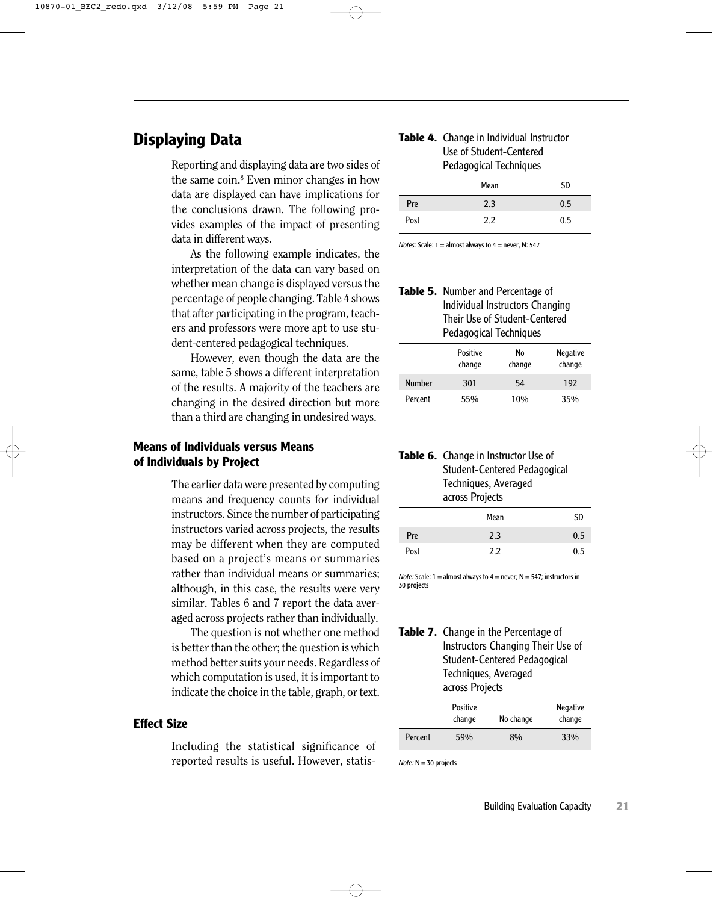## Displaying Data

Reporting and displaying data are two sides of the same coin.[8] Even minor changes in how data are displayed can have implications for the conclusions drawn. The following provides examples of the impact of presenting data in different ways.

As the following example indicates, the interpretation of the data can vary based on whether mean change is displayed versus the percentage of people changing. Table 4 shows that after participating in the program, teachers and professors were more apt to use student-centered pedagogical techniques.

However, even though the data are the same, table 5 shows a different interpretation of the results. A majority of the teachers are changing in the desired direction but more than a third are changing in undesired ways.

**Table 4.** Change in Individual Instructor Use of Student-Centered Pedagogical Techniques

| | Mean | SD |
|---|---|---|
| Pre | 2.3 | 0.5 |
| Post | 2.2 | 0.5 |

*Notes:* Scale: 1 = almost always to 4 = never, N: 547

**Table 5.** Number and Percentage of Individual Instructors Changing Their Use of Student-Centered Pedagogical Techniques

| | Positive change | No change | Negative change |
|---|---|---|---|
| Number | 301 | 54 | 192 |
| Percent | 55% | 10% | 35% |

### Means of Individuals versus Means of Individuals by Project

The earlier data were presented by computing means and frequency counts for individual instructors. Since the number of participating instructors varied across projects, the results may be different when they are computed based on a project's means or summaries rather than individual means or summaries; although, in this case, the results were very similar. Tables 6 and 7 report the data averaged across projects rather than individually.

The question is not whether one method is better than the other; the question is which method better suits your needs. Regardless of which computation is used, it is important to indicate the choice in the table, graph, or text.

**Table 6.** Change in Instructor Use of Student-Centered Pedagogical Techniques, Averaged across Projects

| | Mean | SD |
|---|---|---|
| Pre | 2.3 | 0.5 |
| Post | 2.2 | 0.5 |

*Note:* Scale: 1 = almost always to 4 = never; N = 547; instructors in 30 projects

**Table 7.** Change in the Percentage of Instructors Changing Their Use of Student-Centered Pedagogical Techniques, Averaged across Projects

| | Positive change | No change | Negative change |
|---|---|---|---|
| Percent | 59% | 8% | 33% |

*Note:* N = 30 projects

### Effect Size

Including the statistical significance of reported results is useful. However, statis-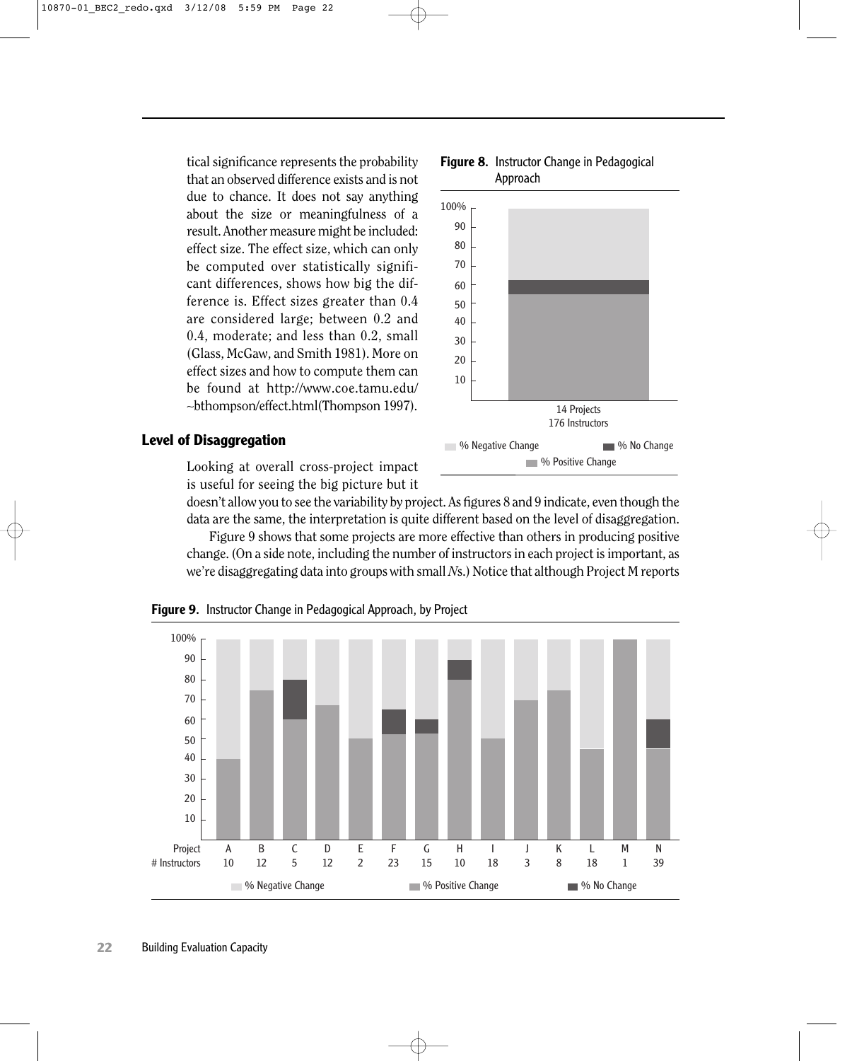tical significance represents the probability that an observed difference exists and is not due to chance. It does not say anything about the size or meaningfulness of a result. Another measure might be included: effect size. The effect size, which can only be computed over statistically significant differences, shows how big the difference is. Effect sizes greater than 0.4 are considered large; between 0.2 and 0.4, moderate; and less than 0.2, small (Glass, McGaw, and Smith 1981). More on effect sizes and how to compute them can be found at http://www.coe.tamu.edu/~bthompson/effect.html(Thompson 1997).

**Figure 8.** Instructor Change in Pedagogical Approach

14 Projects
176 Instructors

% Negative Change | % No Change | % Positive Change

## Level of Disaggregation

Looking at overall cross-project impact is useful for seeing the big picture but it doesn't allow you to see the variability by project. As figures 8 and 9 indicate, even though the data are the same, the interpretation is quite different based on the level of disaggregation.

Figure 9 shows that some projects are more effective than others in producing positive change. (On a side note, including the number of instructors in each project is important, as we're disaggregating data into groups with small *N*s.) Notice that although Project M reports

**Figure 9.** Instructor Change in Pedagogical Approach, by Project

| Project | A | B | C | D | E | F | G | H | I | J | K | L | M | N |
|---|---|---|---|---|---|---|---|---|---|---|---|---|---|---|
| # Instructors | 10 | 12 | 5 | 12 | 2 | 23 | 15 | 10 | 18 | 3 | 8 | 18 | 1 | 39 |

% Negative Change | % Positive Change | % No Change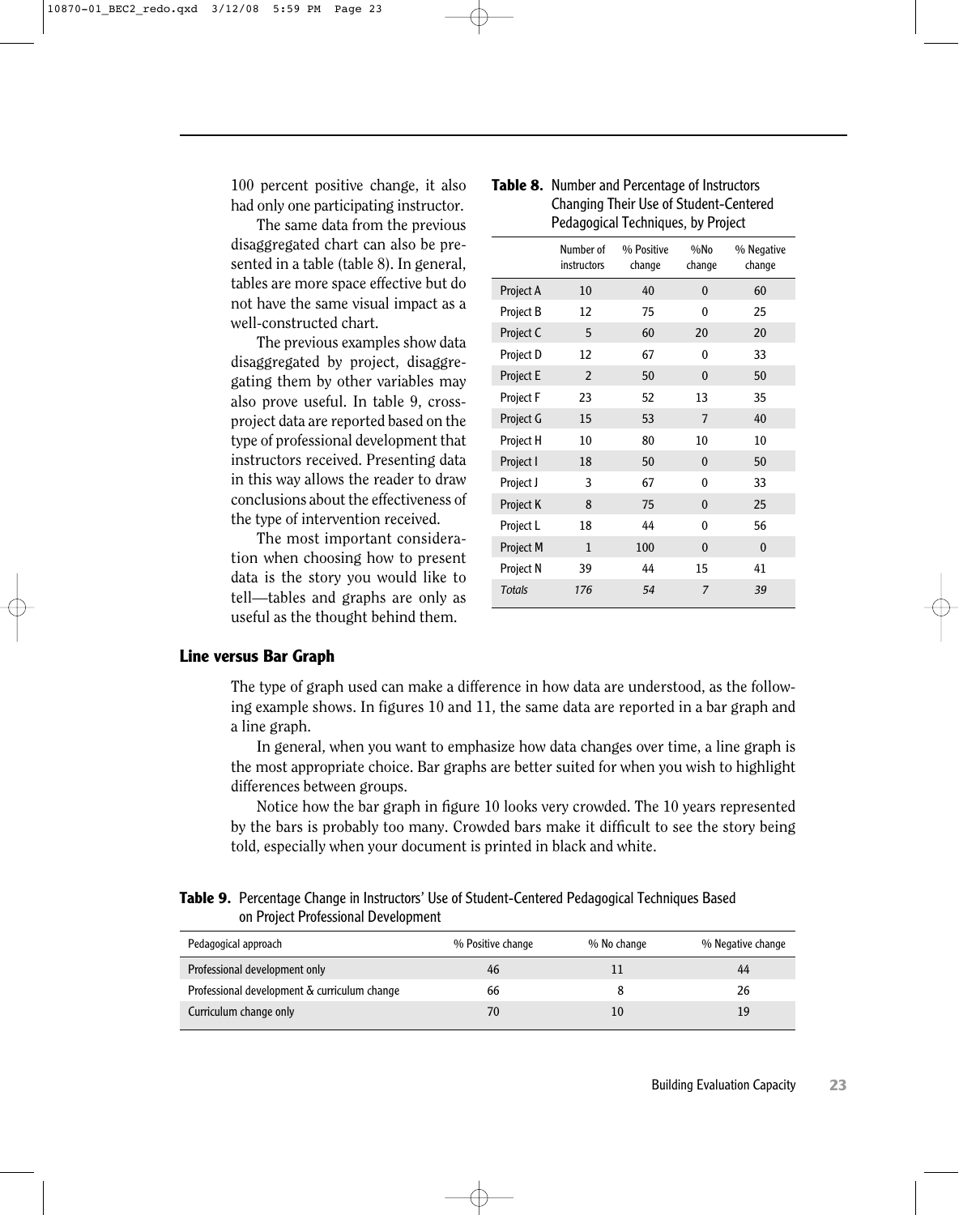100 percent positive change, it also had only one participating instructor.

The same data from the previous disaggregated chart can also be presented in a table (table 8). In general, tables are more space effective but do not have the same visual impact as a well-constructed chart.

The previous examples show data disaggregated by project, disaggregating them by other variables may also prove useful. In table 9, cross-project data are reported based on the type of professional development that instructors received. Presenting data in this way allows the reader to draw conclusions about the effectiveness of the type of intervention received.

The most important consideration when choosing how to present data is the story you would like to tell—tables and graphs are only as useful as the thought behind them.

**Table 8.** Number and Percentage of Instructors Changing Their Use of Student-Centered Pedagogical Techniques, by Project

| | Number of instructors | % Positive change | %No change | % Negative change |
|---|---|---|---|---|
| Project A | 10 | 40 | 0 | 60 |
| Project B | 12 | 75 | 0 | 25 |
| Project C | 5 | 60 | 20 | 20 |
| Project D | 12 | 67 | 0 | 33 |
| Project E | 2 | 50 | 0 | 50 |
| Project F | 23 | 52 | 13 | 35 |
| Project G | 15 | 53 | 7 | 40 |
| Project H | 10 | 80 | 10 | 10 |
| Project I | 18 | 50 | 0 | 50 |
| Project J | 3 | 67 | 0 | 33 |
| Project K | 8 | 75 | 0 | 25 |
| Project L | 18 | 44 | 0 | 56 |
| Project M | 1 | 100 | 0 | 0 |
| Project N | 39 | 44 | 15 | 41 |
| *Totals* | *176* | *54* | *7* | *39* |

## Line versus Bar Graph

The type of graph used can make a difference in how data are understood, as the following example shows. In figures 10 and 11, the same data are reported in a bar graph and a line graph.

In general, when you want to emphasize how data changes over time, a line graph is the most appropriate choice. Bar graphs are better suited for when you wish to highlight differences between groups.

Notice how the bar graph in figure 10 looks very crowded. The 10 years represented by the bars is probably too many. Crowded bars make it difficult to see the story being told, especially when your document is printed in black and white.

**Table 9.** Percentage Change in Instructors' Use of Student-Centered Pedagogical Techniques Based on Project Professional Development

| Pedagogical approach | % Positive change | % No change | % Negative change |
|---|---|---|---|
| Professional development only | 46 | 11 | 44 |
| Professional development & curriculum change | 66 | 8 | 26 |
| Curriculum change only | 70 | 10 | 19 |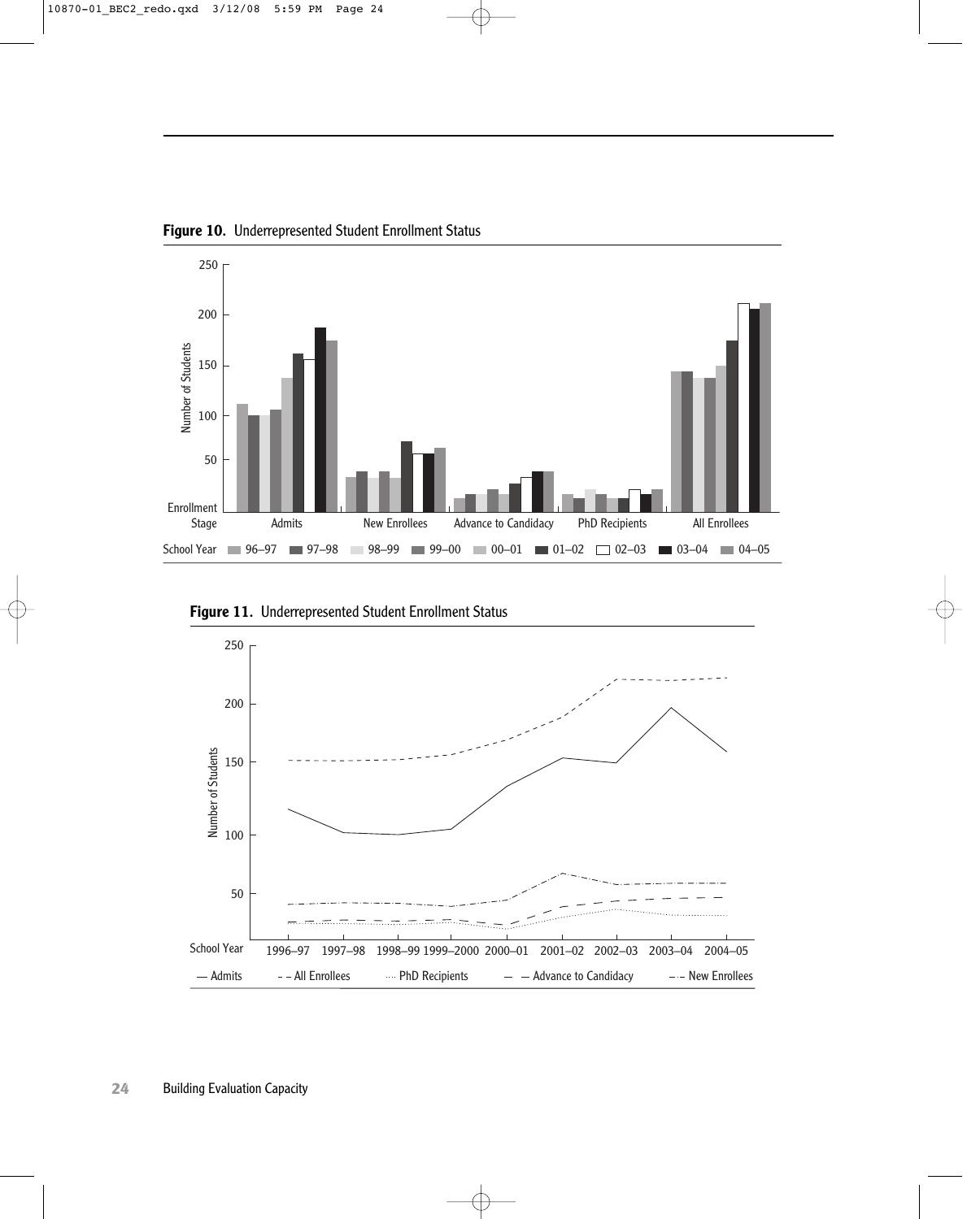**Figure 10.** Underrepresented Student Enrollment Status

**Figure 11.** Underrepresented Student Enrollment Status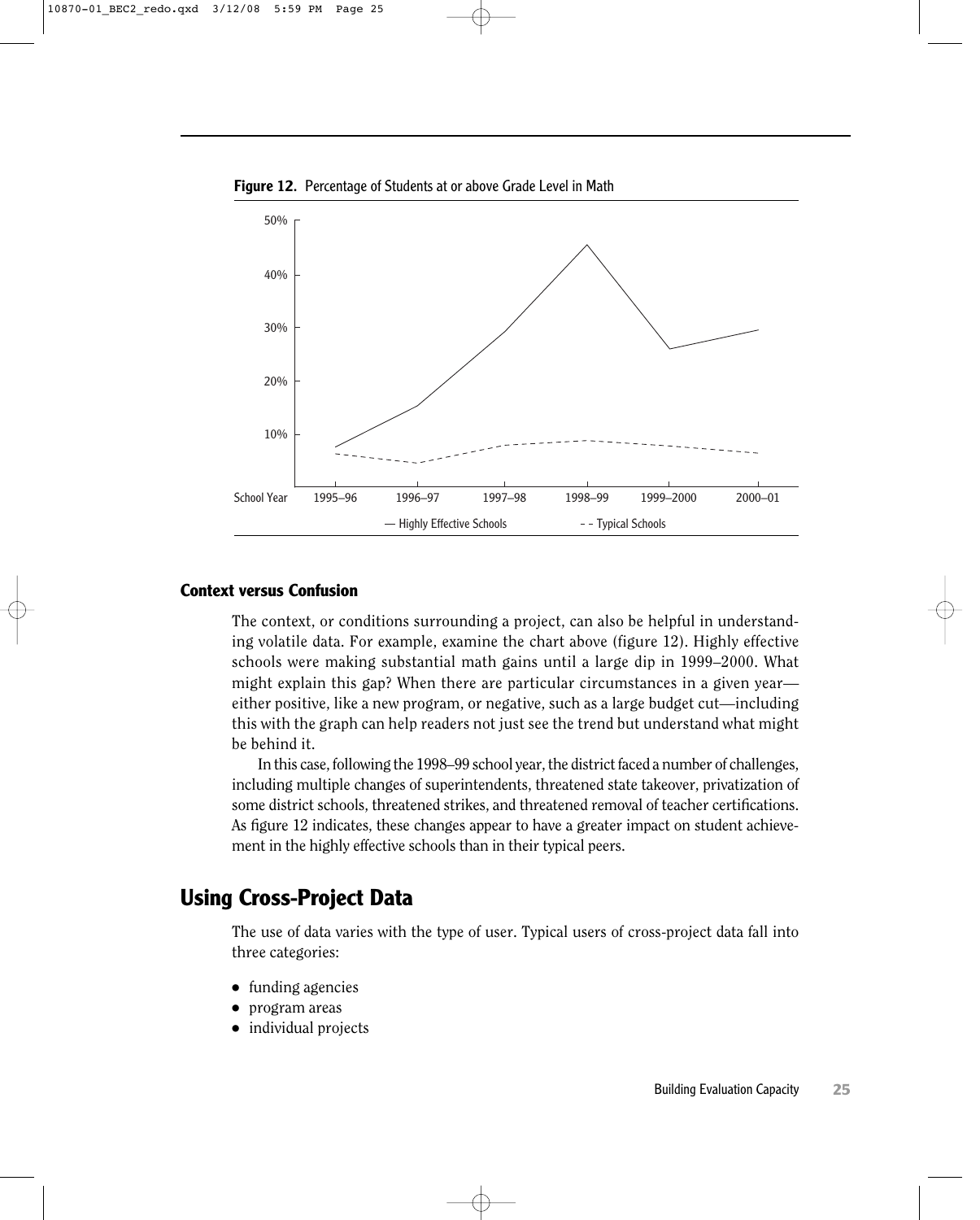**Figure 12.** Percentage of Students at or above Grade Level in Math

### Context versus Confusion

The context, or conditions surrounding a project, can also be helpful in understanding volatile data. For example, examine the chart above (figure 12). Highly effective schools were making substantial math gains until a large dip in 1999–2000. What might explain this gap? When there are particular circumstances in a given year—either positive, like a new program, or negative, such as a large budget cut—including this with the graph can help readers not just see the trend but understand what might be behind it.

In this case, following the 1998–99 school year, the district faced a number of challenges, including multiple changes of superintendents, threatened state takeover, privatization of some district schools, threatened strikes, and threatened removal of teacher certifications. As figure 12 indicates, these changes appear to have a greater impact on student achievement in the highly effective schools than in their typical peers.

## Using Cross-Project Data

The use of data varies with the type of user. Typical users of cross-project data fall into three categories:

- funding agencies
- program areas
- individual projects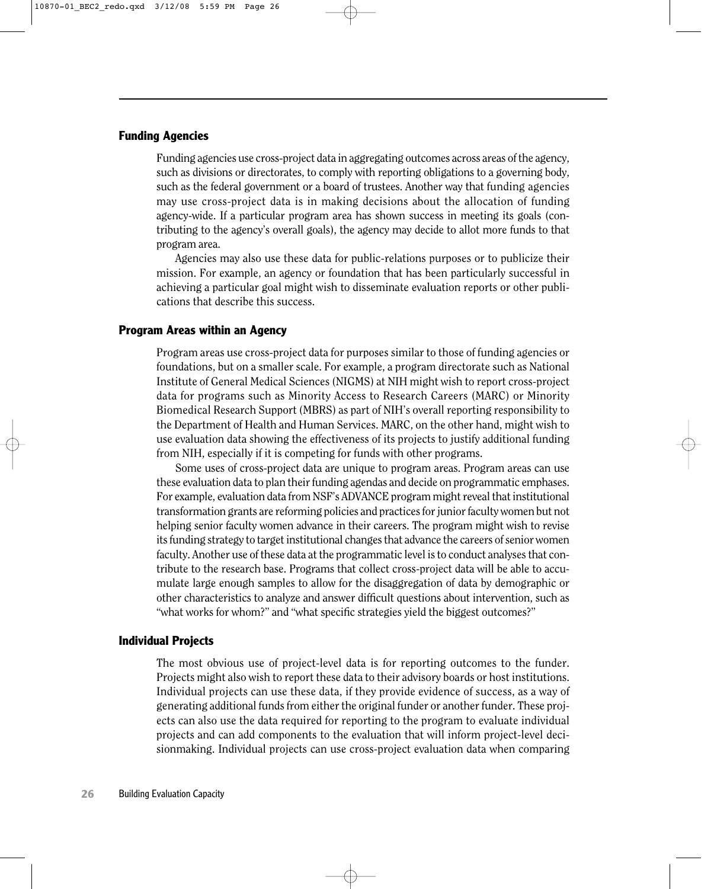### Funding Agencies

Funding agencies use cross-project data in aggregating outcomes across areas of the agency, such as divisions or directorates, to comply with reporting obligations to a governing body, such as the federal government or a board of trustees. Another way that funding agencies may use cross-project data is in making decisions about the allocation of funding agency-wide. If a particular program area has shown success in meeting its goals (contributing to the agency's overall goals), the agency may decide to allot more funds to that program area.

Agencies may also use these data for public-relations purposes or to publicize their mission. For example, an agency or foundation that has been particularly successful in achieving a particular goal might wish to disseminate evaluation reports or other publications that describe this success.

### Program Areas within an Agency

Program areas use cross-project data for purposes similar to those of funding agencies or foundations, but on a smaller scale. For example, a program directorate such as National Institute of General Medical Sciences (NIGMS) at NIH might wish to report cross-project data for programs such as Minority Access to Research Careers (MARC) or Minority Biomedical Research Support (MBRS) as part of NIH's overall reporting responsibility to the Department of Health and Human Services. MARC, on the other hand, might wish to use evaluation data showing the effectiveness of its projects to justify additional funding from NIH, especially if it is competing for funds with other programs.

Some uses of cross-project data are unique to program areas. Program areas can use these evaluation data to plan their funding agendas and decide on programmatic emphases. For example, evaluation data from NSF's ADVANCE program might reveal that institutional transformation grants are reforming policies and practices for junior faculty women but not helping senior faculty women advance in their careers. The program might wish to revise its funding strategy to target institutional changes that advance the careers of senior women faculty. Another use of these data at the programmatic level is to conduct analyses that contribute to the research base. Programs that collect cross-project data will be able to accumulate large enough samples to allow for the disaggregation of data by demographic or other characteristics to analyze and answer difficult questions about intervention, such as "what works for whom?" and "what specific strategies yield the biggest outcomes?"

### Individual Projects

The most obvious use of project-level data is for reporting outcomes to the funder. Projects might also wish to report these data to their advisory boards or host institutions. Individual projects can use these data, if they provide evidence of success, as a way of generating additional funds from either the original funder or another funder. These projects can also use the data required for reporting to the program to evaluate individual projects and can add components to the evaluation that will inform project-level decisionmaking. Individual projects can use cross-project evaluation data when comparing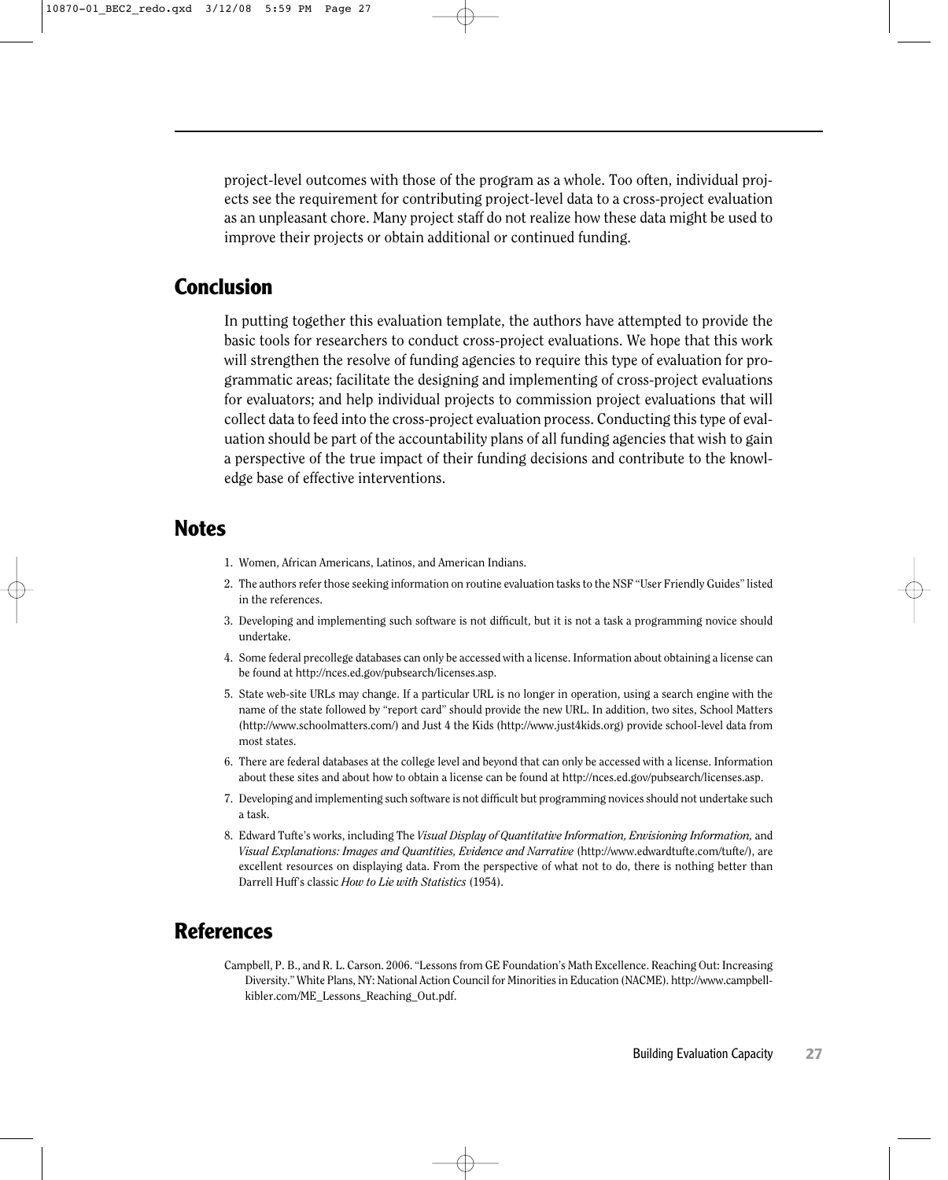project-level outcomes with those of the program as a whole. Too often, individual projects see the requirement for contributing project-level data to a cross-project evaluation as an unpleasant chore. Many project staff do not realize how these data might be used to improve their projects or obtain additional or continued funding.

## Conclusion

In putting together this evaluation template, the authors have attempted to provide the basic tools for researchers to conduct cross-project evaluations. We hope that this work will strengthen the resolve of funding agencies to require this type of evaluation for programmatic areas; facilitate the designing and implementing of cross-project evaluations for evaluators; and help individual projects to commission project evaluations that will collect data to feed into the cross-project evaluation process. Conducting this type of evaluation should be part of the accountability plans of all funding agencies that wish to gain a perspective of the true impact of their funding decisions and contribute to the knowledge base of effective interventions.

## Notes

1. Women, African Americans, Latinos, and American Indians.
2. The authors refer those seeking information on routine evaluation tasks to the NSF "User Friendly Guides" listed in the references.
3. Developing and implementing such software is not difficult, but it is not a task a programming novice should undertake.
4. Some federal precollege databases can only be accessed with a license. Information about obtaining a license can be found at http://nces.ed.gov/pubsearch/licenses.asp.
5. State web-site URLs may change. If a particular URL is no longer in operation, using a search engine with the name of the state followed by "report card" should provide the new URL. In addition, two sites, School Matters (http://www.schoolmatters.com/) and Just 4 the Kids (http://www.just4kids.org) provide school-level data from most states.
6. There are federal databases at the college level and beyond that can only be accessed with a license. Information about these sites and about how to obtain a license can be found at http://nces.ed.gov/pubsearch/licenses.asp.
7. Developing and implementing such software is not difficult but programming novices should not undertake such a task.
8. Edward Tufte's works, including The *Visual Display of Quantitative Information, Envisioning Information,* and *Visual Explanations: Images and Quantities, Evidence and Narrative* (http://www.edwardtufte.com/tufte/), are excellent resources on displaying data. From the perspective of what not to do, there is nothing better than Darrell Huff's classic *How to Lie with Statistics* (1954).

## References

Campbell, P. B., and R. L. Carson. 2006. "Lessons from GE Foundation's Math Excellence. Reaching Out: Increasing Diversity." White Plains, NY: National Action Council for Minorities in Education (NACME). http://www.campbell-kibler.com/ME_Lessons_Reaching_Out.pdf.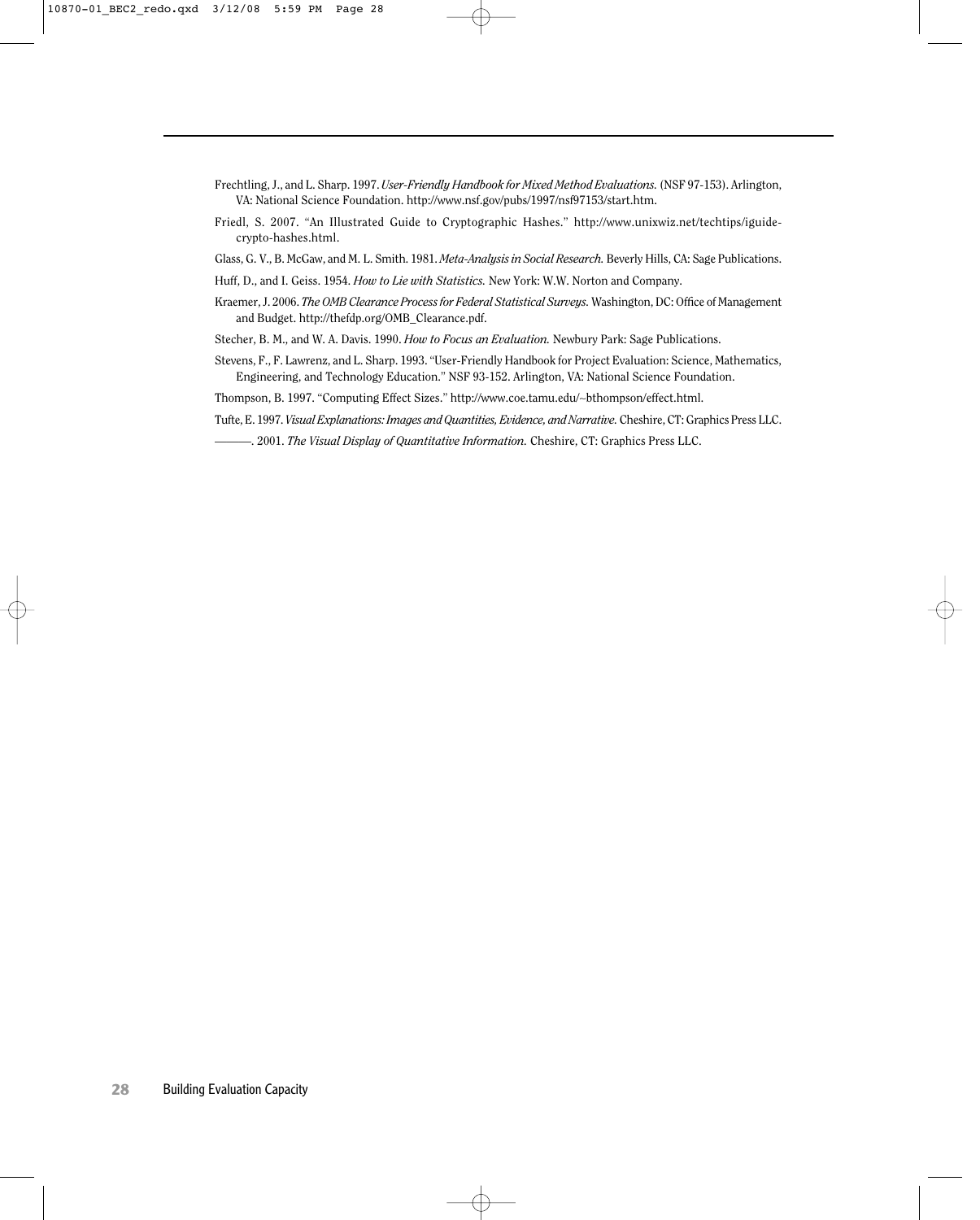Frechtling, J., and L. Sharp. 1997. *User-Friendly Handbook for Mixed Method Evaluations.* (NSF 97-153). Arlington, VA: National Science Foundation. http://www.nsf.gov/pubs/1997/nsf97153/start.htm.

Friedl, S. 2007. "An Illustrated Guide to Cryptographic Hashes." http://www.unixwiz.net/techtips/iguide-crypto-hashes.html.

Glass, G. V., B. McGaw, and M. L. Smith. 1981. *Meta-Analysis in Social Research.* Beverly Hills, CA: Sage Publications.

Huff, D., and I. Geiss. 1954. *How to Lie with Statistics.* New York: W.W. Norton and Company.

Kraemer, J. 2006. *The OMB Clearance Process for Federal Statistical Surveys.* Washington, DC: Office of Management and Budget. http://thefdp.org/OMB_Clearance.pdf.

Stecher, B. M., and W. A. Davis. 1990. *How to Focus an Evaluation.* Newbury Park: Sage Publications.

Stevens, F., F. Lawrenz, and L. Sharp. 1993. "User-Friendly Handbook for Project Evaluation: Science, Mathematics, Engineering, and Technology Education." NSF 93-152. Arlington, VA: National Science Foundation.

Thompson, B. 1997. "Computing Effect Sizes." http://www.coe.tamu.edu/~bthompson/effect.html.

Tufte, E. 1997. *Visual Explanations: Images and Quantities, Evidence, and Narrative.* Cheshire, CT: Graphics Press LLC.

———. 2001. *The Visual Display of Quantitative Information.* Cheshire, CT: Graphics Press LLC.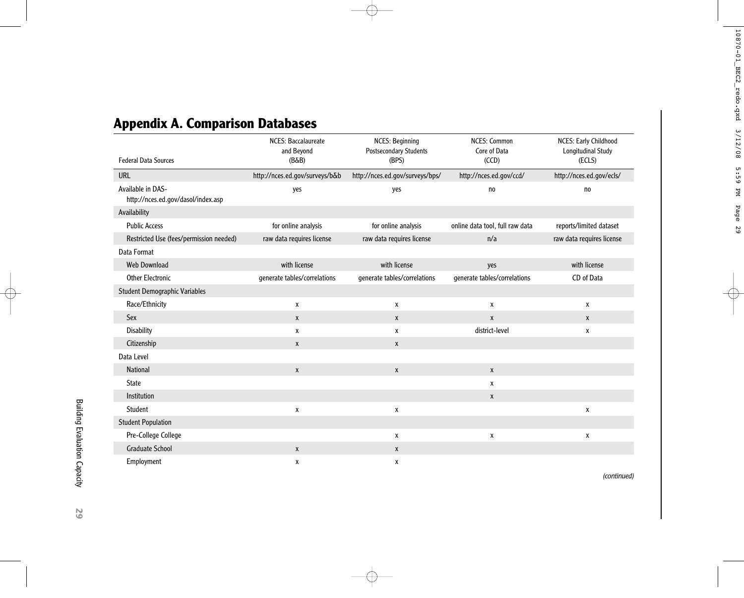## Appendix A. Comparison Databases

| Federal Data Sources | NCES: Baccalaureate and Beyond (B&B) | NCES: Beginning Postsecondary Students (BPS) | NCES: Common Core of Data (CCD) | NCES: Early Childhood Longitudinal Study (ECLS) |
|---|---|---|---|---|
| URL | http://nces.ed.gov/surveys/b&b | http://nces.ed.gov/surveys/bps/ | http://nces.ed.gov/ccd/ | http://nces.ed.gov/ecls/ |
| Available in DAS- http://nces.ed.gov/dasol/index.asp | yes | yes | no | no |
| Availability | | | | |
| Public Access | for online analysis | for online analysis | online data tool, full raw data | reports/limited dataset |
| Restricted Use (fees/permission needed) | raw data requires license | raw data requires license | n/a | raw data requires license |
| Data Format | | | | |
| Web Download | with license | with license | yes | with license |
| Other Electronic | generate tables/correlations | generate tables/correlations | generate tables/correlations | CD of Data |
| Student Demographic Variables | | | | |
| Race/Ethnicity | x | x | x | x |
| Sex | x | x | x | x |
| Disability | x | x | district-level | x |
| Citizenship | x | x | | |
| Data Level | | | | |
| National | x | x | x | |
| State | | | x | |
| Institution | | | x | |
| Student | x | x | | x |
| Student Population | | | | |
| Pre-College College | | x | x | x |
| Graduate School | x | x | | |
| Employment | x | x | | |

*(continued)*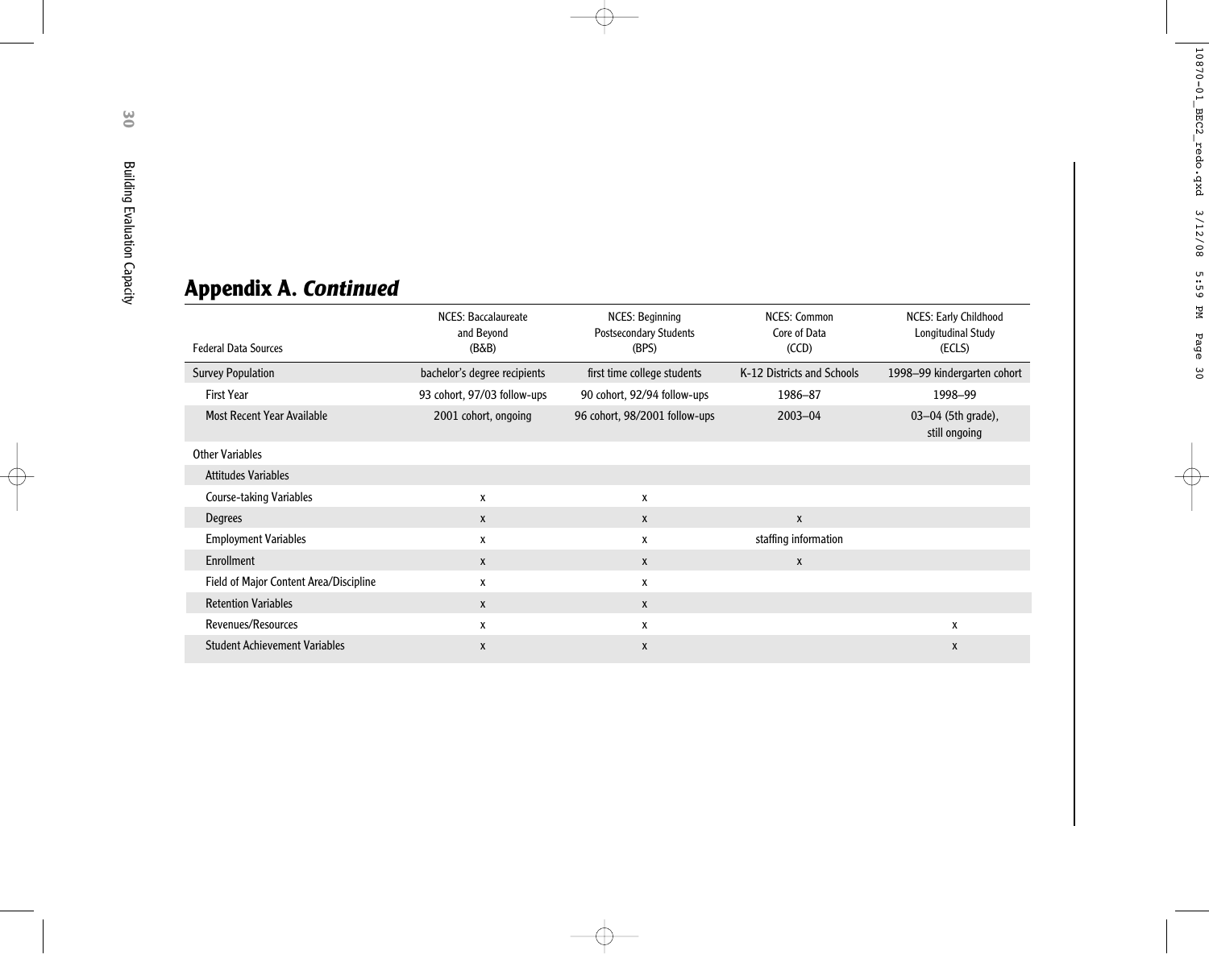## Appendix A. *Continued*

| Federal Data Sources | NCES: Baccalaureate and Beyond (B&B) | NCES: Beginning Postsecondary Students (BPS) | NCES: Common Core of Data (CCD) | NCES: Early Childhood Longitudinal Study (ECLS) |
|---|---|---|---|---|
| Survey Population | bachelor's degree recipients | first time college students | K-12 Districts and Schools | 1998–99 kindergarten cohort |
| First Year | 93 cohort, 97/03 follow-ups | 90 cohort, 92/94 follow-ups | 1986–87 | 1998–99 |
| Most Recent Year Available | 2001 cohort, ongoing | 96 cohort, 98/2001 follow-ups | 2003–04 | 03–04 (5th grade), still ongoing |
| Other Variables | | | | |
| Attitudes Variables | | | | |
| Course-taking Variables | x | x | | |
| Degrees | x | x | x | |
| Employment Variables | x | x | staffing information | |
| Enrollment | x | x | x | |
| Field of Major Content Area/Discipline | x | x | | |
| Retention Variables | x | x | | |
| Revenues/Resources | x | x | | x |
| Student Achievement Variables | x | x | | x |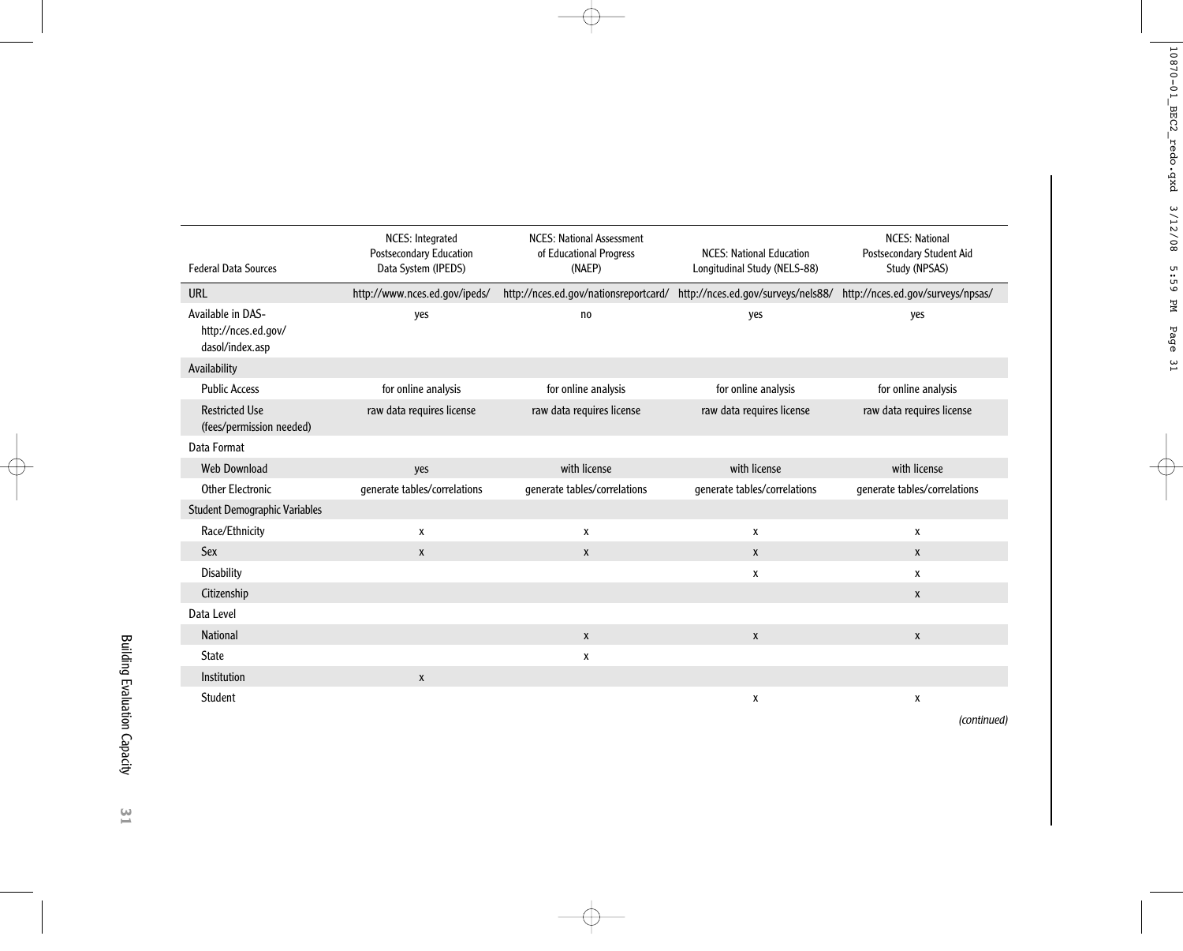| Federal Data Sources | NCES: Integrated Postsecondary Education Data System (IPEDS) | NCES: National Assessment of Educational Progress (NAEP) | NCES: National Education Longitudinal Study (NELS-88) | NCES: National Postsecondary Student Aid Study (NPSAS) |
|---|---|---|---|---|
| URL | http://www.nces.ed.gov/ipeds/ | http://nces.ed.gov/nationsreportcard/ | http://nces.ed.gov/surveys/nels88/ | http://nces.ed.gov/surveys/npsas/ |
| Available in DAS-http://nces.ed.gov/dasol/index.asp | yes | no | yes | yes |
| Availability | | | | |
| Public Access | for online analysis | for online analysis | for online analysis | for online analysis |
| Restricted Use (fees/permission needed) | raw data requires license | raw data requires license | raw data requires license | raw data requires license |
| Data Format | | | | |
| Web Download | yes | with license | with license | with license |
| Other Electronic | generate tables/correlations | generate tables/correlations | generate tables/correlations | generate tables/correlations |
| Student Demographic Variables | | | | |
| Race/Ethnicity | x | x | x | x |
| Sex | x | x | x | x |
| Disability | | | x | x |
| Citizenship | | | | x |
| Data Level | | | | |
| National | | x | x | x |
| State | | x | | |
| Institution | x | | | |
| Student | | | x | x |

*(continued)*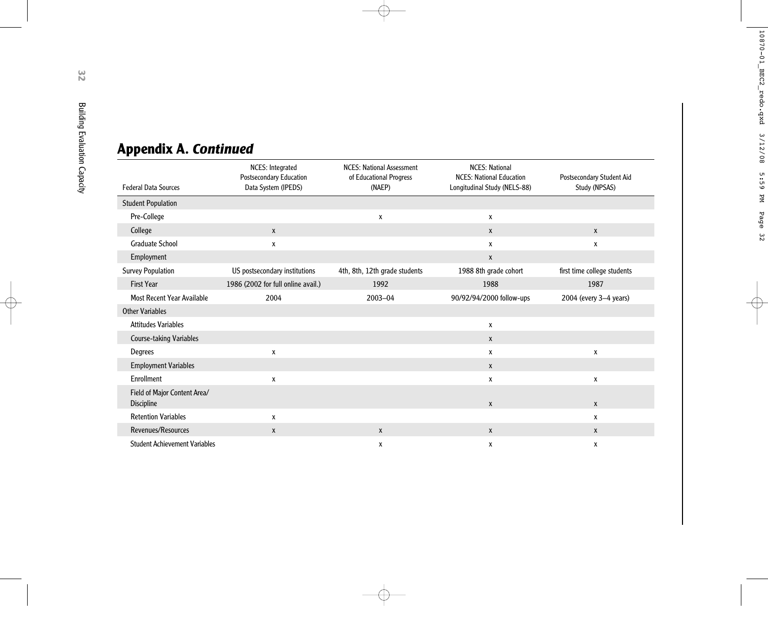## Appendix A. *Continued*

| Federal Data Sources | NCES: Integrated Postsecondary Education Data System (IPEDS) | NCES: National Assessment of Educational Progress (NAEP) | NCES: National NCES: National Education Longitudinal Study (NELS-88) | Postsecondary Student Aid Study (NPSAS) |
|---|---|---|---|---|
| Student Population | | | | |
| Pre-College | | x | x | |
| College | x | | x | x |
| Graduate School | x | | x | x |
| Employment | | | x | |
| Survey Population | US postsecondary institutions | 4th, 8th, 12th grade students | 1988 8th grade cohort | first time college students |
| First Year | 1986 (2002 for full online avail.) | 1992 | 1988 | 1987 |
| Most Recent Year Available | 2004 | 2003–04 | 90/92/94/2000 follow-ups | 2004 (every 3–4 years) |
| Other Variables | | | | |
| Attitudes Variables | | | x | |
| Course-taking Variables | | | x | |
| Degrees | x | | x | x |
| Employment Variables | | | x | |
| Enrollment | x | | x | x |
| Field of Major Content Area/ Discipline | | | x | x |
| Retention Variables | x | | | x |
| Revenues/Resources | x | x | x | x |
| Student Achievement Variables | | x | x | x |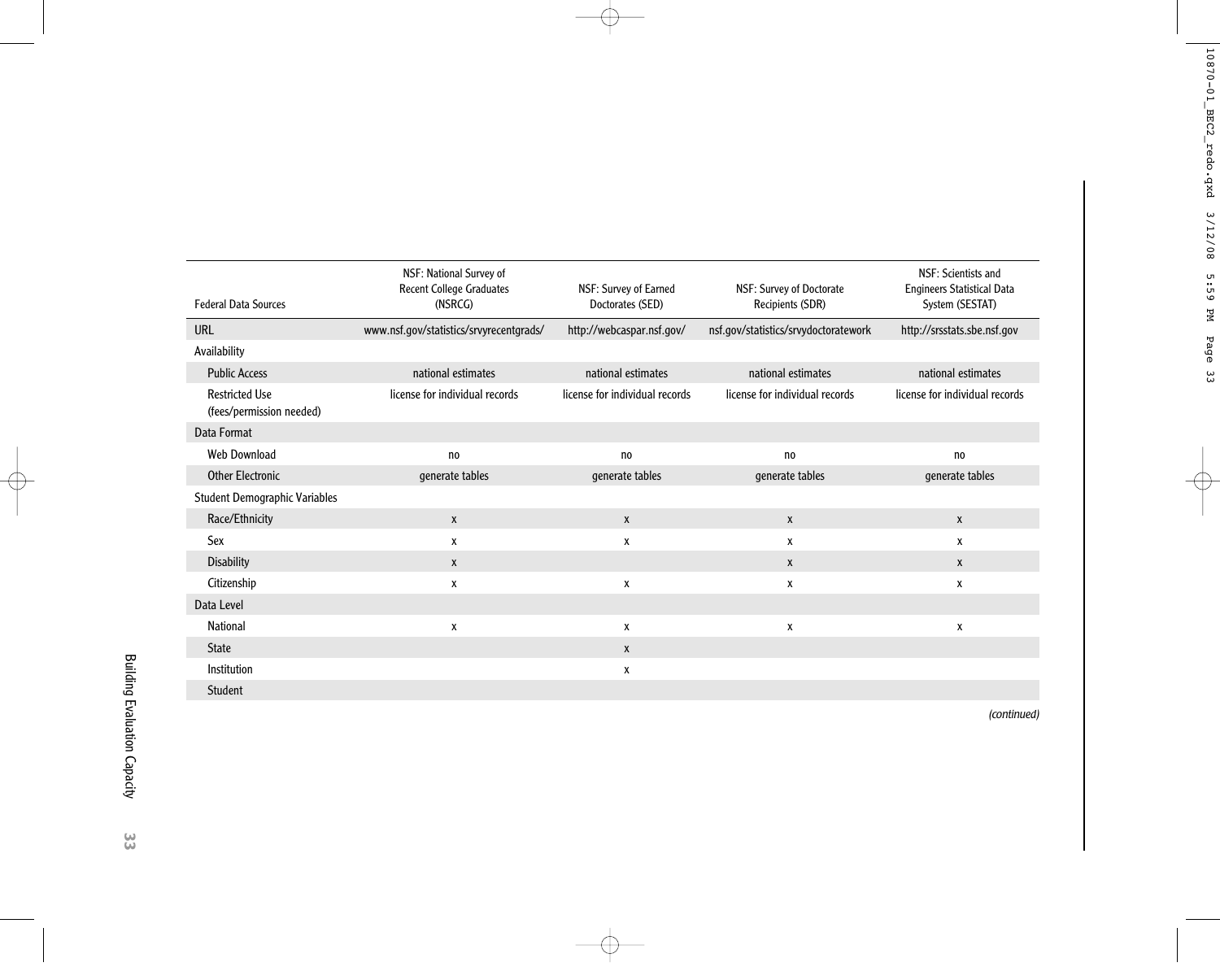| Federal Data Sources | NSF: National Survey of Recent College Graduates (NSRCG) | NSF: Survey of Earned Doctorates (SED) | NSF: Survey of Doctorate Recipients (SDR) | NSF: Scientists and Engineers Statistical Data System (SESTAT) |
|---|---|---|---|---|
| URL | www.nsf.gov/statistics/srvyrecentgrads/ | http://webcaspar.nsf.gov/ | nsf.gov/statistics/srvydoctoratework | http://srsstats.sbe.nsf.gov |
| Availability | | | | |
| Public Access | national estimates | national estimates | national estimates | national estimates |
| Restricted Use (fees/permission needed) | license for individual records | license for individual records | license for individual records | license for individual records |
| Data Format | | | | |
| Web Download | no | no | no | no |
| Other Electronic | generate tables | generate tables | generate tables | generate tables |
| Student Demographic Variables | | | | |
| Race/Ethnicity | x | x | x | x |
| Sex | x | x | x | x |
| Disability | x | | x | x |
| Citizenship | x | x | x | x |
| Data Level | | | | |
| National | x | x | x | x |
| State | | x | | |
| Institution | | x | | |
| Student | | | | |

*(continued)*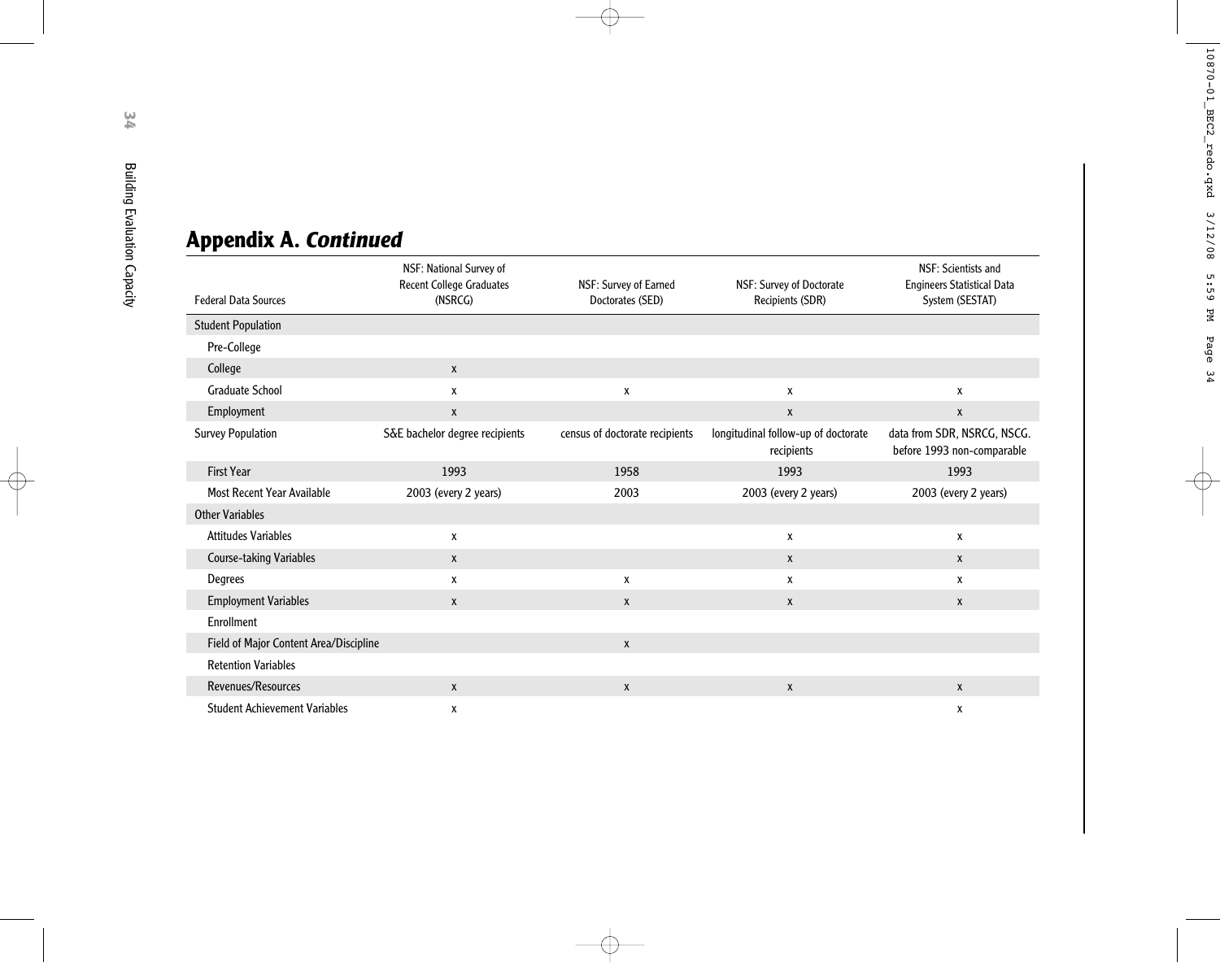## Appendix A. *Continued*

| Federal Data Sources | NSF: National Survey of Recent College Graduates (NSRCG) | NSF: Survey of Earned Doctorates (SED) | NSF: Survey of Doctorate Recipients (SDR) | NSF: Scientists and Engineers Statistical Data System (SESTAT) |
|---|---|---|---|---|
| Student Population | | | | |
| Pre-College | | | | |
| College | x | | | |
| Graduate School | x | x | x | x |
| Employment | x | | x | x |
| Survey Population | S&E bachelor degree recipients | census of doctorate recipients | longitudinal follow-up of doctorate recipients | data from SDR, NSRCG, NSCG. before 1993 non-comparable |
| First Year | 1993 | 1958 | 1993 | 1993 |
| Most Recent Year Available | 2003 (every 2 years) | 2003 | 2003 (every 2 years) | 2003 (every 2 years) |
| Other Variables | | | | |
| Attitudes Variables | x | | x | x |
| Course-taking Variables | x | | x | x |
| Degrees | x | x | x | x |
| Employment Variables | x | x | x | x |
| Enrollment | | | | |
| Field of Major Content Area/Discipline | | x | | |
| Retention Variables | | | | |
| Revenues/Resources | x | x | x | x |
| Student Achievement Variables | x | | | x |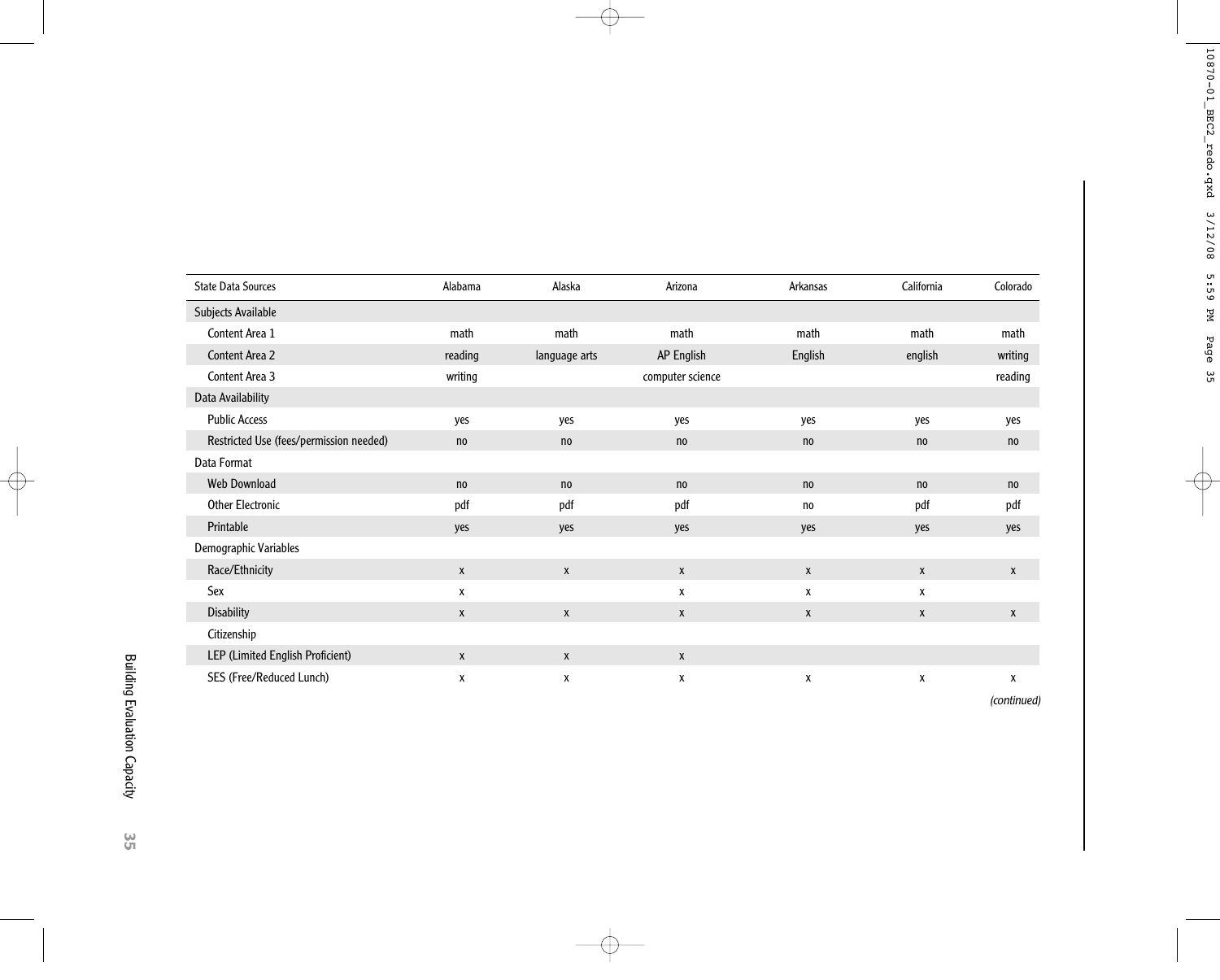| State Data Sources | Alabama | Alaska | Arizona | Arkansas | California | Colorado |
|---|---|---|---|---|---|---|
| Subjects Available | | | | | | |
| Content Area 1 | math | math | math | math | math | math |
| Content Area 2 | reading | language arts | AP English | English | english | writing |
| Content Area 3 | writing | | computer science | | | reading |
| Data Availability | | | | | | |
| Public Access | yes | yes | yes | yes | yes | yes |
| Restricted Use (fees/permission needed) | no | no | no | no | no | no |
| Data Format | | | | | | |
| Web Download | no | no | no | no | no | no |
| Other Electronic | pdf | pdf | pdf | no | pdf | pdf |
| Printable | yes | yes | yes | yes | yes | yes |
| Demographic Variables | | | | | | |
| Race/Ethnicity | x | x | x | x | x | x |
| Sex | x | | x | x | x | |
| Disability | x | x | x | x | x | x |
| Citizenship | | | | | | |
| LEP (Limited English Proficient) | x | x | x | | | |
| SES (Free/Reduced Lunch) | x | x | x | x | x | x |

*(continued)*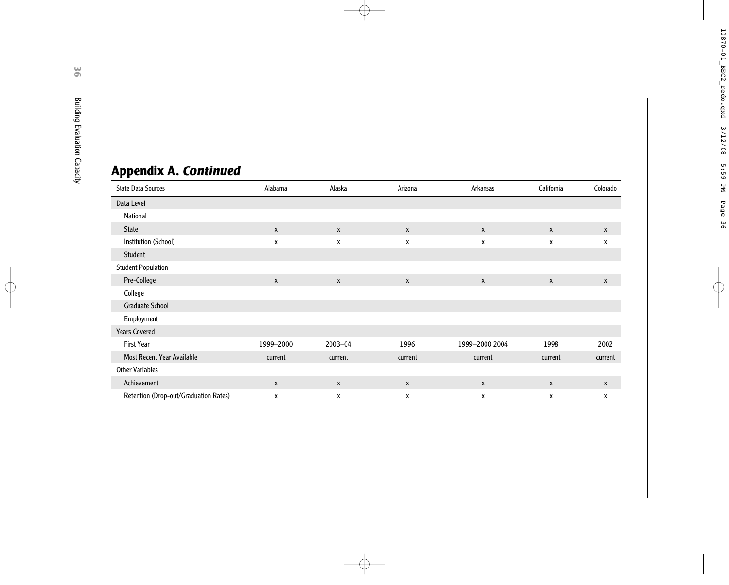## Appendix A. *Continued*

| State Data Sources | Alabama | Alaska | Arizona | Arkansas | California | Colorado |
|---|---|---|---|---|---|---|
| Data Level | | | | | | |
| National | | | | | | |
| State | x | x | x | x | x | x |
| Institution (School) | x | x | x | x | x | x |
| Student | | | | | | |
| Student Population | | | | | | |
| Pre-College | x | x | x | x | x | x |
| College | | | | | | |
| Graduate School | | | | | | |
| Employment | | | | | | |
| Years Covered | | | | | | |
| First Year | 1999–2000 | 2003–04 | 1996 | 1999–2000 2004 | 1998 | 2002 |
| Most Recent Year Available | current | current | current | current | current | current |
| Other Variables | | | | | | |
| Achievement | x | x | x | x | x | x |
| Retention (Drop-out/Graduation Rates) | x | x | x | x | x | x |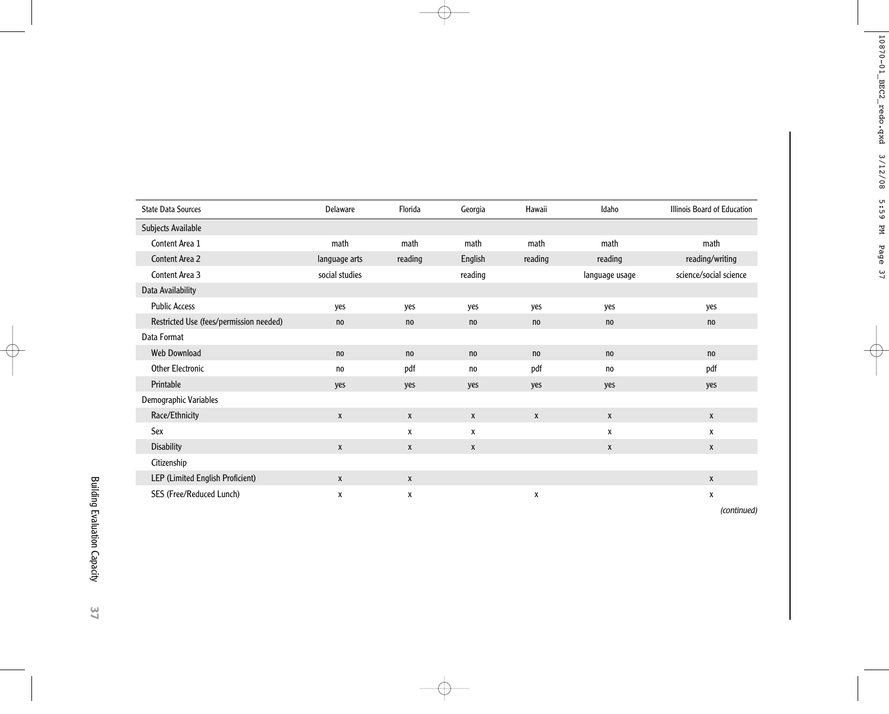| State Data Sources | Delaware | Florida | Georgia | Hawaii | Idaho | Illinois Board of Education |
|---|---|---|---|---|---|---|
| Subjects Available | | | | | | |
| Content Area 1 | math | math | math | math | math | math |
| Content Area 2 | language arts | reading | English | reading | reading | reading/writing |
| Content Area 3 | social studies | | reading | | language usage | science/social science |
| Data Availability | | | | | | |
| Public Access | yes | yes | yes | yes | yes | yes |
| Restricted Use (fees/permission needed) | no | no | no | no | no | no |
| Data Format | | | | | | |
| Web Download | no | no | no | no | no | no |
| Other Electronic | no | pdf | no | pdf | no | pdf |
| Printable | yes | yes | yes | yes | yes | yes |
| Demographic Variables | | | | | | |
| Race/Ethnicity | x | x | x | x | x | x |
| Sex | | x | x | | x | x |
| Disability | x | x | x | | x | x |
| Citizenship | | | | | | |
| LEP (Limited English Proficient) | x | x | | | | x |
| SES (Free/Reduced Lunch) | x | x | | x | | x |

*(continued)*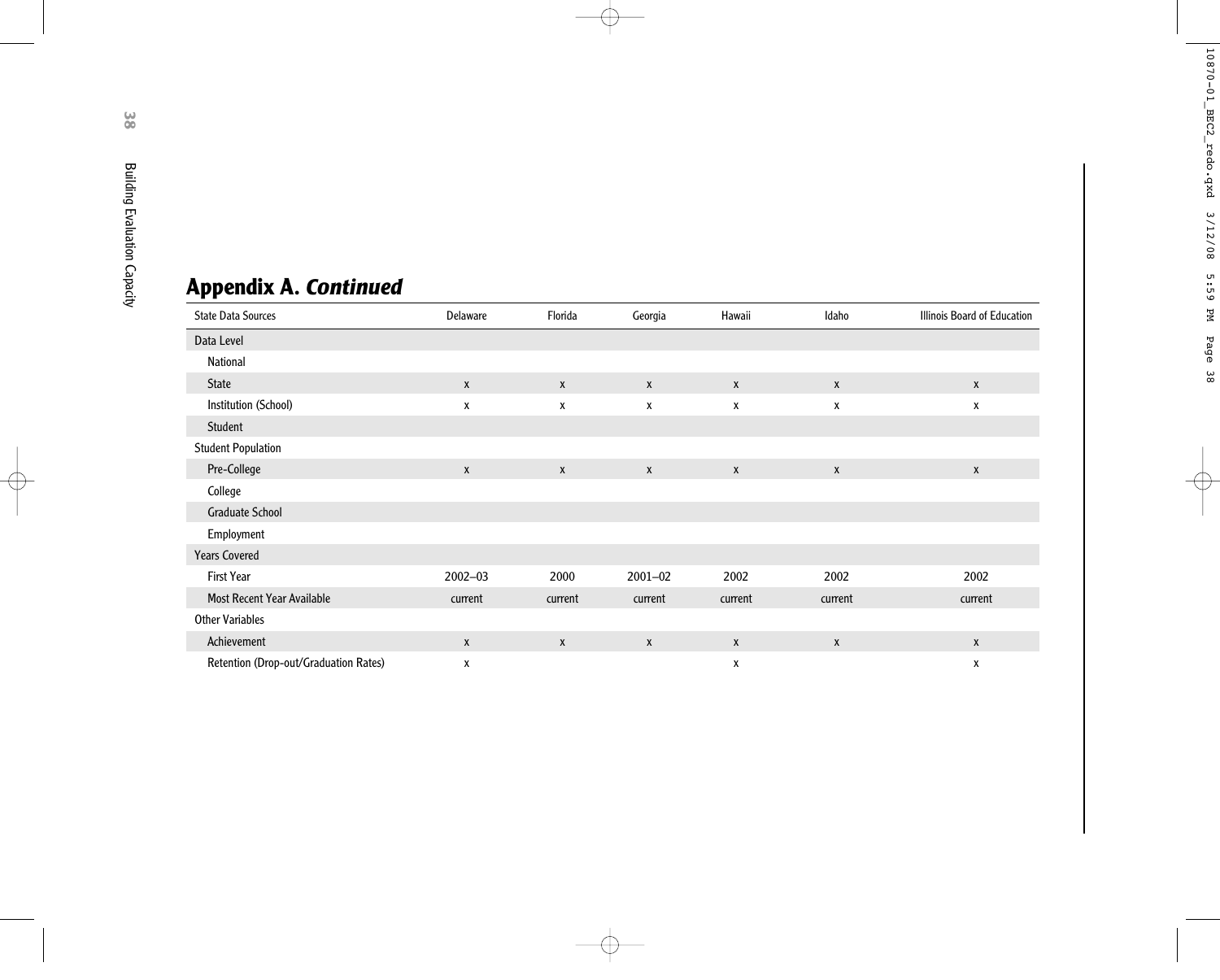## Appendix A. *Continued*

| State Data Sources | Delaware | Florida | Georgia | Hawaii | Idaho | Illinois Board of Education |
|---|---|---|---|---|---|---|
| Data Level | | | | | | |
| National | | | | | | |
| State | x | x | x | x | x | x |
| Institution (School) | x | x | x | x | x | x |
| Student | | | | | | |
| Student Population | | | | | | |
| Pre-College | x | x | x | x | x | x |
| College | | | | | | |
| Graduate School | | | | | | |
| Employment | | | | | | |
| Years Covered | | | | | | |
| First Year | 2002–03 | 2000 | 2001–02 | 2002 | 2002 | 2002 |
| Most Recent Year Available | current | current | current | current | current | current |
| Other Variables | | | | | | |
| Achievement | x | x | x | x | x | x |
| Retention (Drop-out/Graduation Rates) | x | | | x | | x |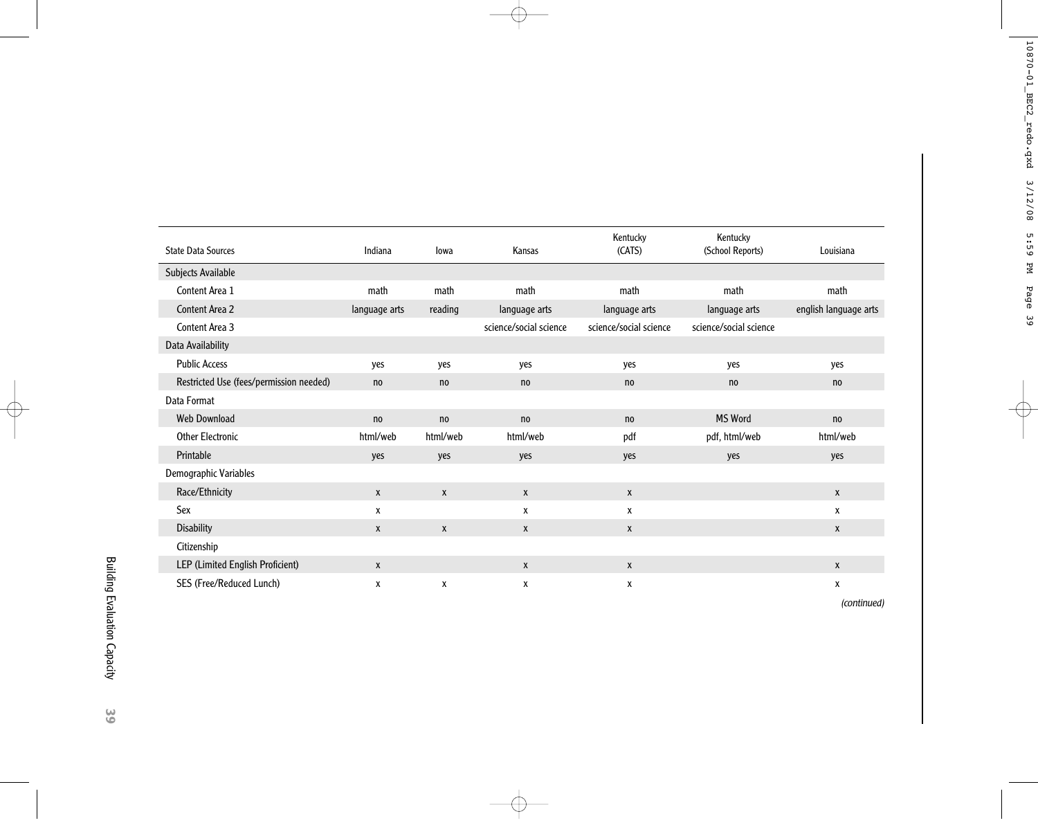| State Data Sources | Indiana | Iowa | Kansas | Kentucky (CATS) | Kentucky (School Reports) | Louisiana |
|---|---|---|---|---|---|---|
| Subjects Available | | | | | | |
| Content Area 1 | math | math | math | math | math | math |
| Content Area 2 | language arts | reading | language arts | language arts | language arts | english language arts |
| Content Area 3 | | | science/social science | science/social science | science/social science | |
| Data Availability | | | | | | |
| Public Access | yes | yes | yes | yes | yes | yes |
| Restricted Use (fees/permission needed) | no | no | no | no | no | no |
| Data Format | | | | | | |
| Web Download | no | no | no | no | MS Word | no |
| Other Electronic | html/web | html/web | html/web | pdf | pdf, html/web | html/web |
| Printable | yes | yes | yes | yes | yes | yes |
| Demographic Variables | | | | | | |
| Race/Ethnicity | x | x | x | x | | x |
| Sex | x | | x | x | | x |
| Disability | x | x | x | x | | x |
| Citizenship | | | | | | |
| LEP (Limited English Proficient) | x | | x | x | | x |
| SES (Free/Reduced Lunch) | x | x | x | x | | x |

*(continued)*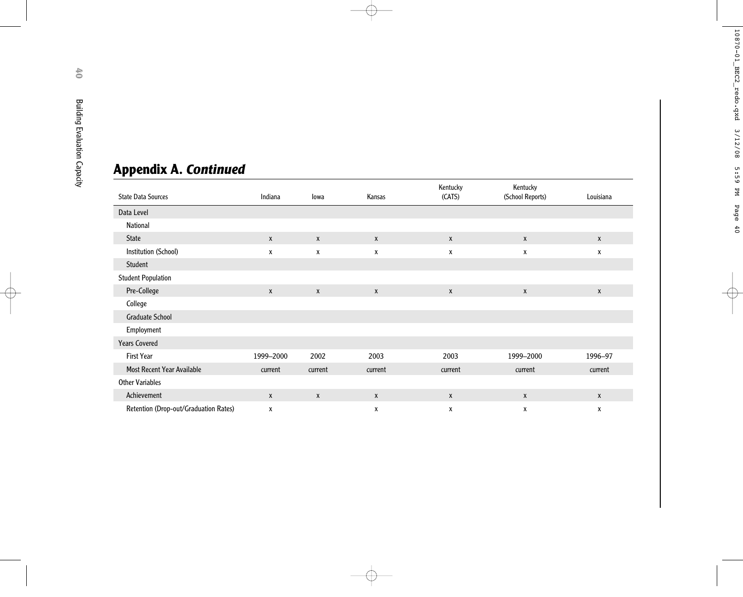## Appendix A. *Continued*

| State Data Sources | Indiana | Iowa | Kansas | Kentucky (CATS) | Kentucky (School Reports) | Louisiana |
|---|---|---|---|---|---|---|
| Data Level | | | | | | |
| National | | | | | | |
| State | x | x | x | x | x | x |
| Institution (School) | x | x | x | x | x | x |
| Student | | | | | | |
| Student Population | | | | | | |
| Pre-College | x | x | x | x | x | x |
| College | | | | | | |
| Graduate School | | | | | | |
| Employment | | | | | | |
| Years Covered | | | | | | |
| First Year | 1999–2000 | 2002 | 2003 | 2003 | 1999–2000 | 1996–97 |
| Most Recent Year Available | current | current | current | current | current | current |
| Other Variables | | | | | | |
| Achievement | x | x | x | x | x | x |
| Retention (Drop-out/Graduation Rates) | x | | x | x | x | x |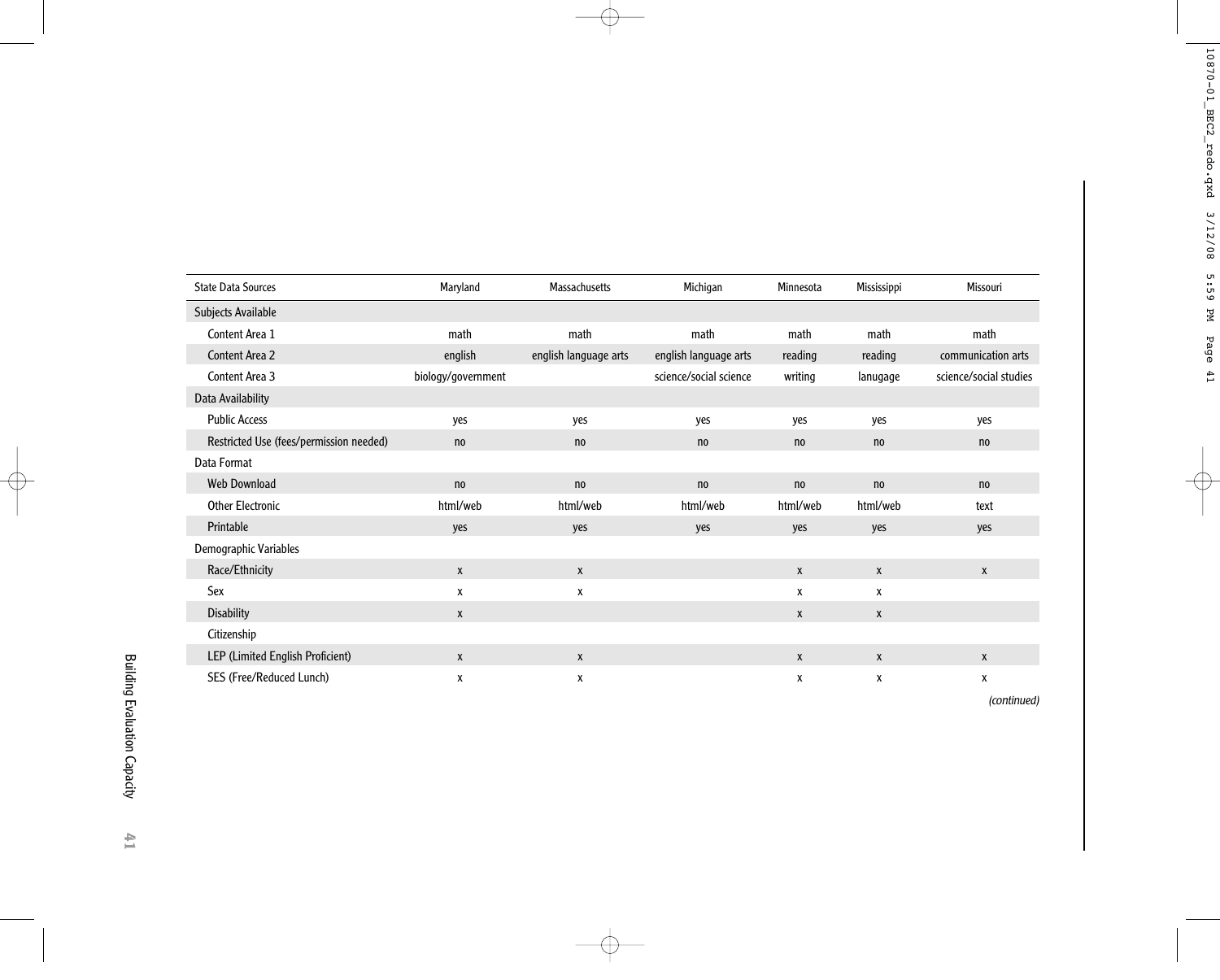| State Data Sources | Maryland | Massachusetts | Michigan | Minnesota | Mississippi | Missouri |
|---|---|---|---|---|---|---|
| Subjects Available | | | | | | |
| Content Area 1 | math | math | math | math | math | math |
| Content Area 2 | english | english language arts | english language arts | reading | reading | communication arts |
| Content Area 3 | biology/government | | science/social science | writing | lanugage | science/social studies |
| Data Availability | | | | | | |
| Public Access | yes | yes | yes | yes | yes | yes |
| Restricted Use (fees/permission needed) | no | no | no | no | no | no |
| Data Format | | | | | | |
| Web Download | no | no | no | no | no | no |
| Other Electronic | html/web | html/web | html/web | html/web | html/web | text |
| Printable | yes | yes | yes | yes | yes | yes |
| Demographic Variables | | | | | | |
| Race/Ethnicity | x | x | | x | x | x |
| Sex | x | x | | x | x | |
| Disability | x | | | x | x | |
| Citizenship | | | | | | |
| LEP (Limited English Proficient) | x | x | | x | x | x |
| SES (Free/Reduced Lunch) | x | x | | x | x | x |

*(continued)*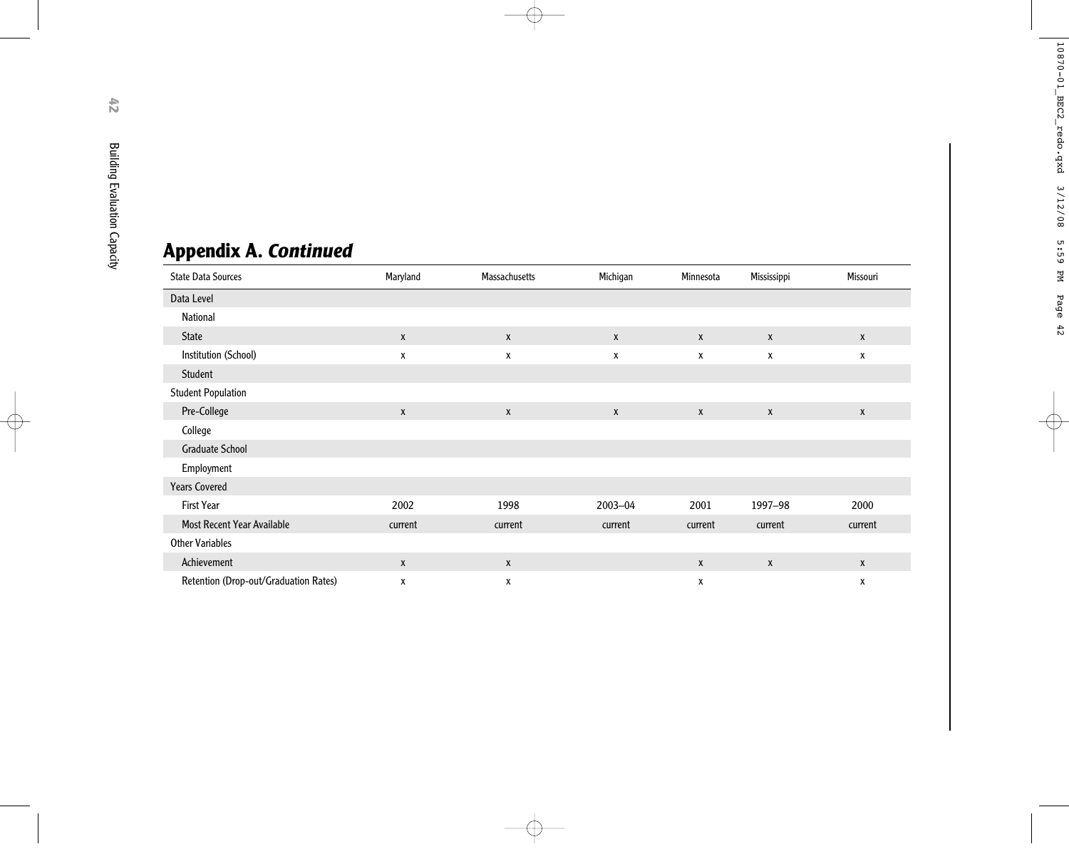## Appendix A. *Continued*

| State Data Sources | Maryland | Massachusetts | Michigan | Minnesota | Mississippi | Missouri |
|---|---|---|---|---|---|---|
| Data Level | | | | | | |
| National | | | | | | |
| State | x | x | x | x | x | x |
| Institution (School) | x | x | x | x | x | x |
| Student | | | | | | |
| Student Population | | | | | | |
| Pre-College | x | x | x | x | x | x |
| College | | | | | | |
| Graduate School | | | | | | |
| Employment | | | | | | |
| Years Covered | | | | | | |
| First Year | 2002 | 1998 | 2003–04 | 2001 | 1997–98 | 2000 |
| Most Recent Year Available | current | current | current | current | current | current |
| Other Variables | | | | | | |
| Achievement | x | x | | x | x | x |
| Retention (Drop-out/Graduation Rates) | x | x | | x | | x |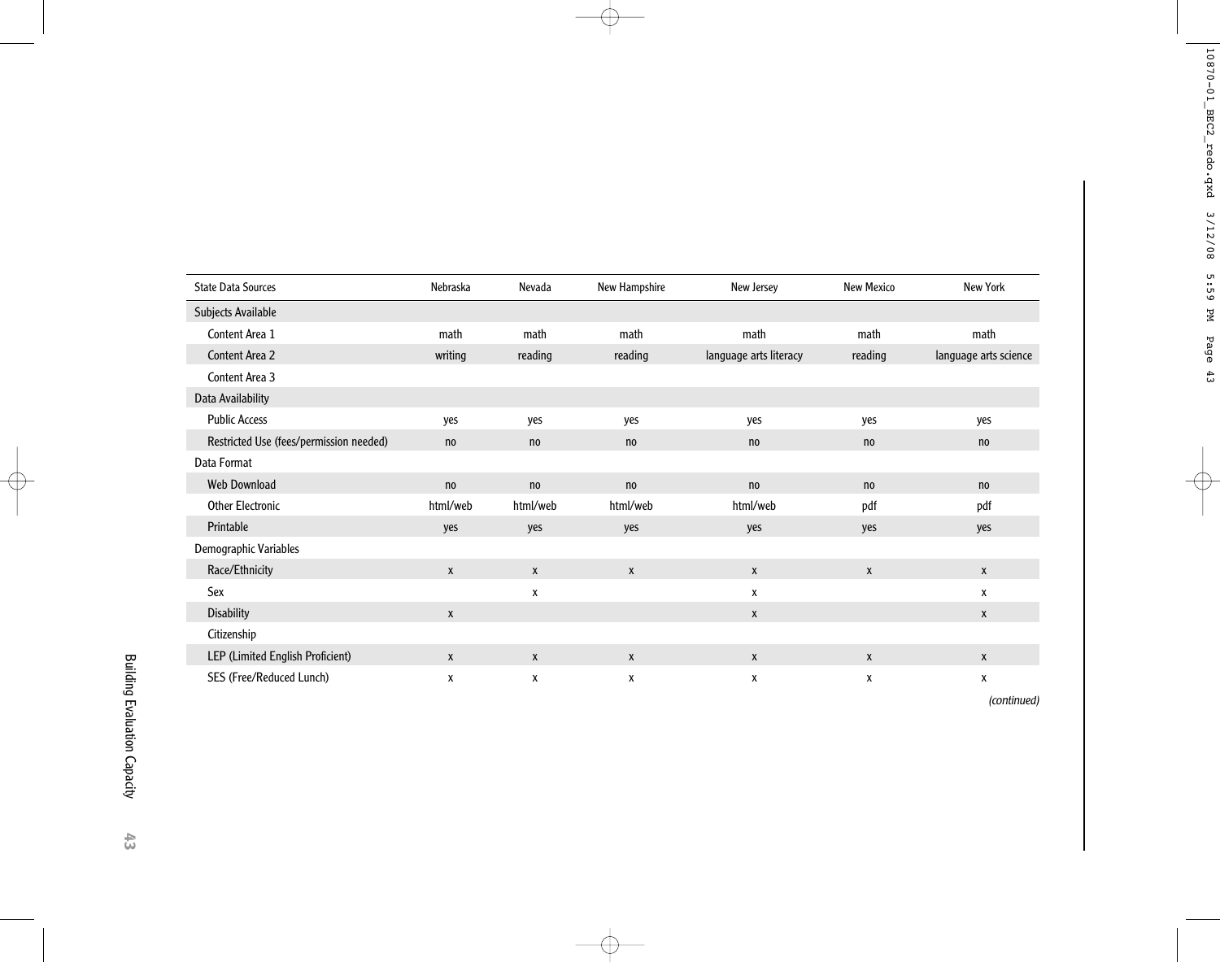| State Data Sources | Nebraska | Nevada | New Hampshire | New Jersey | New Mexico | New York |
|---|---|---|---|---|---|---|
| Subjects Available | | | | | | |
| Content Area 1 | math | math | math | math | math | math |
| Content Area 2 | writing | reading | reading | language arts literacy | reading | language arts science |
| Content Area 3 | | | | | | |
| Data Availability | | | | | | |
| Public Access | yes | yes | yes | yes | yes | yes |
| Restricted Use (fees/permission needed) | no | no | no | no | no | no |
| Data Format | | | | | | |
| Web Download | no | no | no | no | no | no |
| Other Electronic | html/web | html/web | html/web | html/web | pdf | pdf |
| Printable | yes | yes | yes | yes | yes | yes |
| Demographic Variables | | | | | | |
| Race/Ethnicity | x | x | x | x | x | x |
| Sex | | x | | x | | x |
| Disability | x | | | x | | x |
| Citizenship | | | | | | |
| LEP (Limited English Proficient) | x | x | x | x | x | x |
| SES (Free/Reduced Lunch) | x | x | x | x | x | x |

*(continued)*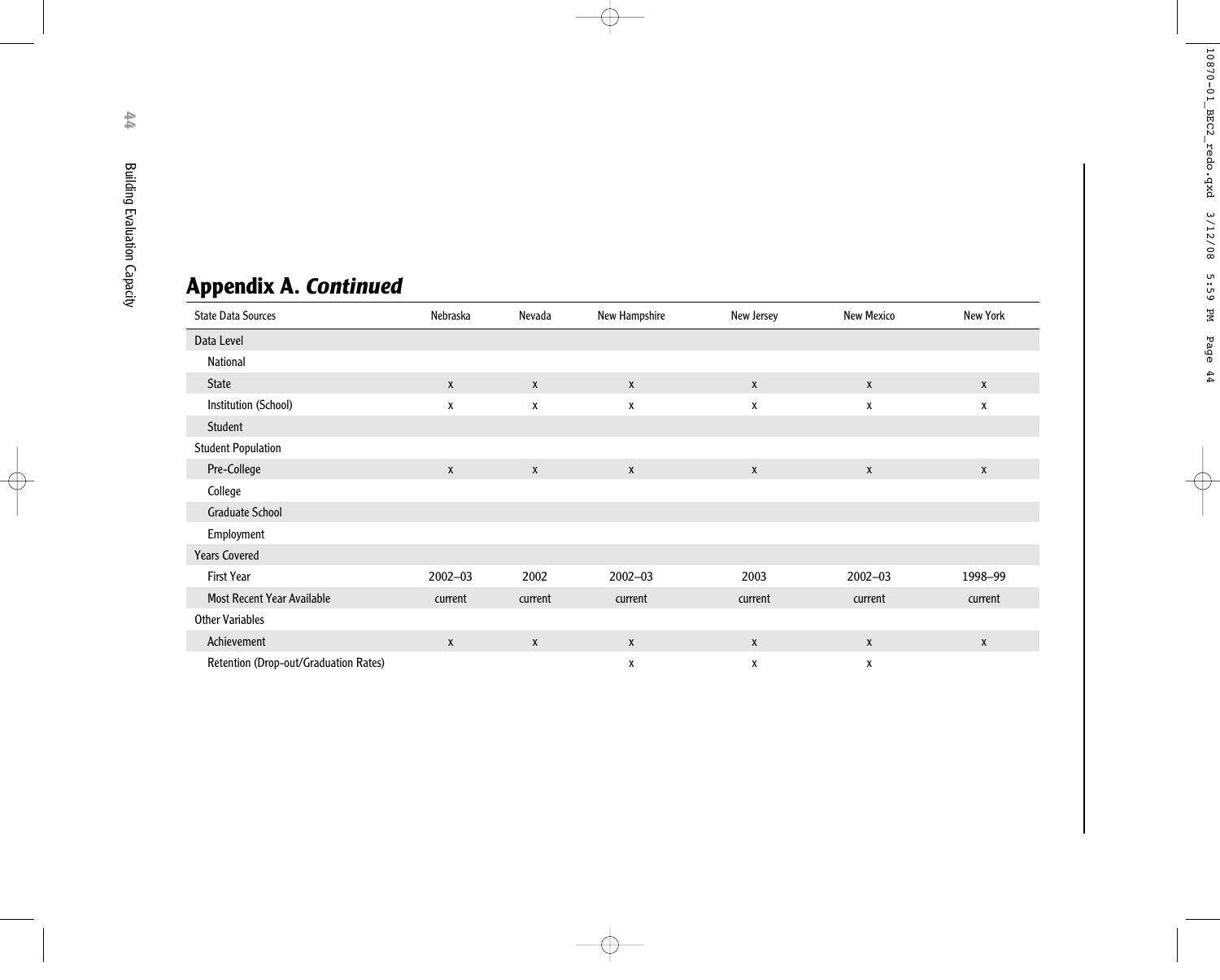## Appendix A. *Continued*

| State Data Sources | Nebraska | Nevada | New Hampshire | New Jersey | New Mexico | New York |
|---|---|---|---|---|---|---|
| Data Level | | | | | | |
| National | | | | | | |
| State | x | x | x | x | x | x |
| Institution (School) | x | x | x | x | x | x |
| Student | | | | | | |
| Student Population | | | | | | |
| Pre-College | x | x | x | x | x | x |
| College | | | | | | |
| Graduate School | | | | | | |
| Employment | | | | | | |
| Years Covered | | | | | | |
| First Year | 2002–03 | 2002 | 2002–03 | 2003 | 2002–03 | 1998–99 |
| Most Recent Year Available | current | current | current | current | current | current |
| Other Variables | | | | | | |
| Achievement | x | x | x | x | x | x |
| Retention (Drop-out/Graduation Rates) | | | x | x | x | |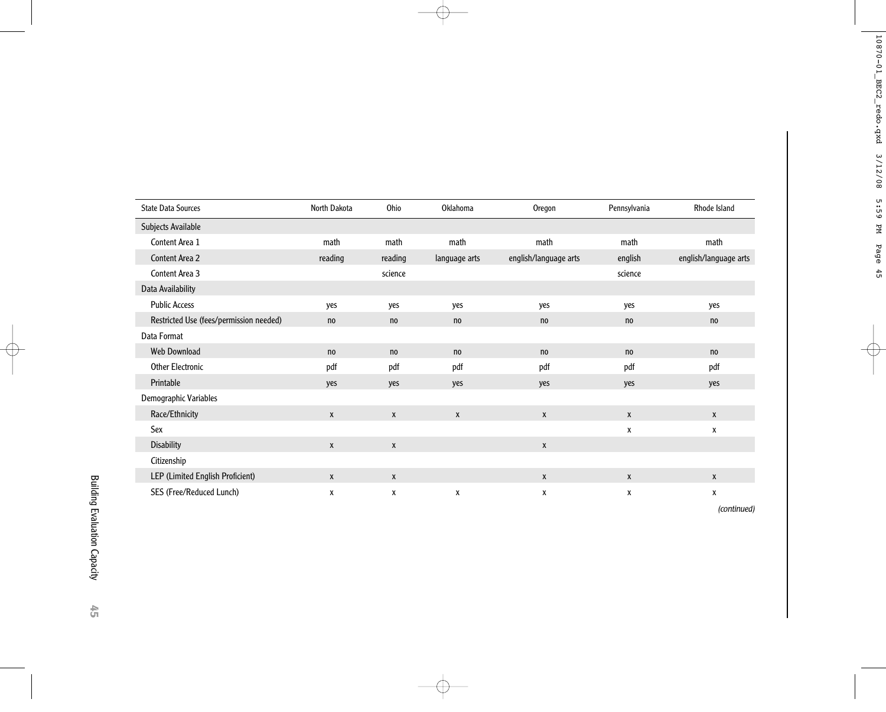| State Data Sources | North Dakota | Ohio | Oklahoma | Oregon | Pennsylvania | Rhode Island |
|---|---|---|---|---|---|---|
| Subjects Available | | | | | | |
| Content Area 1 | math | math | math | math | math | math |
| Content Area 2 | reading | reading | language arts | english/language arts | english | english/language arts |
| Content Area 3 | | science | | | science | |
| Data Availability | | | | | | |
| Public Access | yes | yes | yes | yes | yes | yes |
| Restricted Use (fees/permission needed) | no | no | no | no | no | no |
| Data Format | | | | | | |
| Web Download | no | no | no | no | no | no |
| Other Electronic | pdf | pdf | pdf | pdf | pdf | pdf |
| Printable | yes | yes | yes | yes | yes | yes |
| Demographic Variables | | | | | | |
| Race/Ethnicity | x | x | x | x | x | x |
| Sex | | | | | x | x |
| Disability | x | x | | x | | |
| Citizenship | | | | | | |
| LEP (Limited English Proficient) | x | x | | x | x | x |
| SES (Free/Reduced Lunch) | x | x | x | x | x | x |

*(continued)*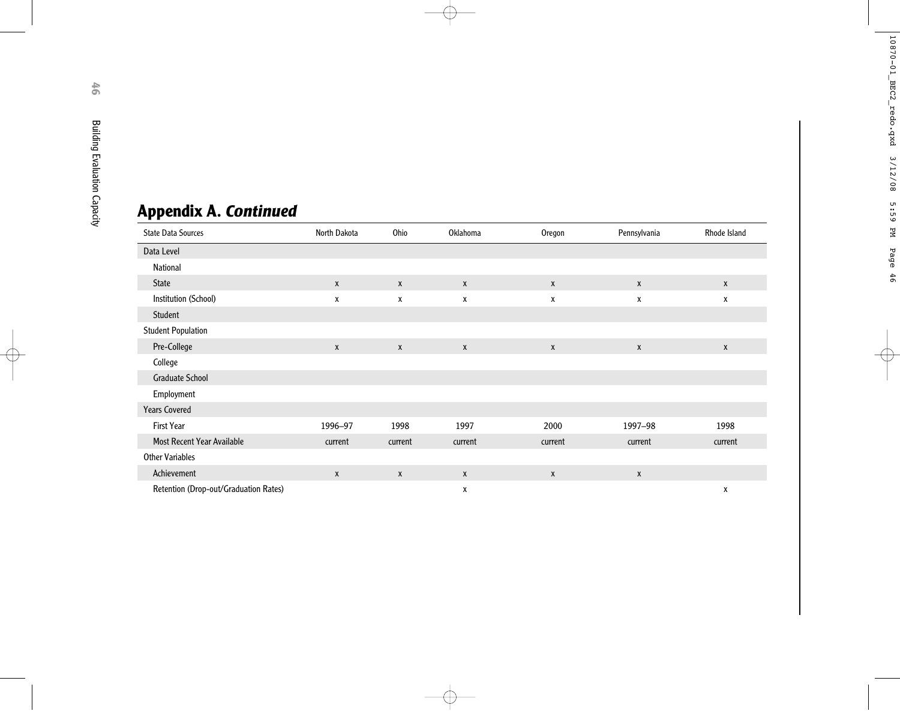## Appendix A. *Continued*

| State Data Sources | North Dakota | Ohio | Oklahoma | Oregon | Pennsylvania | Rhode Island |
|---|---|---|---|---|---|---|
| Data Level | | | | | | |
| National | | | | | | |
| State | x | x | x | x | x | x |
| Institution (School) | x | x | x | x | x | x |
| Student | | | | | | |
| Student Population | | | | | | |
| Pre-College | x | x | x | x | x | x |
| College | | | | | | |
| Graduate School | | | | | | |
| Employment | | | | | | |
| Years Covered | | | | | | |
| First Year | 1996–97 | 1998 | 1997 | 2000 | 1997–98 | 1998 |
| Most Recent Year Available | current | current | current | current | current | current |
| Other Variables | | | | | | |
| Achievement | x | x | x | x | x | |
| Retention (Drop-out/Graduation Rates) | | | x | | | x |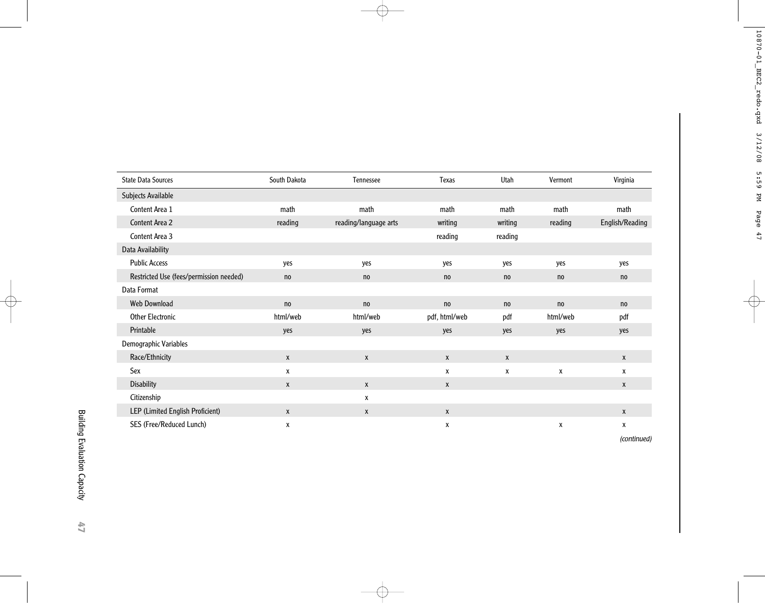| State Data Sources | South Dakota | Tennessee | Texas | Utah | Vermont | Virginia |
|---|---|---|---|---|---|---|
| Subjects Available | | | | | | |
| Content Area 1 | math | math | math | math | math | math |
| Content Area 2 | reading | reading/language arts | writing | writing | reading | English/Reading |
| Content Area 3 | | | reading | reading | | |
| Data Availability | | | | | | |
| Public Access | yes | yes | yes | yes | yes | yes |
| Restricted Use (fees/permission needed) | no | no | no | no | no | no |
| Data Format | | | | | | |
| Web Download | no | no | no | no | no | no |
| Other Electronic | html/web | html/web | pdf, html/web | pdf | html/web | pdf |
| Printable | yes | yes | yes | yes | yes | yes |
| Demographic Variables | | | | | | |
| Race/Ethnicity | x | x | x | x | | x |
| Sex | x | | x | x | x | x |
| Disability | x | x | x | | | x |
| Citizenship | | x | | | | |
| LEP (Limited English Proficient) | x | x | x | | | x |
| SES (Free/Reduced Lunch) | x | | x | | x | x |

*(continued)*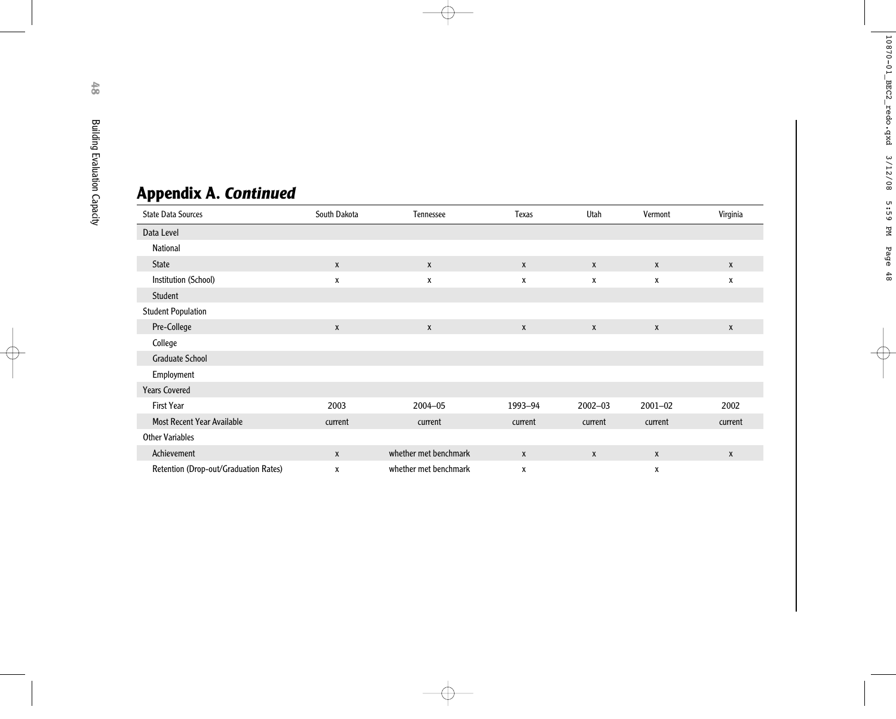## Appendix A. *Continued*

| State Data Sources | South Dakota | Tennessee | Texas | Utah | Vermont | Virginia |
|---|---|---|---|---|---|---|
| Data Level | | | | | | |
| National | | | | | | |
| State | x | x | x | x | x | x |
| Institution (School) | x | x | x | x | x | x |
| Student | | | | | | |
| Student Population | | | | | | |
| Pre-College | x | x | x | x | x | x |
| College | | | | | | |
| Graduate School | | | | | | |
| Employment | | | | | | |
| Years Covered | | | | | | |
| First Year | 2003 | 2004–05 | 1993–94 | 2002–03 | 2001–02 | 2002 |
| Most Recent Year Available | current | current | current | current | current | current |
| Other Variables | | | | | | |
| Achievement | x | whether met benchmark | x | x | x | x |
| Retention (Drop-out/Graduation Rates) | x | whether met benchmark | x | | x | |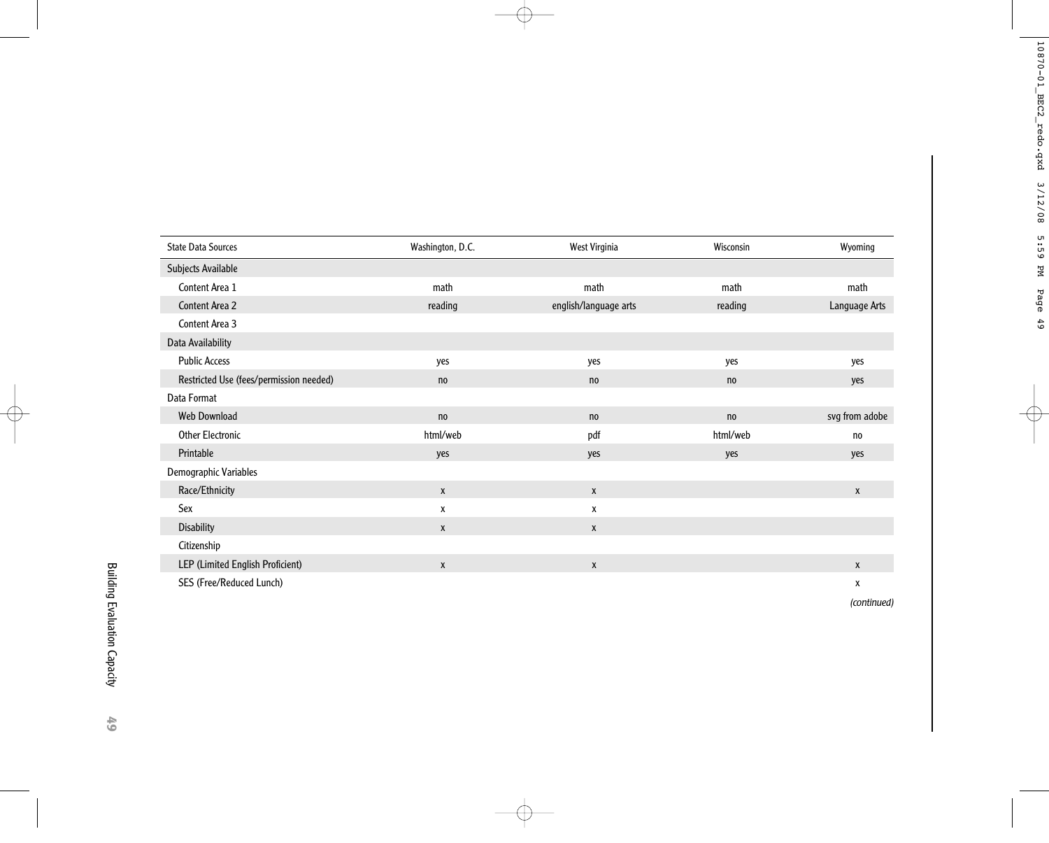| State Data Sources | Washington, D.C. | West Virginia | Wisconsin | Wyoming |
|---|---|---|---|---|
| Subjects Available | | | | |
| Content Area 1 | math | math | math | math |
| Content Area 2 | reading | english/language arts | reading | Language Arts |
| Content Area 3 | | | | |
| Data Availability | | | | |
| Public Access | yes | yes | yes | yes |
| Restricted Use (fees/permission needed) | no | no | no | yes |
| Data Format | | | | |
| Web Download | no | no | no | svg from adobe |
| Other Electronic | html/web | pdf | html/web | no |
| Printable | yes | yes | yes | yes |
| Demographic Variables | | | | |
| Race/Ethnicity | x | x | | x |
| Sex | x | x | | |
| Disability | x | x | | |
| Citizenship | | | | |
| LEP (Limited English Proficient) | x | x | | x |
| SES (Free/Reduced Lunch) | | | | x |

*(continued)*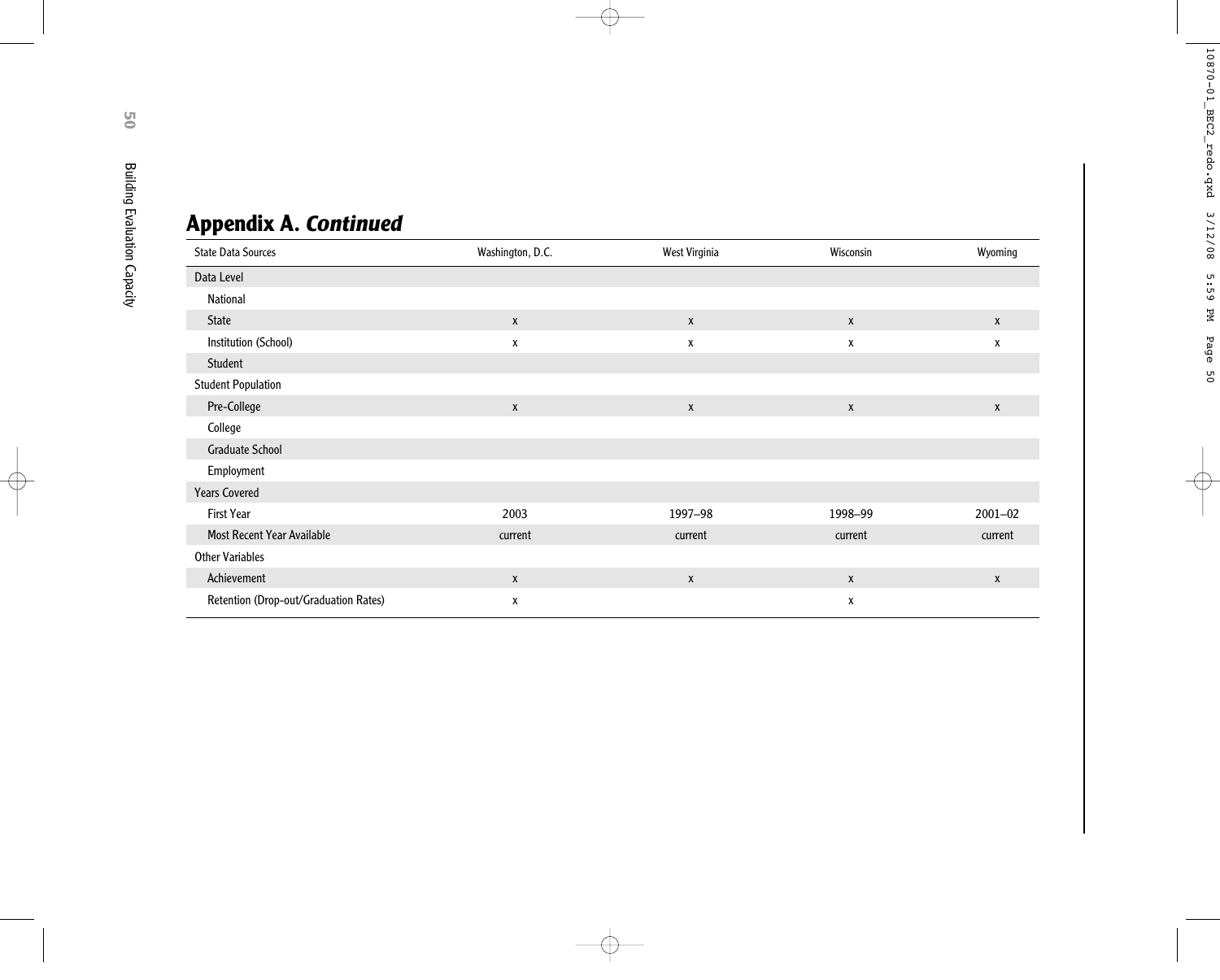## Appendix A. *Continued*

| State Data Sources | Washington, D.C. | West Virginia | Wisconsin | Wyoming |
|---|---|---|---|---|
| Data Level | | | | |
| National | | | | |
| State | x | x | x | x |
| Institution (School) | x | x | x | x |
| Student | | | | |
| Student Population | | | | |
| Pre-College | x | x | x | x |
| College | | | | |
| Graduate School | | | | |
| Employment | | | | |
| Years Covered | | | | |
| First Year | 2003 | 1997–98 | 1998–99 | 2001–02 |
| Most Recent Year Available | current | current | current | current |
| Other Variables | | | | |
| Achievement | x | x | x | x |
| Retention (Drop-out/Graduation Rates) | x | | x | |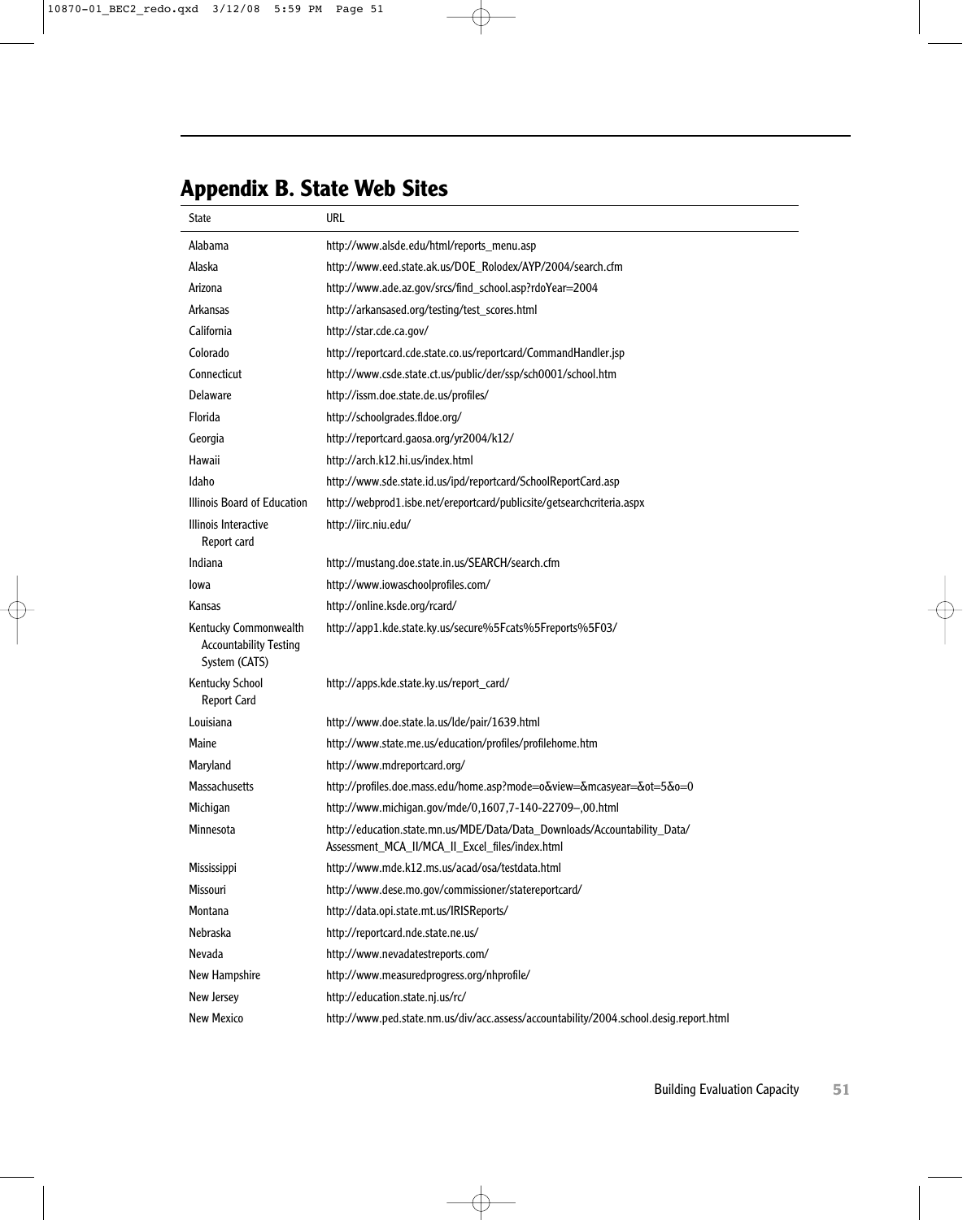## Appendix B. State Web Sites

| State | URL |
|---|---|
| Alabama | http://www.alsde.edu/html/reports_menu.asp |
| Alaska | http://www.eed.state.ak.us/DOE_Rolodex/AYP/2004/search.cfm |
| Arizona | http://www.ade.az.gov/srcs/find_school.asp?rdoYear=2004 |
| Arkansas | http://arkansased.org/testing/test_scores.html |
| California | http://star.cde.ca.gov/ |
| Colorado | http://reportcard.cde.state.co.us/reportcard/CommandHandler.jsp |
| Connecticut | http://www.csde.state.ct.us/public/der/ssp/sch0001/school.htm |
| Delaware | http://issm.doe.state.de.us/profiles/ |
| Florida | http://schoolgrades.fldoe.org/ |
| Georgia | http://reportcard.gaosa.org/yr2004/k12/ |
| Hawaii | http://arch.k12.hi.us/index.html |
| Idaho | http://www.sde.state.id.us/ipd/reportcard/SchoolReportCard.asp |
| Illinois Board of Education | http://webprod1.isbe.net/ereportcard/publicsite/getsearchcriteria.aspx |
| Illinois Interactive Report card | http://iirc.niu.edu/ |
| Indiana | http://mustang.doe.state.in.us/SEARCH/search.cfm |
| Iowa | http://www.iowaschoolprofiles.com/ |
| Kansas | http://online.ksde.org/rcard/ |
| Kentucky Commonwealth Accountability Testing System (CATS) | http://app1.kde.state.ky.us/secure%5Fcats%5Freports%5F03/ |
| Kentucky School Report Card | http://apps.kde.state.ky.us/report_card/ |
| Louisiana | http://www.doe.state.la.us/lde/pair/1639.html |
| Maine | http://www.state.me.us/education/profiles/profilehome.htm |
| Maryland | http://www.mdreportcard.org/ |
| Massachusetts | http://profiles.doe.mass.edu/home.asp?mode=o&view=&mcasyear=&ot=5&o=0 |
| Michigan | http://www.michigan.gov/mde/0,1607,7-140-22709--,00.html |
| Minnesota | http://education.state.mn.us/MDE/Data/Data_Downloads/Accountability_Data/Assessment_MCA_II/MCA_II_Excel_files/index.html |
| Mississippi | http://www.mde.k12.ms.us/acad/osa/testdata.html |
| Missouri | http://www.dese.mo.gov/commissioner/statereportcard/ |
| Montana | http://data.opi.state.mt.us/IRISReports/ |
| Nebraska | http://reportcard.nde.state.ne.us/ |
| Nevada | http://www.nevadatestreports.com/ |
| New Hampshire | http://www.measuredprogress.org/nhprofile/ |
| New Jersey | http://education.state.nj.us/rc/ |
| New Mexico | http://www.ped.state.nm.us/div/acc.assess/accountability/2004.school.desig.report.html |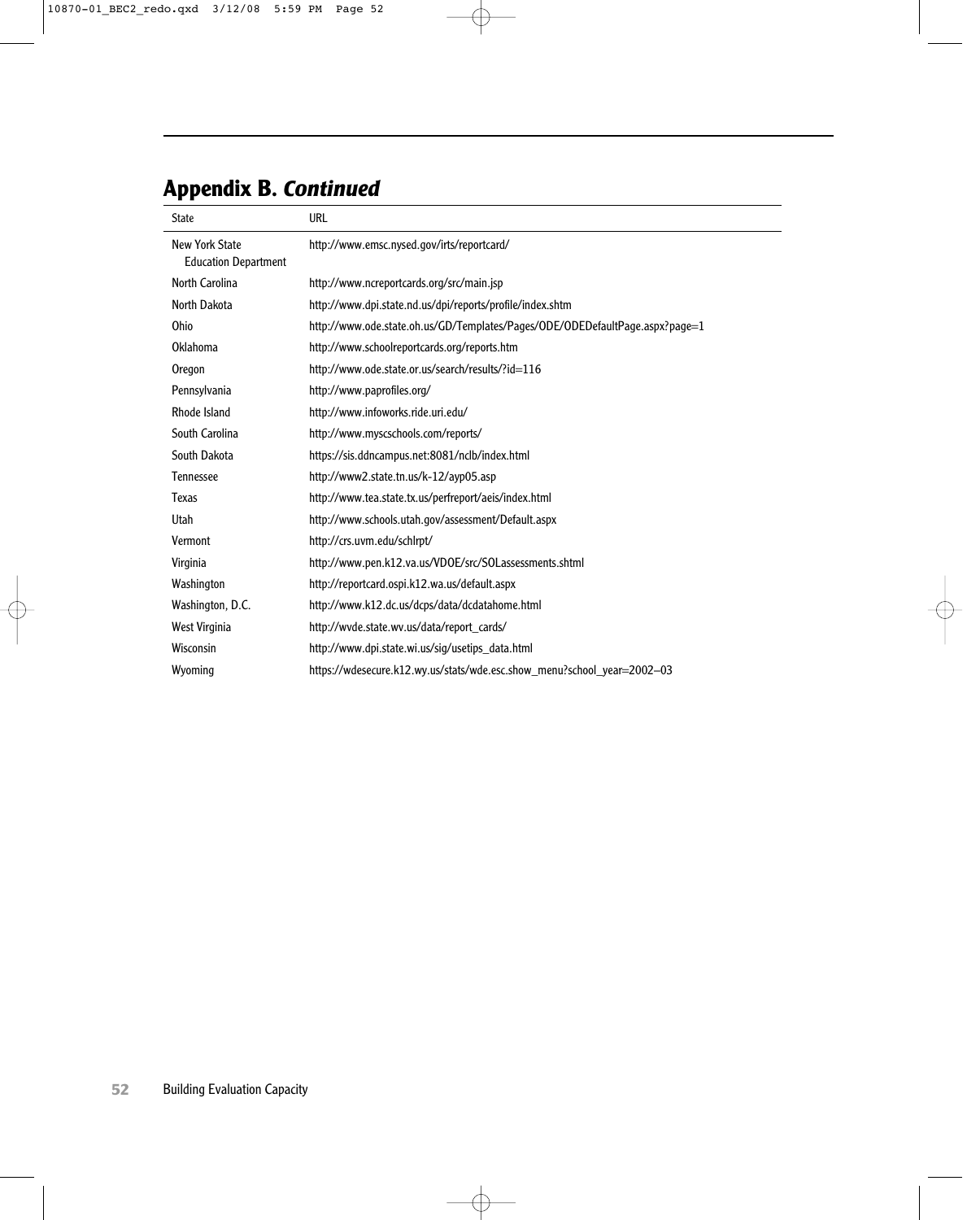## Appendix B. *Continued*

| State | URL |
|---|---|
| New York State Education Department | http://www.emsc.nysed.gov/irts/reportcard/ |
| North Carolina | http://www.ncreportcards.org/src/main.jsp |
| North Dakota | http://www.dpi.state.nd.us/dpi/reports/profile/index.shtm |
| Ohio | http://www.ode.state.oh.us/GD/Templates/Pages/ODE/ODEDefaultPage.aspx?page=1 |
| Oklahoma | http://www.schoolreportcards.org/reports.htm |
| Oregon | http://www.ode.state.or.us/search/results/?id=116 |
| Pennsylvania | http://www.paprofiles.org/ |
| Rhode Island | http://www.infoworks.ride.uri.edu/ |
| South Carolina | http://www.myscschools.com/reports/ |
| South Dakota | https://sis.ddncampus.net:8081/nclb/index.html |
| Tennessee | http://www2.state.tn.us/k-12/ayp05.asp |
| Texas | http://www.tea.state.tx.us/perfreport/aeis/index.html |
| Utah | http://www.schools.utah.gov/assessment/Default.aspx |
| Vermont | http://crs.uvm.edu/schlrpt/ |
| Virginia | http://www.pen.k12.va.us/VDOE/src/SOLassessments.shtml |
| Washington | http://reportcard.ospi.k12.wa.us/default.aspx |
| Washington, D.C. | http://www.k12.dc.us/dcps/data/dcdatahome.html |
| West Virginia | http://wvde.state.wv.us/data/report_cards/ |
| Wisconsin | http://www.dpi.state.wi.us/sig/usetips_data.html |
| Wyoming | https://wdesecure.k12.wy.us/stats/wde.esc.show_menu?school_year=2002–03 |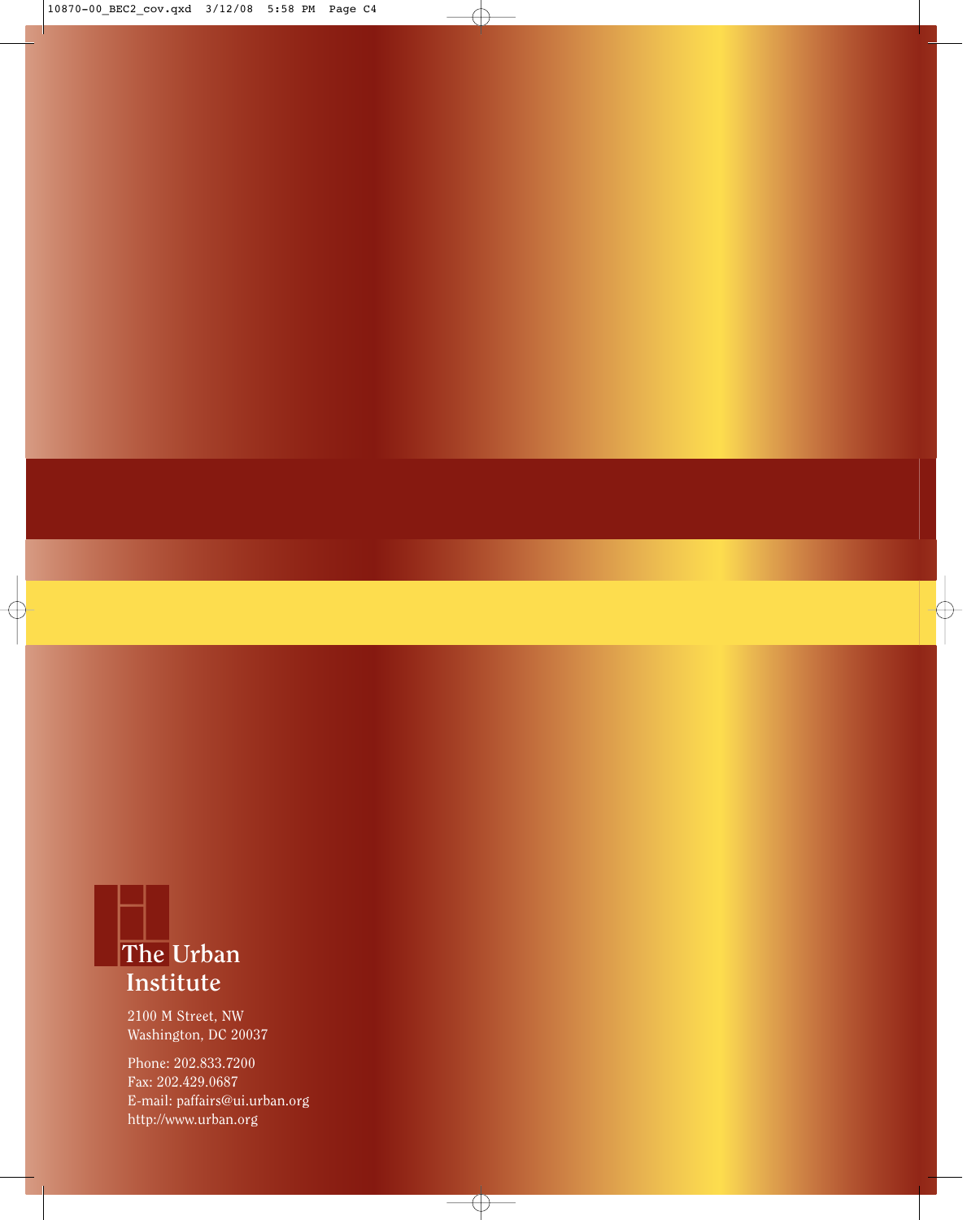**The Urban Institute**

2100 M Street, NW
Washington, DC 20037

Phone: 202.833.7200
Fax: 202.429.0687
E-mail: paffairs@ui.urban.org
http://www.urban.org